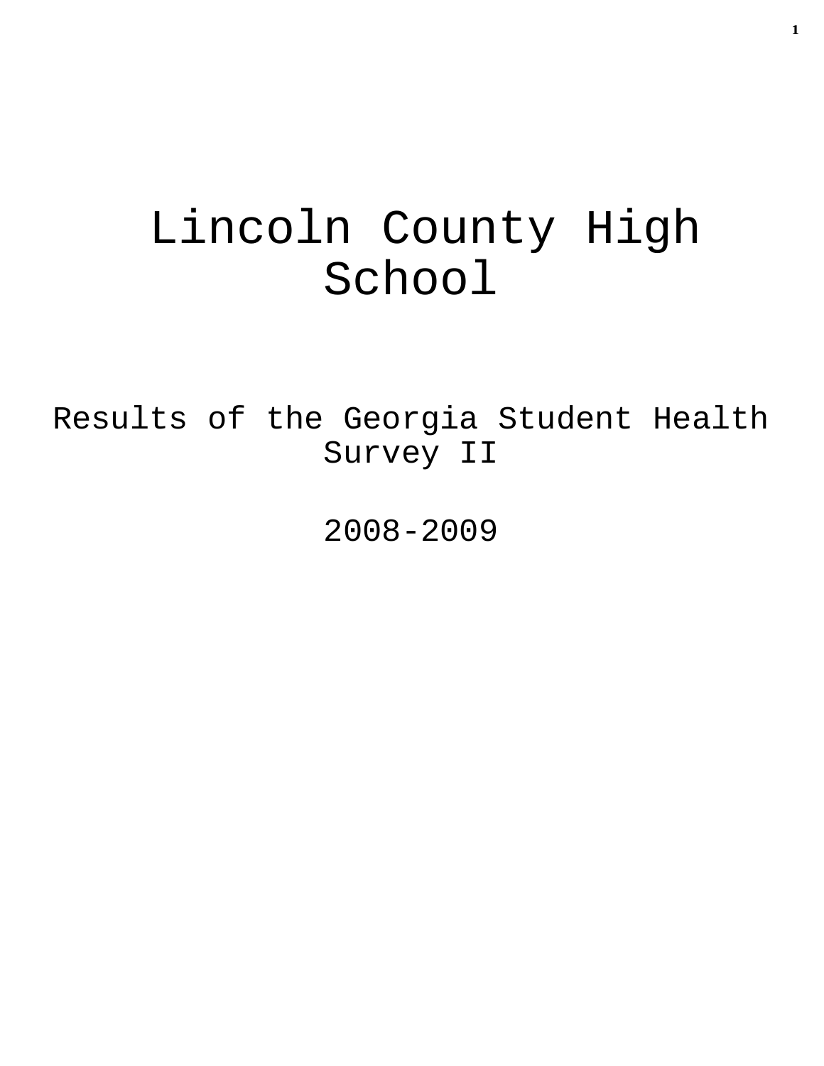# Lincoln County High School

## Results of the Georgia Student Health Survey II

## 2008-2009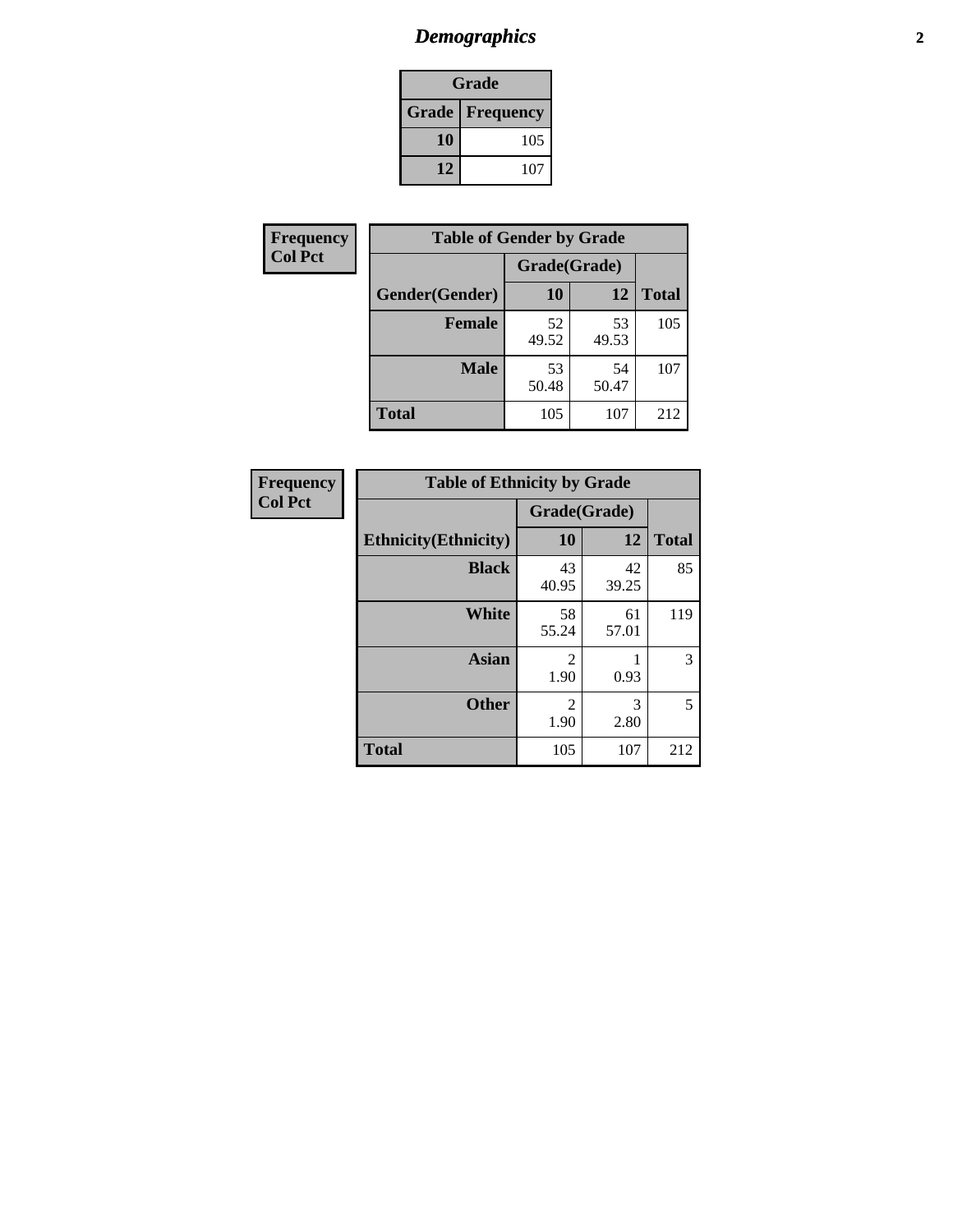## *Demographics*

| Grade | |
|---|---|
| **Grade** | **Frequency** |
| **10** | 105 |
| **12** | 107 |

**Frequency**
**Col Pct**

| Table of Gender by Grade | | | |
|---|---|---|---|
| | Grade(Grade) | | |
| **Gender(Gender)** | **10** | **12** | **Total** |
| **Female** | 52<br>49.52 | 53<br>49.53 | 105 |
| **Male** | 53<br>50.48 | 54<br>50.47 | 107 |
| **Total** | 105 | 107 | 212 |

**Frequency**
**Col Pct**

| Table of Ethnicity by Grade | | | |
|---|---|---|---|
| | Grade(Grade) | | |
| **Ethnicity(Ethnicity)** | **10** | **12** | **Total** |
| **Black** | 43<br>40.95 | 42<br>39.25 | 85 |
| **White** | 58<br>55.24 | 61<br>57.01 | 119 |
| **Asian** | 2<br>1.90 | 1<br>0.93 | 3 |
| **Other** | 2<br>1.90 | 3<br>2.80 | 5 |
| **Total** | 105 | 107 | 212 |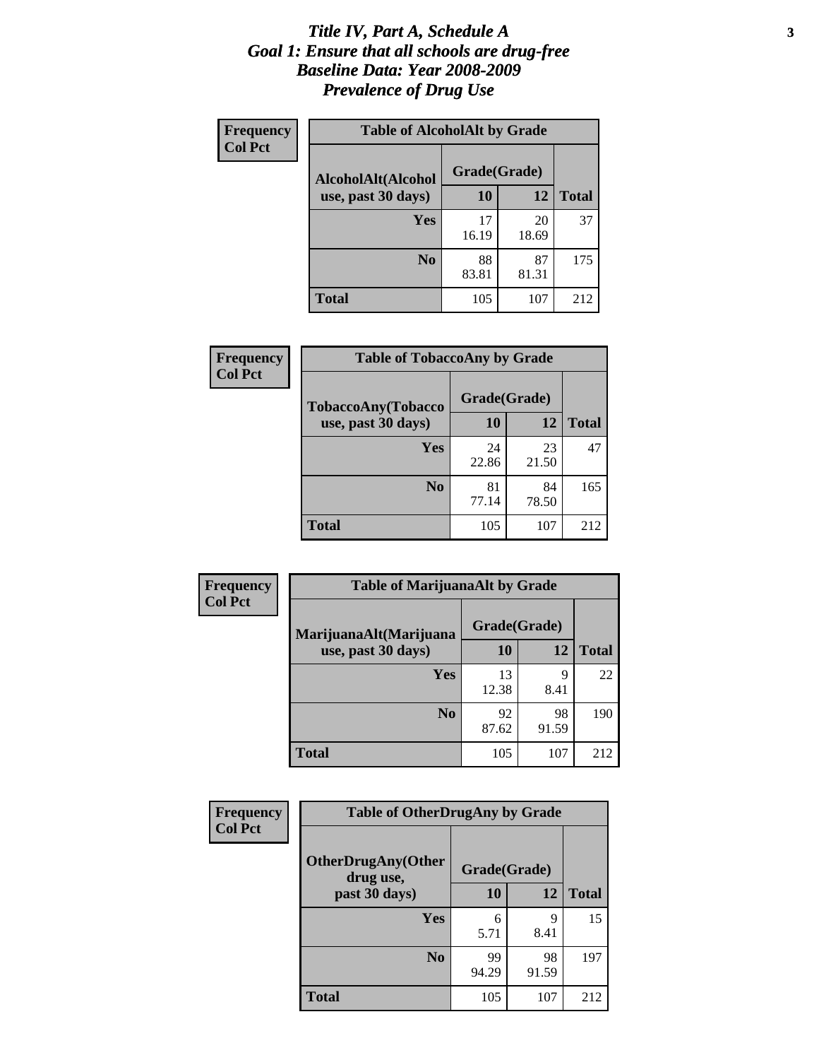# *Title IV, Part A, Schedule A*
# *Goal 1: Ensure that all schools are drug-free*
# *Baseline Data: Year 2008-2009*
# *Prevalence of Drug Use*

**Frequency**
**Col Pct**

**Table of AlcoholAlt by Grade**

| AlcoholAlt(Alcohol use, past 30 days) | Grade(Grade) | | Total |
|---|---|---|---|
| | 10 | 12 | |
| Yes | 17<br>16.19 | 20<br>18.69 | 37 |
| No | 88<br>83.81 | 87<br>81.31 | 175 |
| Total | 105 | 107 | 212 |

**Frequency**
**Col Pct**

**Table of TobaccoAny by Grade**

| TobaccoAny(Tobacco use, past 30 days) | Grade(Grade) | | Total |
|---|---|---|---|
| | 10 | 12 | |
| Yes | 24<br>22.86 | 23<br>21.50 | 47 |
| No | 81<br>77.14 | 84<br>78.50 | 165 |
| Total | 105 | 107 | 212 |

**Frequency**
**Col Pct**

**Table of MarijuanaAlt by Grade**

| MarijuanaAlt(Marijuana use, past 30 days) | Grade(Grade) | | Total |
|---|---|---|---|
| | 10 | 12 | |
| Yes | 13<br>12.38 | 9<br>8.41 | 22 |
| No | 92<br>87.62 | 98<br>91.59 | 190 |
| Total | 105 | 107 | 212 |

**Frequency**
**Col Pct**

**Table of OtherDrugAny by Grade**

| OtherDrugAny(Other drug use, past 30 days) | Grade(Grade) | | Total |
|---|---|---|---|
| | 10 | 12 | |
| Yes | 6<br>5.71 | 9<br>8.41 | 15 |
| No | 99<br>94.29 | 98<br>91.59 | 197 |
| Total | 105 | 107 | 212 |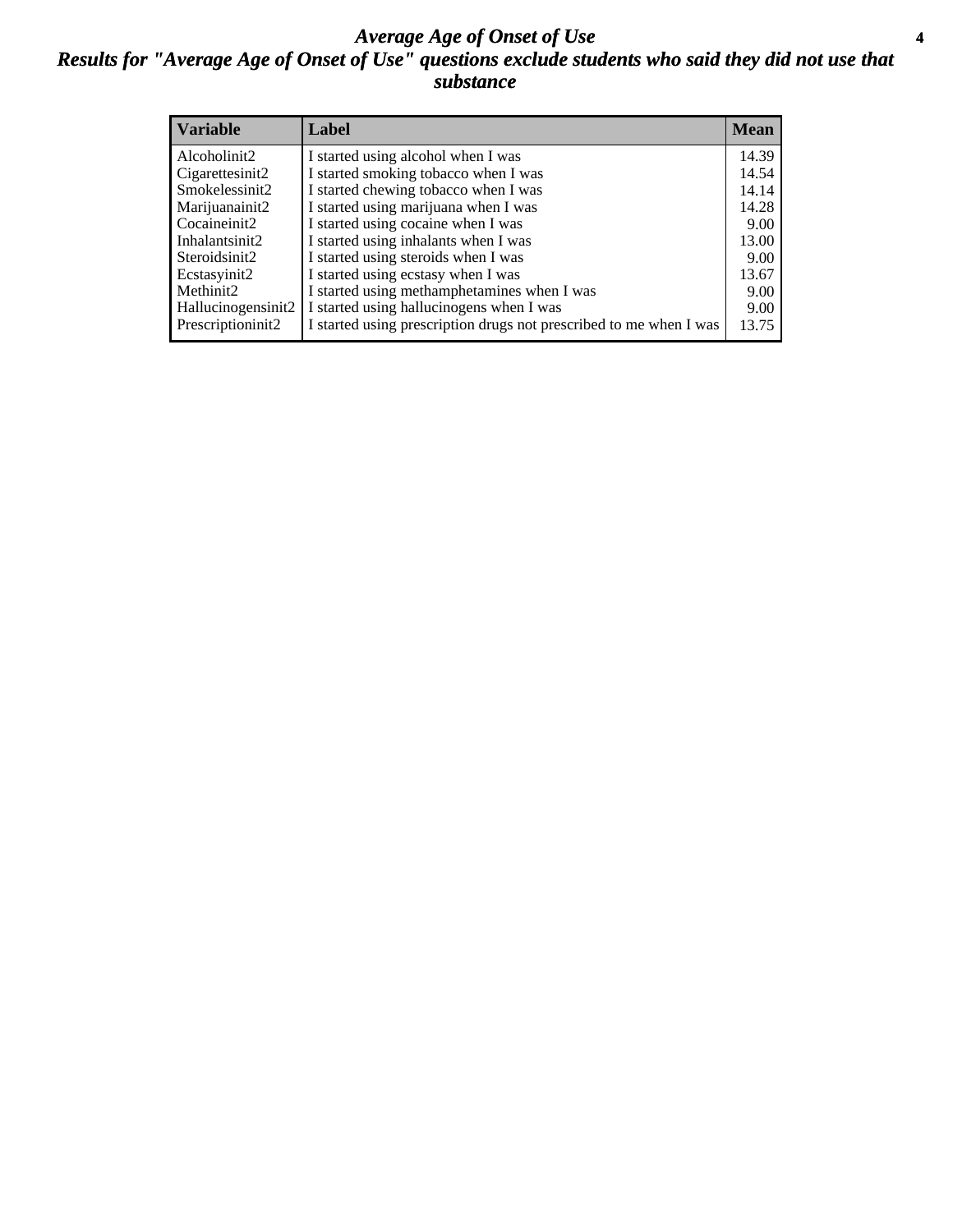## *Average Age of Onset of Use*

## *Results for "Average Age of Onset of Use" questions exclude students who said they did not use that substance*

| Variable | Label | Mean |
|---|---|---|
| Alcoholinit2 | I started using alcohol when I was | 14.39 |
| Cigarettesinit2 | I started smoking tobacco when I was | 14.54 |
| Smokelessinit2 | I started chewing tobacco when I was | 14.14 |
| Marijuanainit2 | I started using marijuana when I was | 14.28 |
| Cocaineinit2 | I started using cocaine when I was | 9.00 |
| Inhalantsinit2 | I started using inhalants when I was | 13.00 |
| Steroidsinit2 | I started using steroids when I was | 9.00 |
| Ecstasyinit2 | I started using ecstasy when I was | 13.67 |
| Methinit2 | I started using methamphetamines when I was | 9.00 |
| Hallucinogensinit2 | I started using hallucinogens when I was | 9.00 |
| Prescriptioninit2 | I started using prescription drugs not prescribed to me when I was | 13.75 |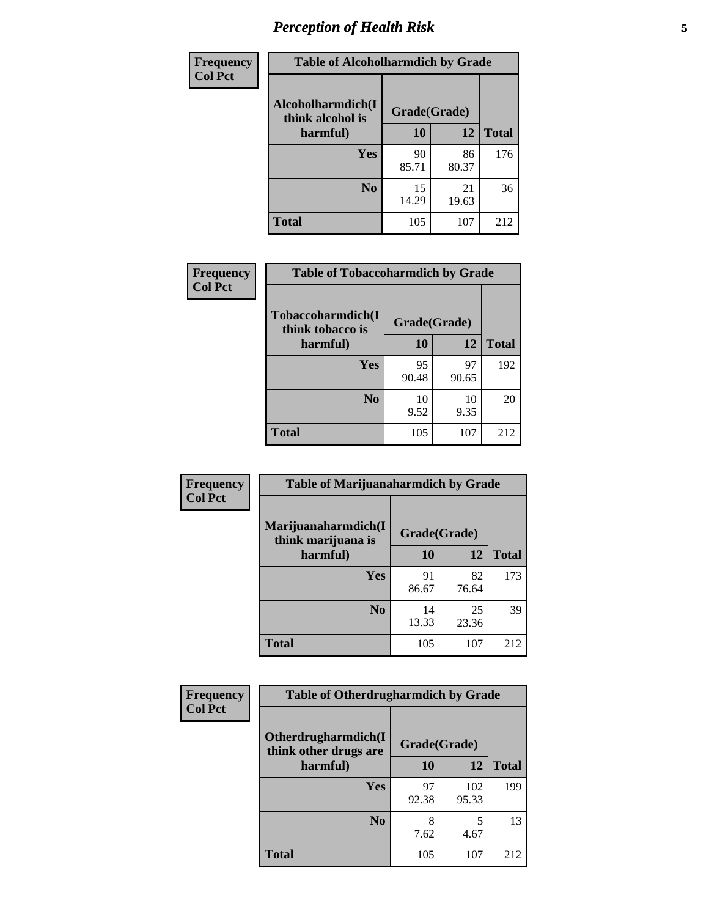# *Perception of Health Risk*

| Frequency<br>Col Pct | Table of Alcoholharmdich by Grade | | |
|---|---|---|---|
| Alcoholharmdich(I think alcohol is harmful) | Grade(Grade) | | |
| | 10 | 12 | Total |
| Yes | 90<br>85.71 | 86<br>80.37 | 176 |
| No | 15<br>14.29 | 21<br>19.63 | 36 |
| Total | 105 | 107 | 212 |

| Frequency<br>Col Pct | Table of Tobaccoharmdich by Grade | | |
|---|---|---|---|
| Tobaccoharmdich(I think tobacco is harmful) | Grade(Grade) | | |
| | 10 | 12 | Total |
| Yes | 95<br>90.48 | 97<br>90.65 | 192 |
| No | 10<br>9.52 | 10<br>9.35 | 20 |
| Total | 105 | 107 | 212 |

| Frequency<br>Col Pct | Table of Marijuanaharmdich by Grade | | |
|---|---|---|---|
| Marijuanaharmdich(I think marijuana is harmful) | Grade(Grade) | | |
| | 10 | 12 | Total |
| Yes | 91<br>86.67 | 82<br>76.64 | 173 |
| No | 14<br>13.33 | 25<br>23.36 | 39 |
| Total | 105 | 107 | 212 |

| Frequency<br>Col Pct | Table of Otherdrugharmdich by Grade | | |
|---|---|---|---|
| Otherdrugharmdich(I think other drugs are harmful) | Grade(Grade) | | |
| | 10 | 12 | Total |
| Yes | 97<br>92.38 | 102<br>95.33 | 199 |
| No | 8<br>7.62 | 5<br>4.67 | 13 |
| Total | 105 | 107 | 212 |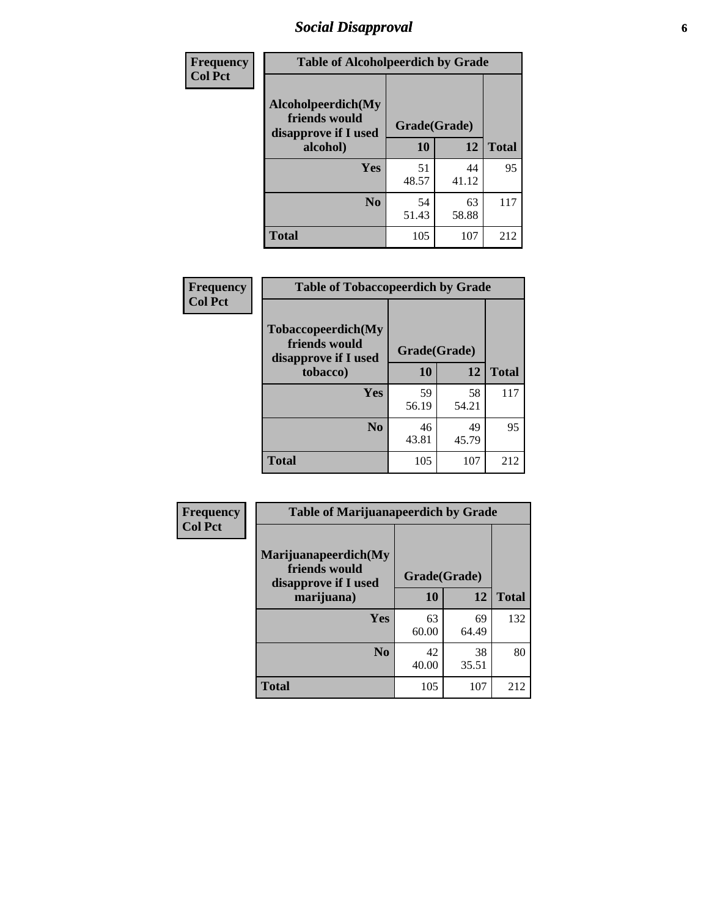# Social Disapproval

| Frequency<br>Col Pct | | | |
|---|---|---|---|
| **Table of Alcoholpeerdich by Grade** | | | |
| **Alcoholpeerdich(My friends would disapprove if I used alcohol)** | **Grade(Grade)** | | |
| | **10** | **12** | **Total** |
| **Yes** | 51<br>48.57 | 44<br>41.12 | 95 |
| **No** | 54<br>51.43 | 63<br>58.88 | 117 |
| **Total** | 105 | 107 | 212 |

| Frequency<br>Col Pct | | | |
|---|---|---|---|
| **Table of Tobaccopeerdich by Grade** | | | |
| **Tobaccopeerdich(My friends would disapprove if I used tobacco)** | **Grade(Grade)** | | |
| | **10** | **12** | **Total** |
| **Yes** | 59<br>56.19 | 58<br>54.21 | 117 |
| **No** | 46<br>43.81 | 49<br>45.79 | 95 |
| **Total** | 105 | 107 | 212 |

| Frequency<br>Col Pct | | | |
|---|---|---|---|
| **Table of Marijuanapeerdich by Grade** | | | |
| **Marijuanapeerdich(My friends would disapprove if I used marijuana)** | **Grade(Grade)** | | |
| | **10** | **12** | **Total** |
| **Yes** | 63<br>60.00 | 69<br>64.49 | 132 |
| **No** | 42<br>40.00 | 38<br>35.51 | 80 |
| **Total** | 105 | 107 | 212 |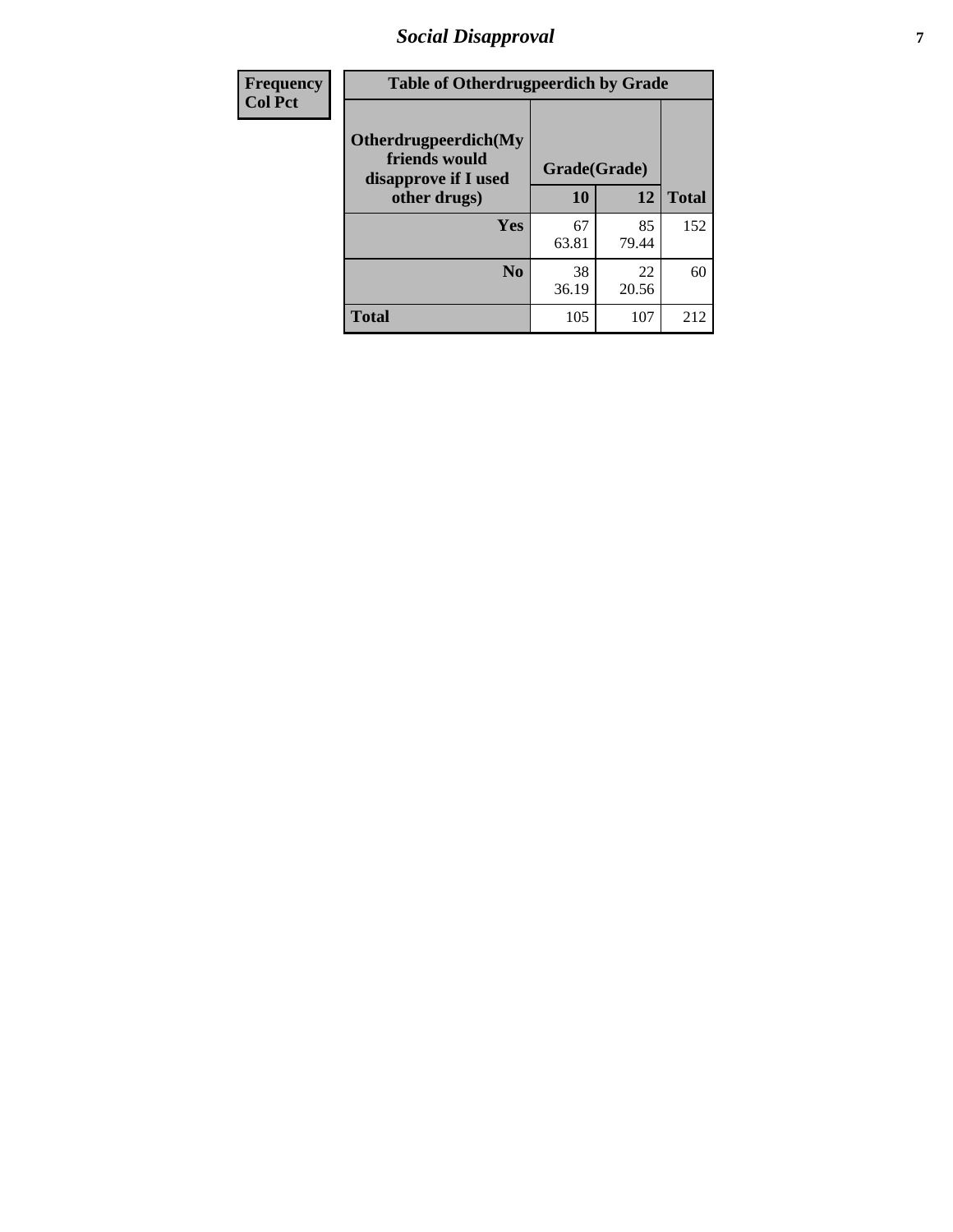| Frequency<br>Col Pct | Table of Otherdrugpeerdich by Grade | | | |
|---|---|---|---|---|
| | Otherdrugpeerdich(My friends would disapprove if I used other drugs) | Grade(Grade) | | |
| | | 10 | 12 | Total |
| | Yes | 67<br>63.81 | 85<br>79.44 | 152 |
| | No | 38<br>36.19 | 22<br>20.56 | 60 |
| | Total | 105 | 107 | 212 |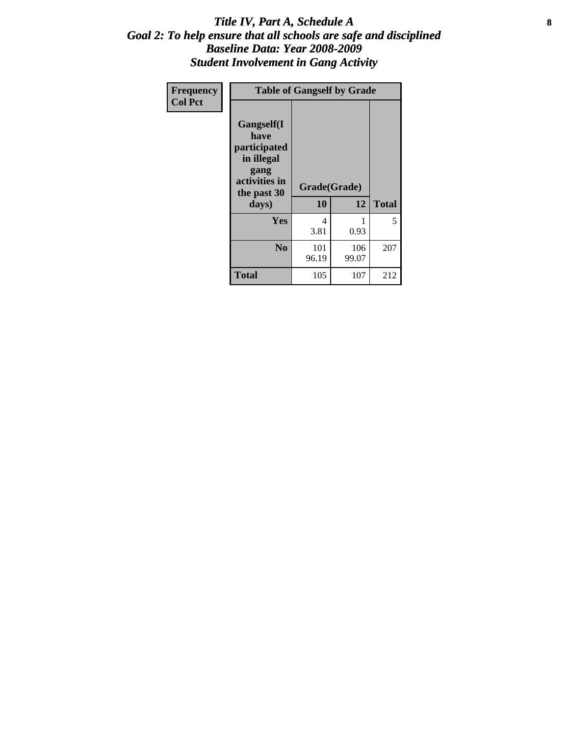# *Title IV, Part A, Schedule A*
## *Goal 2: To help ensure that all schools are safe and disciplined*
## *Baseline Data: Year 2008-2009*
## *Student Involvement in Gang Activity*

| Frequency<br>Col Pct | Table of Gangself by Grade | | |
|---|---|---|---|
| Gangself(I have participated in illegal gang activities in the past 30 days) | Grade(Grade) | | |
| | 10 | 12 | Total |
| Yes | 4<br>3.81 | 1<br>0.93 | 5 |
| No | 101<br>96.19 | 106<br>99.07 | 207 |
| Total | 105 | 107 | 212 |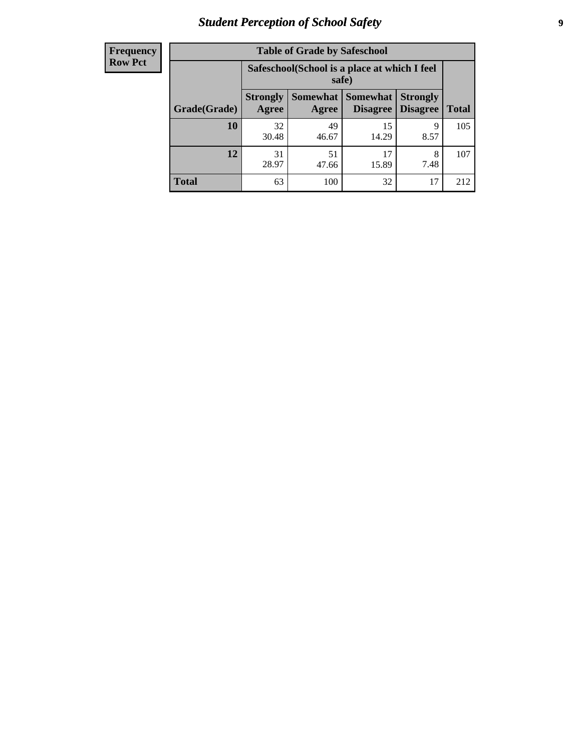| Frequency Row Pct |
|---|

| Table of Grade by Safeschool | | | | | |
|---|---|---|---|---|---|
| | Safeschool(School is a place at which I feel safe) | | | | |
| Grade(Grade) | Strongly Agree | Somewhat Agree | Somewhat Disagree | Strongly Disagree | Total |
| 10 | 32<br>30.48 | 49<br>46.67 | 15<br>14.29 | 9<br>8.57 | 105 |
| 12 | 31<br>28.97 | 51<br>47.66 | 17<br>15.89 | 8<br>7.48 | 107 |
| Total | 63 | 100 | 32 | 17 | 212 |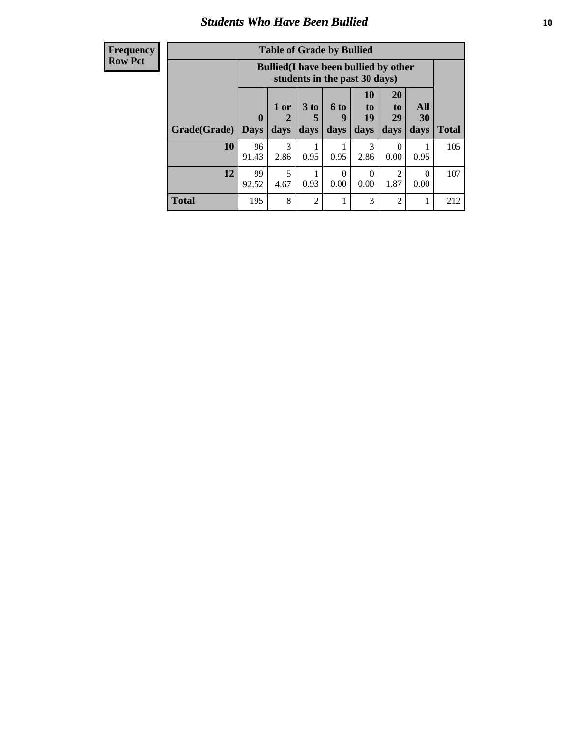## Students Who Have Been Bullied

| Frequency<br>Row Pct |
|---|

**Table of Grade by Bullied**

| Grade(Grade) | Bullied(I have been bullied by other students in the past 30 days) | | | | | | | Total |
|---|---|---|---|---|---|---|---|---|
| | 0 Days | 1 or 2 days | 3 to 5 days | 6 to 9 days | 10 to 19 days | 20 to 29 days | All 30 days | |
| **10** | 96<br>91.43 | 3<br>2.86 | 1<br>0.95 | 1<br>0.95 | 3<br>2.86 | 0<br>0.00 | 1<br>0.95 | 105 |
| **12** | 99<br>92.52 | 5<br>4.67 | 1<br>0.93 | 0<br>0.00 | 0<br>0.00 | 2<br>1.87 | 0<br>0.00 | 107 |
| **Total** | 195 | 8 | 2 | 1 | 3 | 2 | 1 | 212 |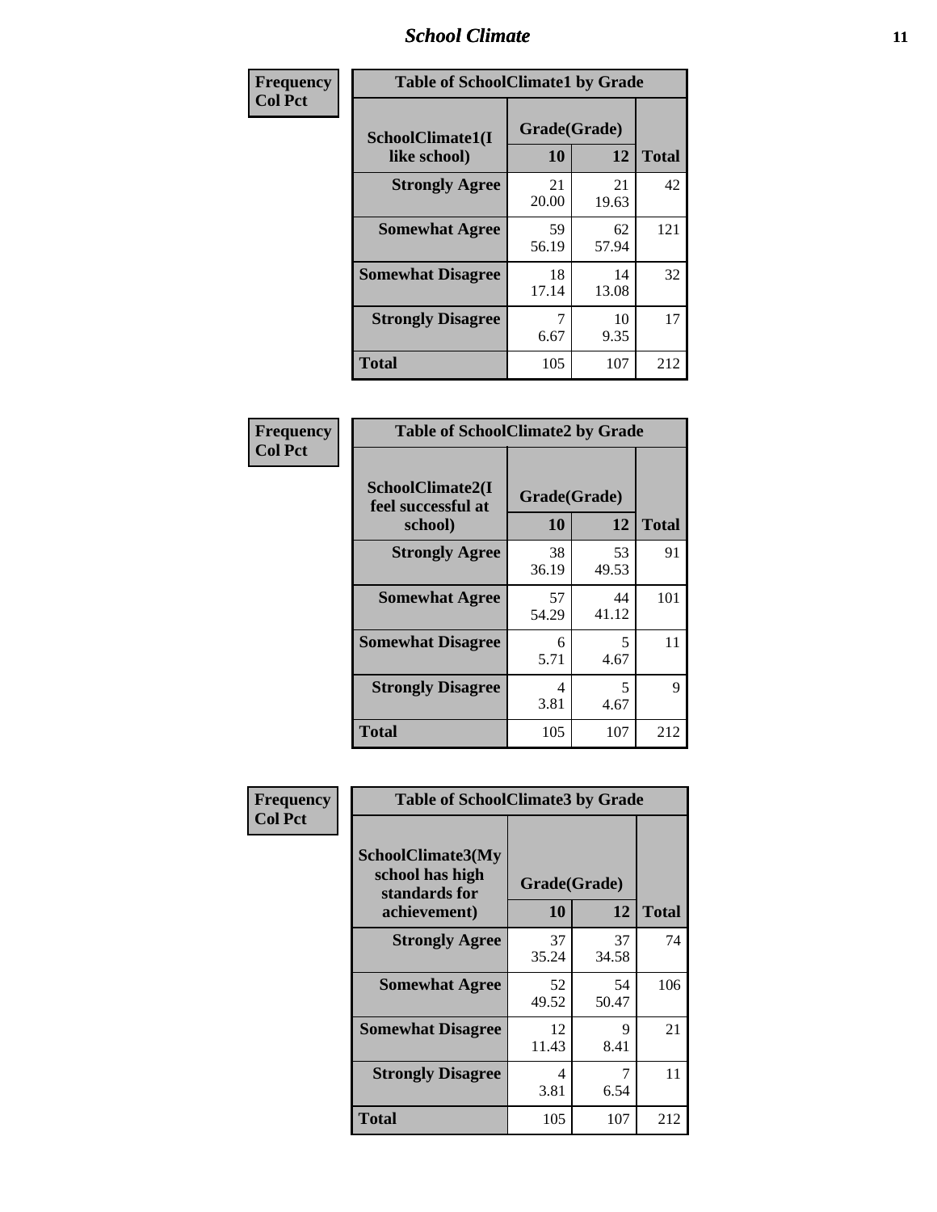| Frequency<br>Col Pct |
|---|

| Table of SchoolClimate1 by Grade | | | |
|---|---|---|---|
| SchoolClimate1(I like school) | Grade(Grade) | | Total |
| | 10 | 12 | |
| Strongly Agree | 21<br>20.00 | 21<br>19.63 | 42 |
| Somewhat Agree | 59<br>56.19 | 62<br>57.94 | 121 |
| Somewhat Disagree | 18<br>17.14 | 14<br>13.08 | 32 |
| Strongly Disagree | 7<br>6.67 | 10<br>9.35 | 17 |
| Total | 105 | 107 | 212 |

| Frequency<br>Col Pct |
|---|

| Table of SchoolClimate2 by Grade | | | |
|---|---|---|---|
| SchoolClimate2(I feel successful at school) | Grade(Grade) | | Total |
| | 10 | 12 | |
| Strongly Agree | 38<br>36.19 | 53<br>49.53 | 91 |
| Somewhat Agree | 57<br>54.29 | 44<br>41.12 | 101 |
| Somewhat Disagree | 6<br>5.71 | 5<br>4.67 | 11 |
| Strongly Disagree | 4<br>3.81 | 5<br>4.67 | 9 |
| Total | 105 | 107 | 212 |

| Frequency<br>Col Pct |
|---|

| Table of SchoolClimate3 by Grade | | | |
|---|---|---|---|
| SchoolClimate3(My school has high standards for achievement) | Grade(Grade) | | Total |
| | 10 | 12 | |
| Strongly Agree | 37<br>35.24 | 37<br>34.58 | 74 |
| Somewhat Agree | 52<br>49.52 | 54<br>50.47 | 106 |
| Somewhat Disagree | 12<br>11.43 | 9<br>8.41 | 21 |
| Strongly Disagree | 4<br>3.81 | 7<br>6.54 | 11 |
| Total | 105 | 107 | 212 |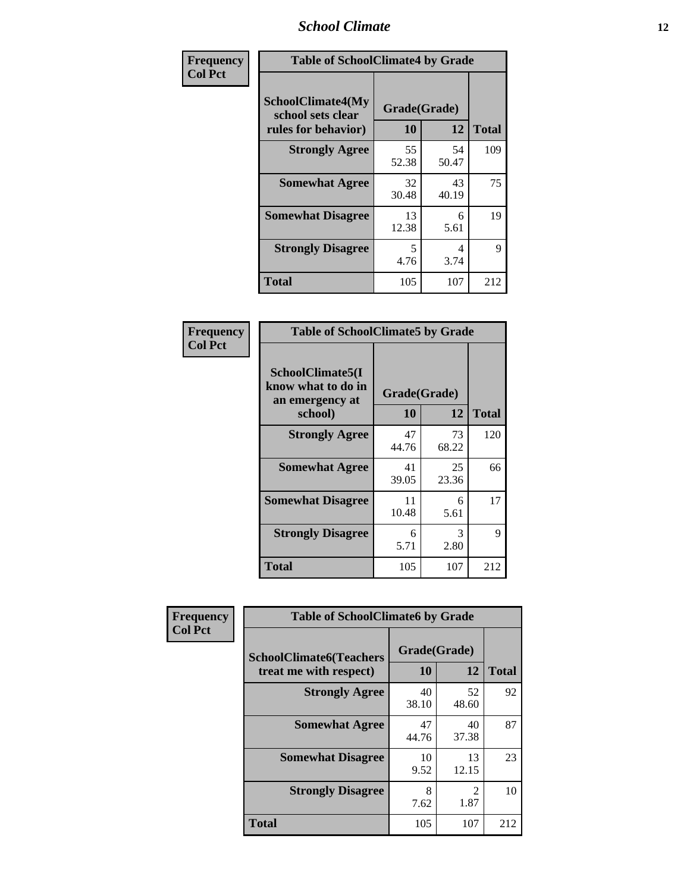| Frequency Col Pct | Table of SchoolClimate4 by Grade | | |
|---|---|---|---|
| SchoolClimate4(My school sets clear rules for behavior) | Grade(Grade) | | |
| | 10 | 12 | Total |
| Strongly Agree | 55<br>52.38 | 54<br>50.47 | 109 |
| Somewhat Agree | 32<br>30.48 | 43<br>40.19 | 75 |
| Somewhat Disagree | 13<br>12.38 | 6<br>5.61 | 19 |
| Strongly Disagree | 5<br>4.76 | 4<br>3.74 | 9 |
| Total | 105 | 107 | 212 |

| Frequency Col Pct | Table of SchoolClimate5 by Grade | | |
|---|---|---|---|
| SchoolClimate5(I know what to do in an emergency at school) | Grade(Grade) | | |
| | 10 | 12 | Total |
| Strongly Agree | 47<br>44.76 | 73<br>68.22 | 120 |
| Somewhat Agree | 41<br>39.05 | 25<br>23.36 | 66 |
| Somewhat Disagree | 11<br>10.48 | 6<br>5.61 | 17 |
| Strongly Disagree | 6<br>5.71 | 3<br>2.80 | 9 |
| Total | 105 | 107 | 212 |

| Frequency Col Pct | Table of SchoolClimate6 by Grade | | |
|---|---|---|---|
| SchoolClimate6(Teachers treat me with respect) | Grade(Grade) | | |
| | 10 | 12 | Total |
| Strongly Agree | 40<br>38.10 | 52<br>48.60 | 92 |
| Somewhat Agree | 47<br>44.76 | 40<br>37.38 | 87 |
| Somewhat Disagree | 10<br>9.52 | 13<br>12.15 | 23 |
| Strongly Disagree | 8<br>7.62 | 2<br>1.87 | 10 |
| Total | 105 | 107 | 212 |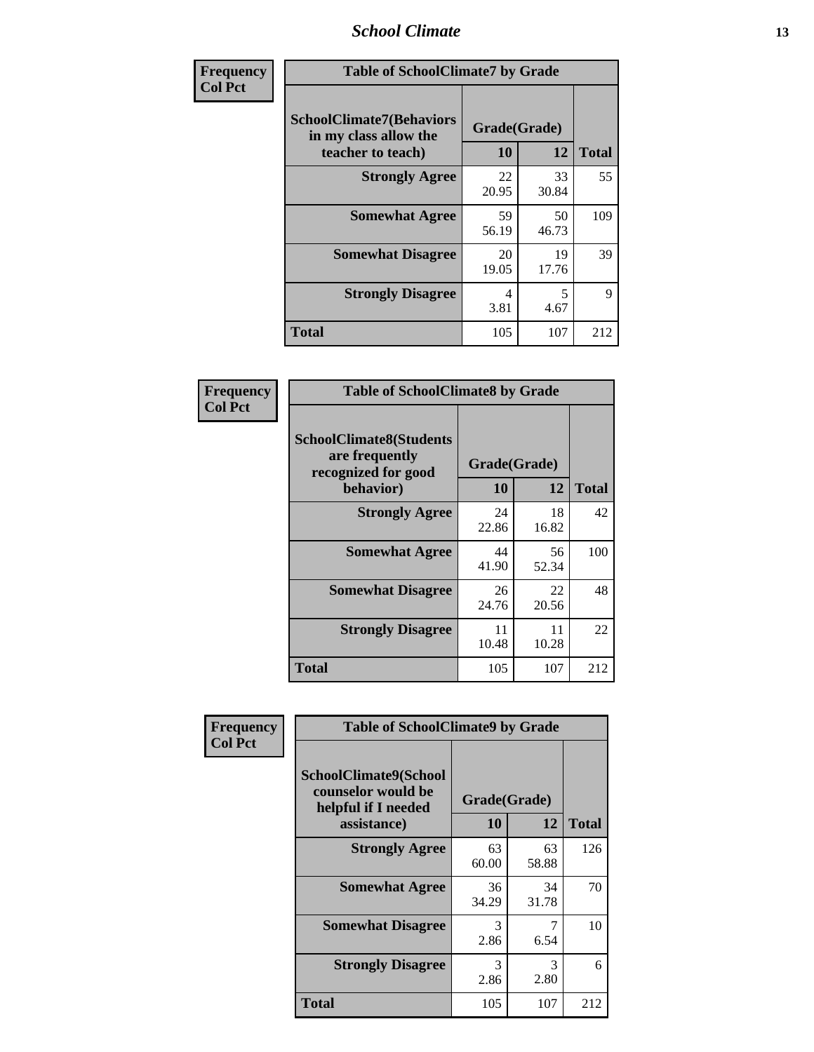| Frequency<br>Col Pct | Table of SchoolClimate7 by Grade | | |
|---|---|---|---|
| SchoolClimate7(Behaviors in my class allow the teacher to teach) | Grade(Grade) | | |
| | 10 | 12 | Total |
| Strongly Agree | 22<br>20.95 | 33<br>30.84 | 55 |
| Somewhat Agree | 59<br>56.19 | 50<br>46.73 | 109 |
| Somewhat Disagree | 20<br>19.05 | 19<br>17.76 | 39 |
| Strongly Disagree | 4<br>3.81 | 5<br>4.67 | 9 |
| Total | 105 | 107 | 212 |

| Frequency<br>Col Pct | Table of SchoolClimate8 by Grade | | |
|---|---|---|---|
| SchoolClimate8(Students are frequently recognized for good behavior) | Grade(Grade) | | |
| | 10 | 12 | Total |
| Strongly Agree | 24<br>22.86 | 18<br>16.82 | 42 |
| Somewhat Agree | 44<br>41.90 | 56<br>52.34 | 100 |
| Somewhat Disagree | 26<br>24.76 | 22<br>20.56 | 48 |
| Strongly Disagree | 11<br>10.48 | 11<br>10.28 | 22 |
| Total | 105 | 107 | 212 |

| Frequency<br>Col Pct | Table of SchoolClimate9 by Grade | | |
|---|---|---|---|
| SchoolClimate9(School counselor would be helpful if I needed assistance) | Grade(Grade) | | |
| | 10 | 12 | Total |
| Strongly Agree | 63<br>60.00 | 63<br>58.88 | 126 |
| Somewhat Agree | 36<br>34.29 | 34<br>31.78 | 70 |
| Somewhat Disagree | 3<br>2.86 | 7<br>6.54 | 10 |
| Strongly Disagree | 3<br>2.86 | 3<br>2.80 | 6 |
| Total | 105 | 107 | 212 |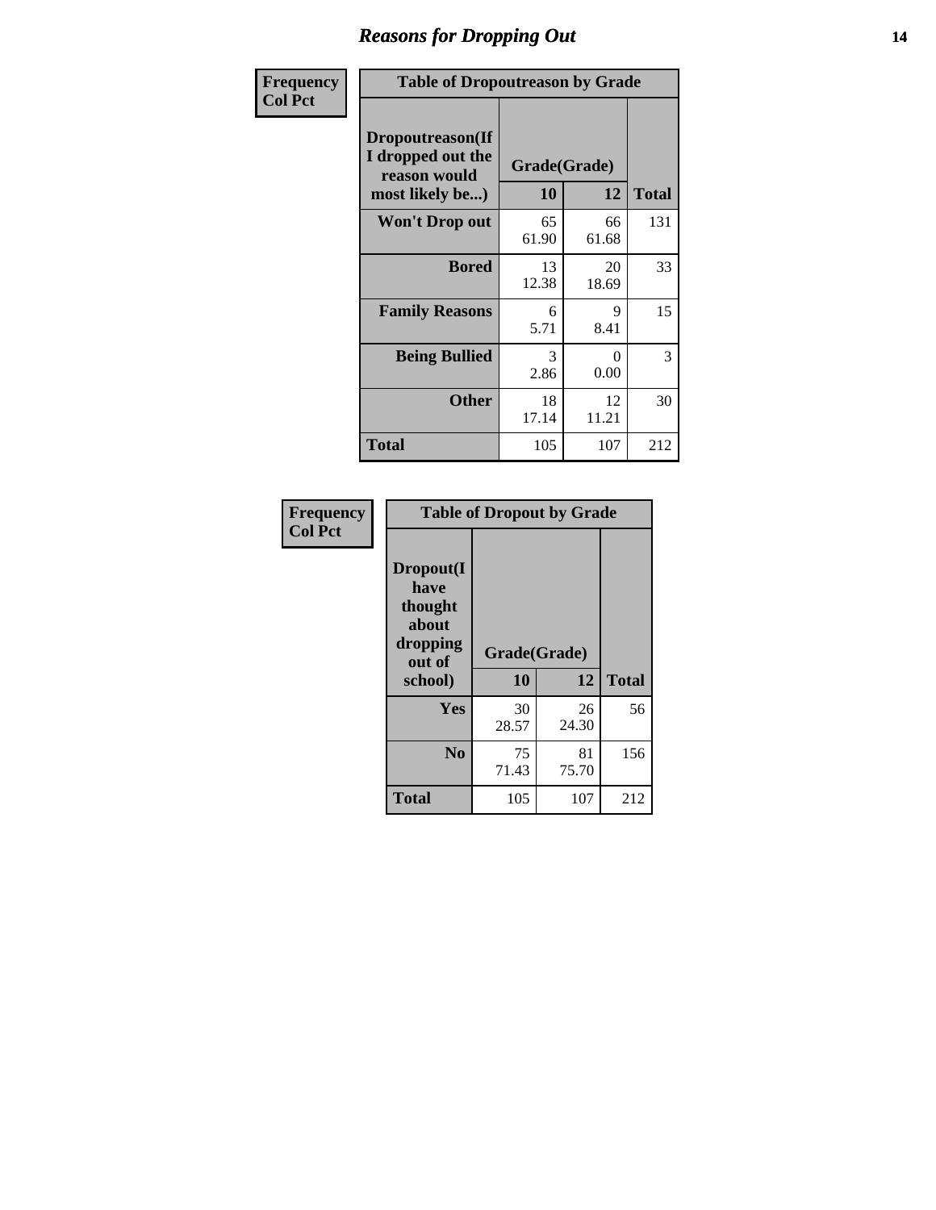# Reasons for Dropping Out

**Frequency**
**Col Pct**

| Table of Dropoutreason by Grade | | | |
|---|---|---|---|
| Dropoutreason(If I dropped out the reason would most likely be...) | Grade(Grade) | | |
| | 10 | 12 | Total |
| Won't Drop out | 65<br>61.90 | 66<br>61.68 | 131 |
| Bored | 13<br>12.38 | 20<br>18.69 | 33 |
| Family Reasons | 6<br>5.71 | 9<br>8.41 | 15 |
| Being Bullied | 3<br>2.86 | 0<br>0.00 | 3 |
| Other | 18<br>17.14 | 12<br>11.21 | 30 |
| Total | 105 | 107 | 212 |

**Frequency**
**Col Pct**

| Table of Dropout by Grade | | | |
|---|---|---|---|
| Dropout(I have thought about dropping out of school) | Grade(Grade) | | |
| | 10 | 12 | Total |
| Yes | 30<br>28.57 | 26<br>24.30 | 56 |
| No | 75<br>71.43 | 81<br>75.70 | 156 |
| Total | 105 | 107 | 212 |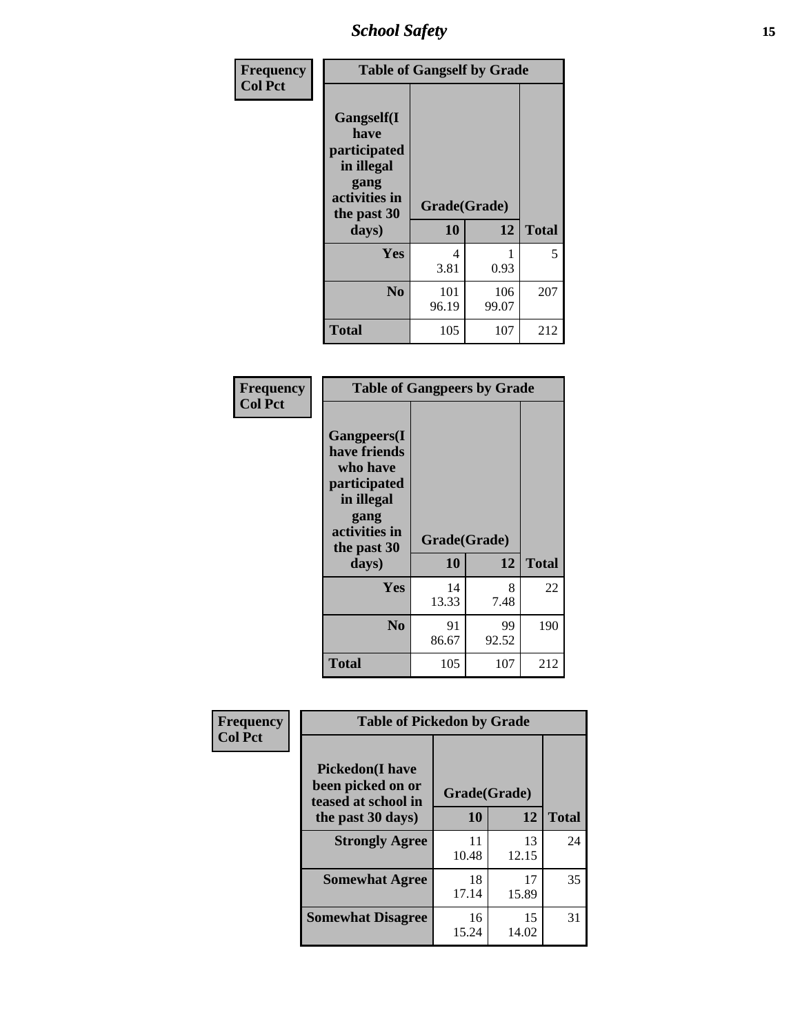**Frequency**
**Col Pct**

**Table of Gangself by Grade**

| Gangself(I have participated in illegal gang activities in the past 30 days) | Grade(Grade) | | Total |
|---|---|---|---|
| | 10 | 12 | |
| **Yes** | 4<br>3.81 | 1<br>0.93 | 5 |
| **No** | 101<br>96.19 | 106<br>99.07 | 207 |
| **Total** | 105 | 107 | 212 |

**Frequency**
**Col Pct**

**Table of Gangpeers by Grade**

| Gangpeers(I have friends who have participated in illegal gang activities in the past 30 days) | Grade(Grade) | | Total |
|---|---|---|---|
| | 10 | 12 | |
| **Yes** | 14<br>13.33 | 8<br>7.48 | 22 |
| **No** | 91<br>86.67 | 99<br>92.52 | 190 |
| **Total** | 105 | 107 | 212 |

**Frequency**
**Col Pct**

**Table of Pickedon by Grade**

| Pickedon(I have been picked on or teased at school in the past 30 days) | Grade(Grade) | | Total |
|---|---|---|---|
| | 10 | 12 | |
| **Strongly Agree** | 11<br>10.48 | 13<br>12.15 | 24 |
| **Somewhat Agree** | 18<br>17.14 | 17<br>15.89 | 35 |
| **Somewhat Disagree** | 16<br>15.24 | 15<br>14.02 | 31 |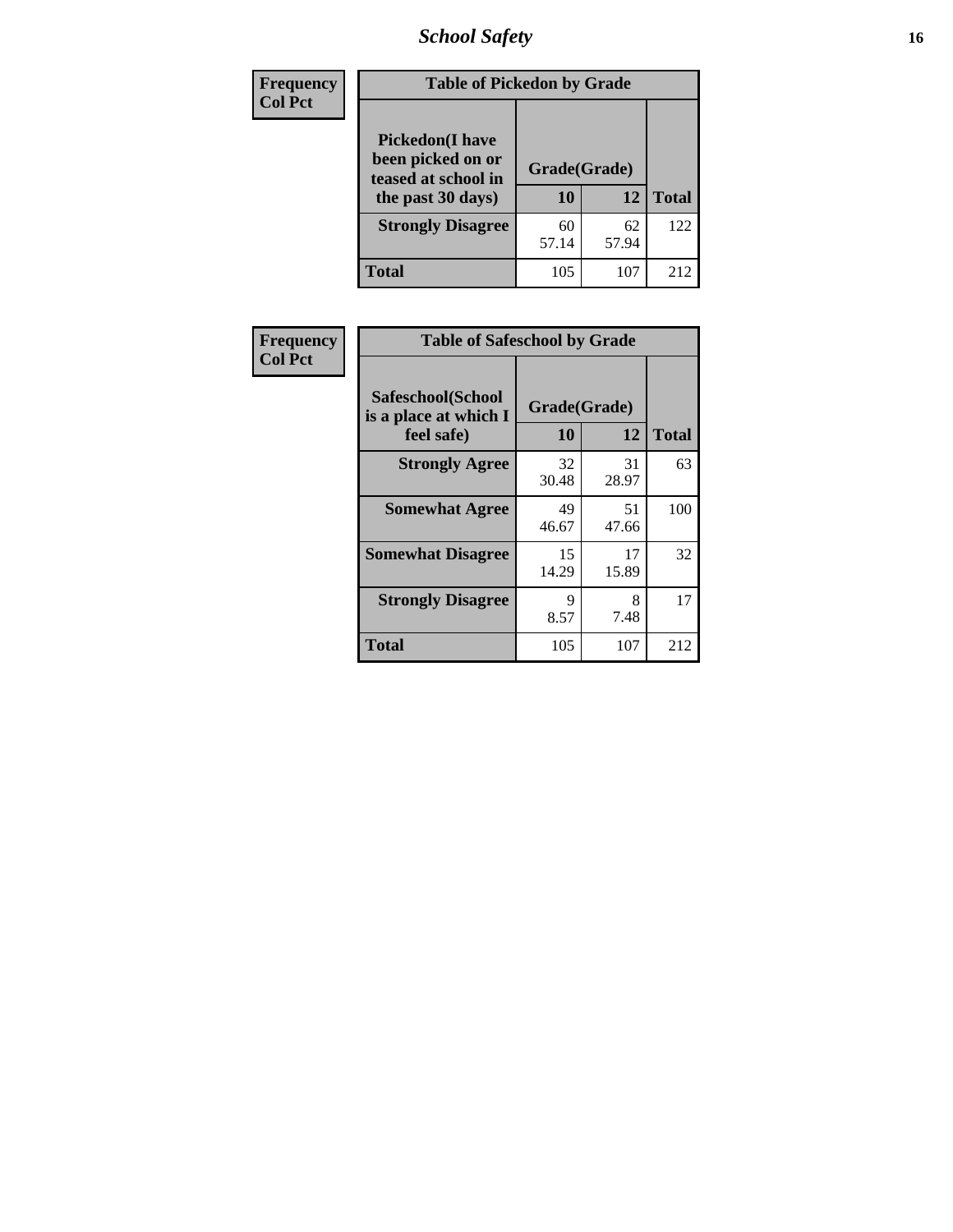# School Safety

| Frequency<br>Col Pct | Table of Pickedon by Grade | | |
|---|---|---|---|
| **Pickedon(I have been picked on or teased at school in the past 30 days)** | **Grade(Grade)** | | |
| | **10** | **12** | **Total** |
| **Strongly Disagree** | 60<br>57.14 | 62<br>57.94 | 122 |
| **Total** | 105 | 107 | 212 |

| Frequency<br>Col Pct | Table of Safeschool by Grade | | |
|---|---|---|---|
| **Safeschool(School is a place at which I feel safe)** | **Grade(Grade)** | | |
| | **10** | **12** | **Total** |
| **Strongly Agree** | 32<br>30.48 | 31<br>28.97 | 63 |
| **Somewhat Agree** | 49<br>46.67 | 51<br>47.66 | 100 |
| **Somewhat Disagree** | 15<br>14.29 | 17<br>15.89 | 32 |
| **Strongly Disagree** | 9<br>8.57 | 8<br>7.48 | 17 |
| **Total** | 105 | 107 | 212 |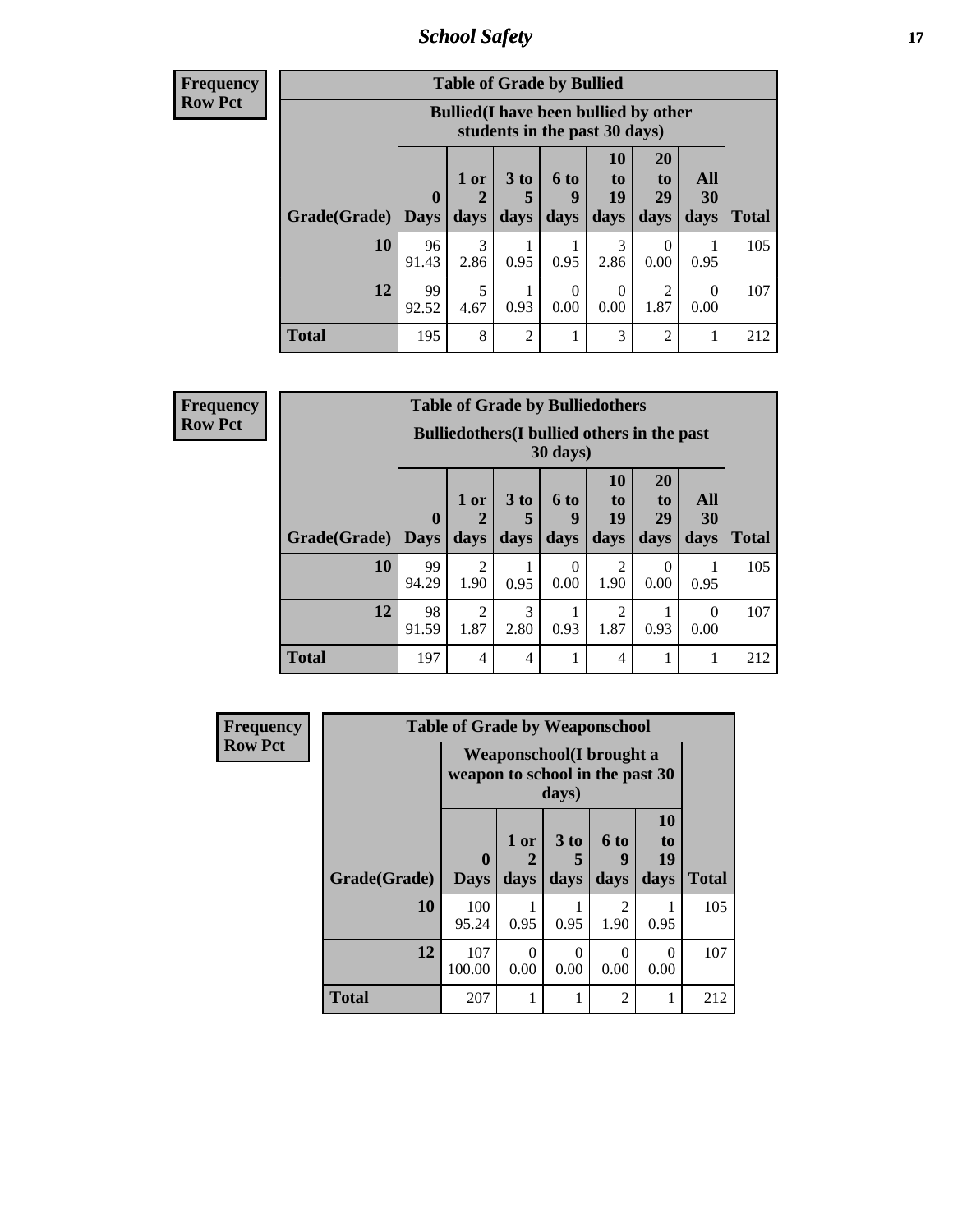**Frequency**
**Row Pct**

| Table of Grade by Bullied | | | | | | | | |
|---|---|---|---|---|---|---|---|---|
| | Bullied(I have been bullied by other students in the past 30 days) | | | | | | | |
| Grade(Grade) | 0 Days | 1 or 2 days | 3 to 5 days | 6 to 9 days | 10 to 19 days | 20 to 29 days | All 30 days | Total |
| 10 | 96<br>91.43 | 3<br>2.86 | 1<br>0.95 | 1<br>0.95 | 3<br>2.86 | 0<br>0.00 | 1<br>0.95 | 105 |
| 12 | 99<br>92.52 | 5<br>4.67 | 1<br>0.93 | 0<br>0.00 | 0<br>0.00 | 2<br>1.87 | 0<br>0.00 | 107 |
| Total | 195 | 8 | 2 | 1 | 3 | 2 | 1 | 212 |

**Frequency**
**Row Pct**

| Table of Grade by Bulliedothers | | | | | | | | |
|---|---|---|---|---|---|---|---|---|
| | Bulliedothers(I bullied others in the past 30 days) | | | | | | | |
| Grade(Grade) | 0 Days | 1 or 2 days | 3 to 5 days | 6 to 9 days | 10 to 19 days | 20 to 29 days | All 30 days | Total |
| 10 | 99<br>94.29 | 2<br>1.90 | 1<br>0.95 | 0<br>0.00 | 2<br>1.90 | 0<br>0.00 | 1<br>0.95 | 105 |
| 12 | 98<br>91.59 | 2<br>1.87 | 3<br>2.80 | 1<br>0.93 | 2<br>1.87 | 1<br>0.93 | 0<br>0.00 | 107 |
| Total | 197 | 4 | 4 | 1 | 4 | 1 | 1 | 212 |

**Frequency**
**Row Pct**

| Table of Grade by Weaponschool | | | | | | |
|---|---|---|---|---|---|---|
| | Weaponschool(I brought a weapon to school in the past 30 days) | | | | | |
| Grade(Grade) | 0 Days | 1 or 2 days | 3 to 5 days | 6 to 9 days | 10 to 19 days | Total |
| 10 | 100<br>95.24 | 1<br>0.95 | 1<br>0.95 | 2<br>1.90 | 1<br>0.95 | 105 |
| 12 | 107<br>100.00 | 0<br>0.00 | 0<br>0.00 | 0<br>0.00 | 0<br>0.00 | 107 |
| Total | 207 | 1 | 1 | 2 | 1 | 212 |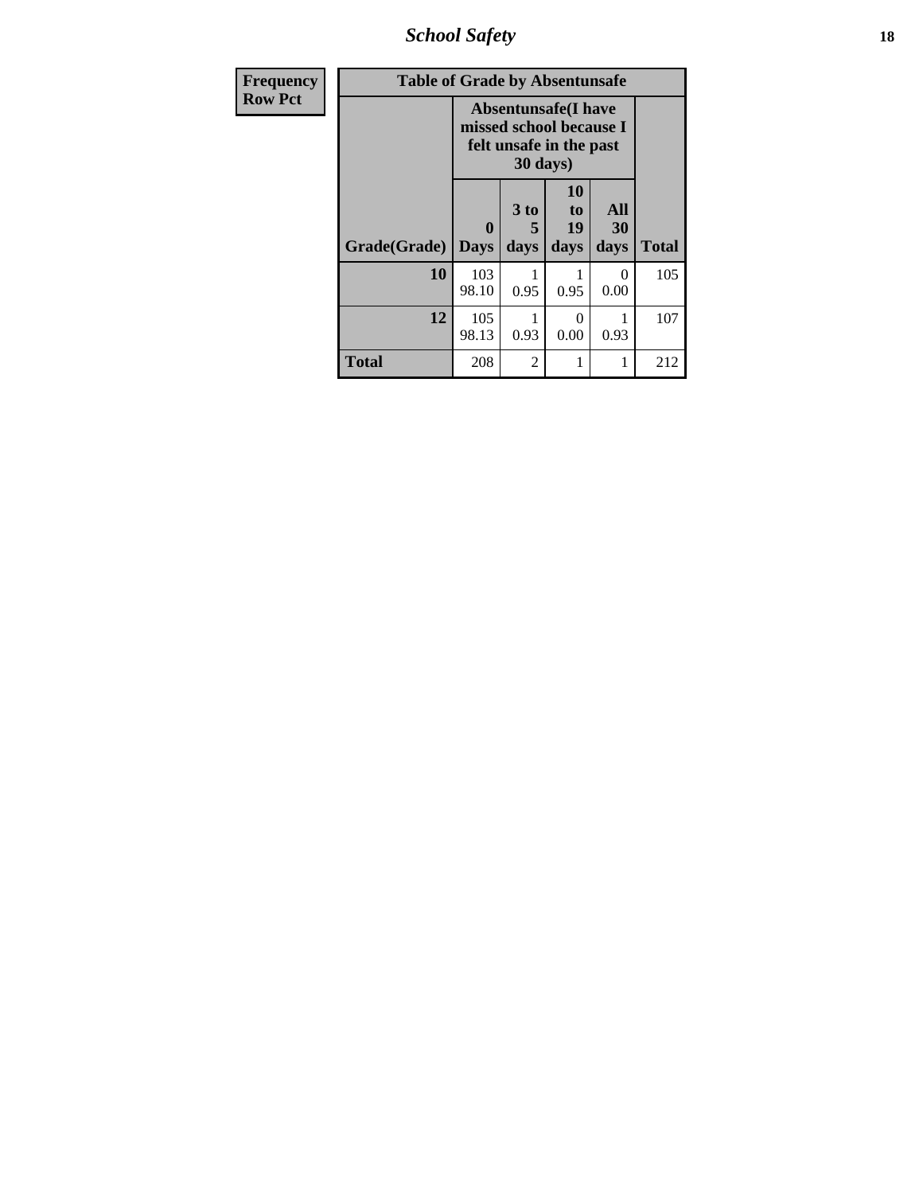| Frequency Row Pct | Table of Grade by Absentunsafe | | | | |
|---|---|---|---|---|---|
| | Absentunsafe(I have missed school because I felt unsafe in the past 30 days) | | | | |
| Grade(Grade) | 0 Days | 3 to 5 days | 10 to 19 days | All 30 days | Total |
| 10 | 103 98.10 | 1 0.95 | 1 0.95 | 0 0.00 | 105 |
| 12 | 105 98.13 | 1 0.93 | 0 0.00 | 1 0.93 | 107 |
| Total | 208 | 2 | 1 | 1 | 212 |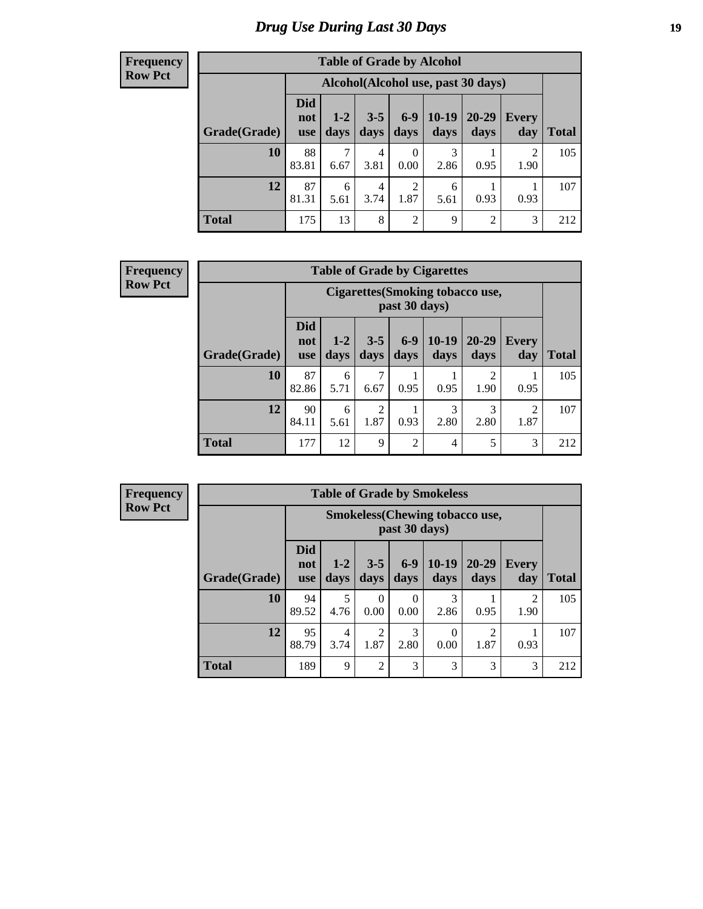# Drug Use During Last 30 Days

**Frequency**
**Row Pct**

| Table of Grade by Alcohol | | | | | | | | |
|---|---|---|---|---|---|---|---|---|
| | Alcohol(Alcohol use, past 30 days) | | | | | | | |
| Grade(Grade) | Did not use | 1-2 days | 3-5 days | 6-9 days | 10-19 days | 20-29 days | Every day | Total |
| 10 | 88<br>83.81 | 7<br>6.67 | 4<br>3.81 | 0<br>0.00 | 3<br>2.86 | 1<br>0.95 | 2<br>1.90 | 105 |
| 12 | 87<br>81.31 | 6<br>5.61 | 4<br>3.74 | 2<br>1.87 | 6<br>5.61 | 1<br>0.93 | 1<br>0.93 | 107 |
| Total | 175 | 13 | 8 | 2 | 9 | 2 | 3 | 212 |

**Frequency**
**Row Pct**

| Table of Grade by Cigarettes | | | | | | | | |
|---|---|---|---|---|---|---|---|---|
| | Cigarettes(Smoking tobacco use, past 30 days) | | | | | | | |
| Grade(Grade) | Did not use | 1-2 days | 3-5 days | 6-9 days | 10-19 days | 20-29 days | Every day | Total |
| 10 | 87<br>82.86 | 6<br>5.71 | 7<br>6.67 | 1<br>0.95 | 1<br>0.95 | 2<br>1.90 | 1<br>0.95 | 105 |
| 12 | 90<br>84.11 | 6<br>5.61 | 2<br>1.87 | 1<br>0.93 | 3<br>2.80 | 3<br>2.80 | 2<br>1.87 | 107 |
| Total | 177 | 12 | 9 | 2 | 4 | 5 | 3 | 212 |

**Frequency**
**Row Pct**

| Table of Grade by Smokeless | | | | | | | | |
|---|---|---|---|---|---|---|---|---|
| | Smokeless(Chewing tobacco use, past 30 days) | | | | | | | |
| Grade(Grade) | Did not use | 1-2 days | 3-5 days | 6-9 days | 10-19 days | 20-29 days | Every day | Total |
| 10 | 94<br>89.52 | 5<br>4.76 | 0<br>0.00 | 0<br>0.00 | 3<br>2.86 | 1<br>0.95 | 2<br>1.90 | 105 |
| 12 | 95<br>88.79 | 4<br>3.74 | 2<br>1.87 | 3<br>2.80 | 0<br>0.00 | 2<br>1.87 | 1<br>0.93 | 107 |
| Total | 189 | 9 | 2 | 3 | 3 | 3 | 3 | 212 |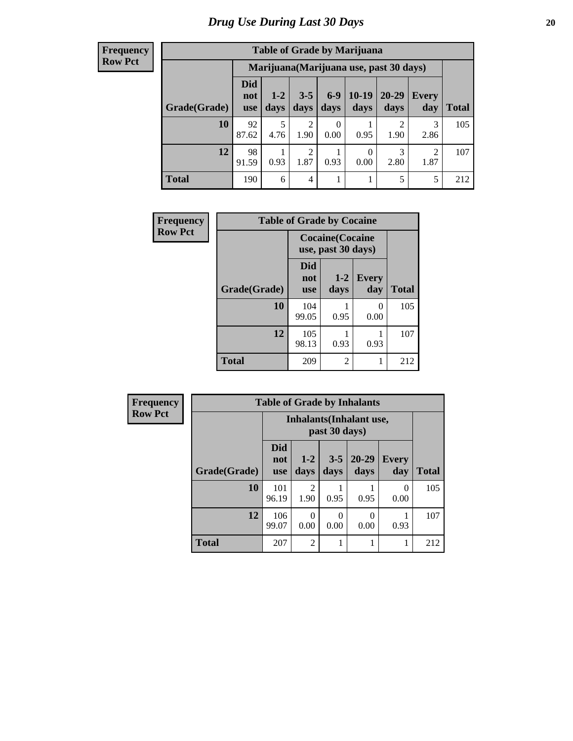# Drug Use During Last 30 Days

**Frequency**
**Row Pct**

| Table of Grade by Marijuana | | | | | | | | |
|---|---|---|---|---|---|---|---|---|
| | Marijuana(Marijuana use, past 30 days) | | | | | | | |
| Grade(Grade) | Did not use | 1-2 days | 3-5 days | 6-9 days | 10-19 days | 20-29 days | Every day | Total |
| 10 | 92<br>87.62 | 5<br>4.76 | 2<br>1.90 | 0<br>0.00 | 1<br>0.95 | 2<br>1.90 | 3<br>2.86 | 105 |
| 12 | 98<br>91.59 | 1<br>0.93 | 2<br>1.87 | 1<br>0.93 | 0<br>0.00 | 3<br>2.80 | 2<br>1.87 | 107 |
| Total | 190 | 6 | 4 | 1 | 1 | 5 | 5 | 212 |

**Frequency**
**Row Pct**

| Table of Grade by Cocaine | | | | |
|---|---|---|---|---|
| | Cocaine(Cocaine use, past 30 days) | | | |
| Grade(Grade) | Did not use | 1-2 days | Every day | Total |
| 10 | 104<br>99.05 | 1<br>0.95 | 0<br>0.00 | 105 |
| 12 | 105<br>98.13 | 1<br>0.93 | 1<br>0.93 | 107 |
| Total | 209 | 2 | 1 | 212 |

**Frequency**
**Row Pct**

| Table of Grade by Inhalants | | | | | | |
|---|---|---|---|---|---|---|
| | Inhalants(Inhalant use, past 30 days) | | | | | |
| Grade(Grade) | Did not use | 1-2 days | 3-5 days | 20-29 days | Every day | Total |
| 10 | 101<br>96.19 | 2<br>1.90 | 1<br>0.95 | 1<br>0.95 | 0<br>0.00 | 105 |
| 12 | 106<br>99.07 | 0<br>0.00 | 0<br>0.00 | 0<br>0.00 | 1<br>0.93 | 107 |
| Total | 207 | 2 | 1 | 1 | 1 | 212 |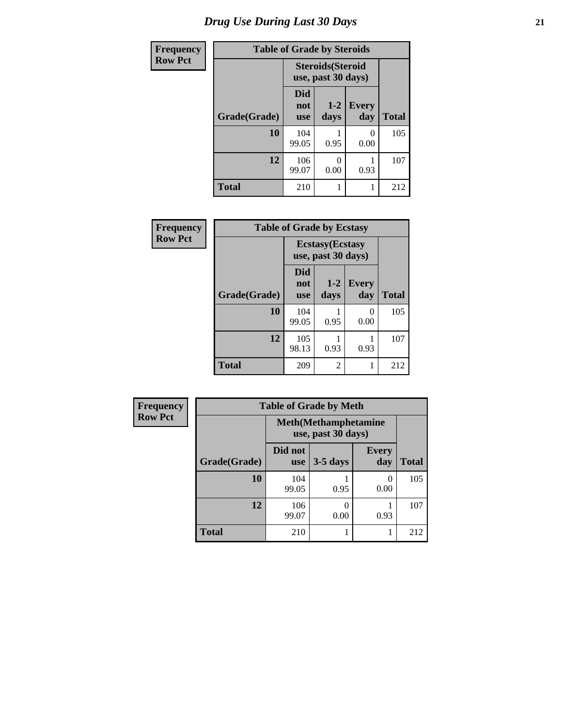# Drug Use During Last 30 Days

Frequency
Row Pct

| Table of Grade by Steroids | | | | |
|---|---|---|---|---|
| | Steroids(Steroid use, past 30 days) | | | |
| Grade(Grade) | Did not use | 1-2 days | Every day | Total |
| 10 | 104<br>99.05 | 1<br>0.95 | 0<br>0.00 | 105 |
| 12 | 106<br>99.07 | 0<br>0.00 | 1<br>0.93 | 107 |
| Total | 210 | 1 | 1 | 212 |

Frequency
Row Pct

| Table of Grade by Ecstasy | | | | |
|---|---|---|---|---|
| | Ecstasy(Ecstasy use, past 30 days) | | | |
| Grade(Grade) | Did not use | 1-2 days | Every day | Total |
| 10 | 104<br>99.05 | 1<br>0.95 | 0<br>0.00 | 105 |
| 12 | 105<br>98.13 | 1<br>0.93 | 1<br>0.93 | 107 |
| Total | 209 | 2 | 1 | 212 |

Frequency
Row Pct

| Table of Grade by Meth | | | | |
|---|---|---|---|---|
| | Meth(Methamphetamine use, past 30 days) | | | |
| Grade(Grade) | Did not use | 3-5 days | Every day | Total |
| 10 | 104<br>99.05 | 1<br>0.95 | 0<br>0.00 | 105 |
| 12 | 106<br>99.07 | 0<br>0.00 | 1<br>0.93 | 107 |
| Total | 210 | 1 | 1 | 212 |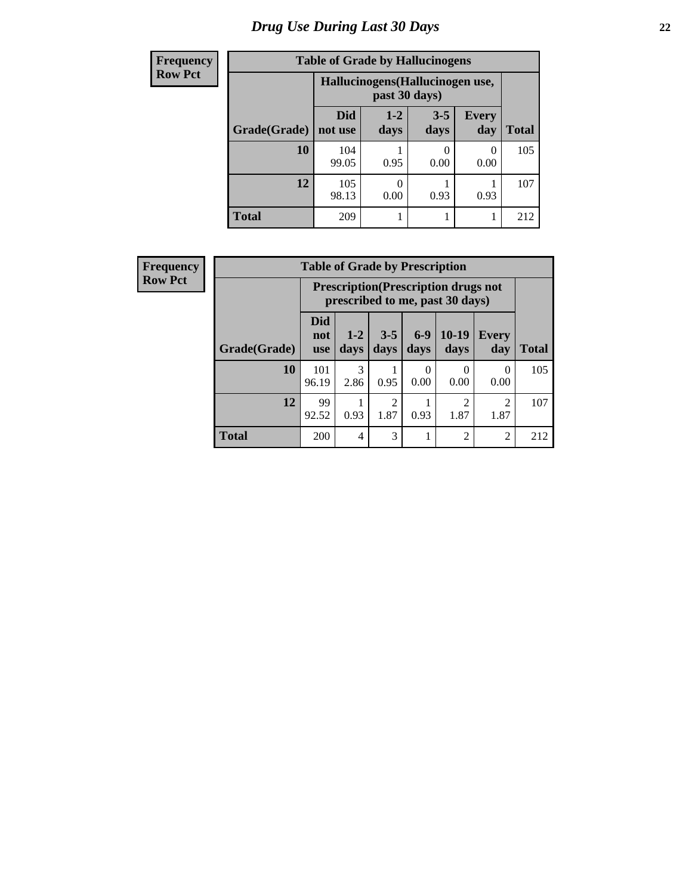# Drug Use During Last 30 Days

**Frequency**
**Row Pct**

**Table of Grade by Hallucinogens**

| | Hallucinogens(Hallucinogen use, past 30 days) | | | | |
|---|---|---|---|---|---|
| Grade(Grade) | Did not use | 1-2 days | 3-5 days | Every day | Total |
| **10** | 104<br>99.05 | 1<br>0.95 | 0<br>0.00 | 0<br>0.00 | 105 |
| **12** | 105<br>98.13 | 0<br>0.00 | 1<br>0.93 | 1<br>0.93 | 107 |
| **Total** | 209 | 1 | 1 | 1 | 212 |

**Frequency**
**Row Pct**

**Table of Grade by Prescription**

| | Prescription(Prescription drugs not prescribed to me, past 30 days) | | | | | | |
|---|---|---|---|---|---|---|---|
| Grade(Grade) | Did not use | 1-2 days | 3-5 days | 6-9 days | 10-19 days | Every day | Total |
| **10** | 101<br>96.19 | 3<br>2.86 | 1<br>0.95 | 0<br>0.00 | 0<br>0.00 | 0<br>0.00 | 105 |
| **12** | 99<br>92.52 | 1<br>0.93 | 2<br>1.87 | 1<br>0.93 | 2<br>1.87 | 2<br>1.87 | 107 |
| **Total** | 200 | 4 | 3 | 1 | 2 | 2 | 212 |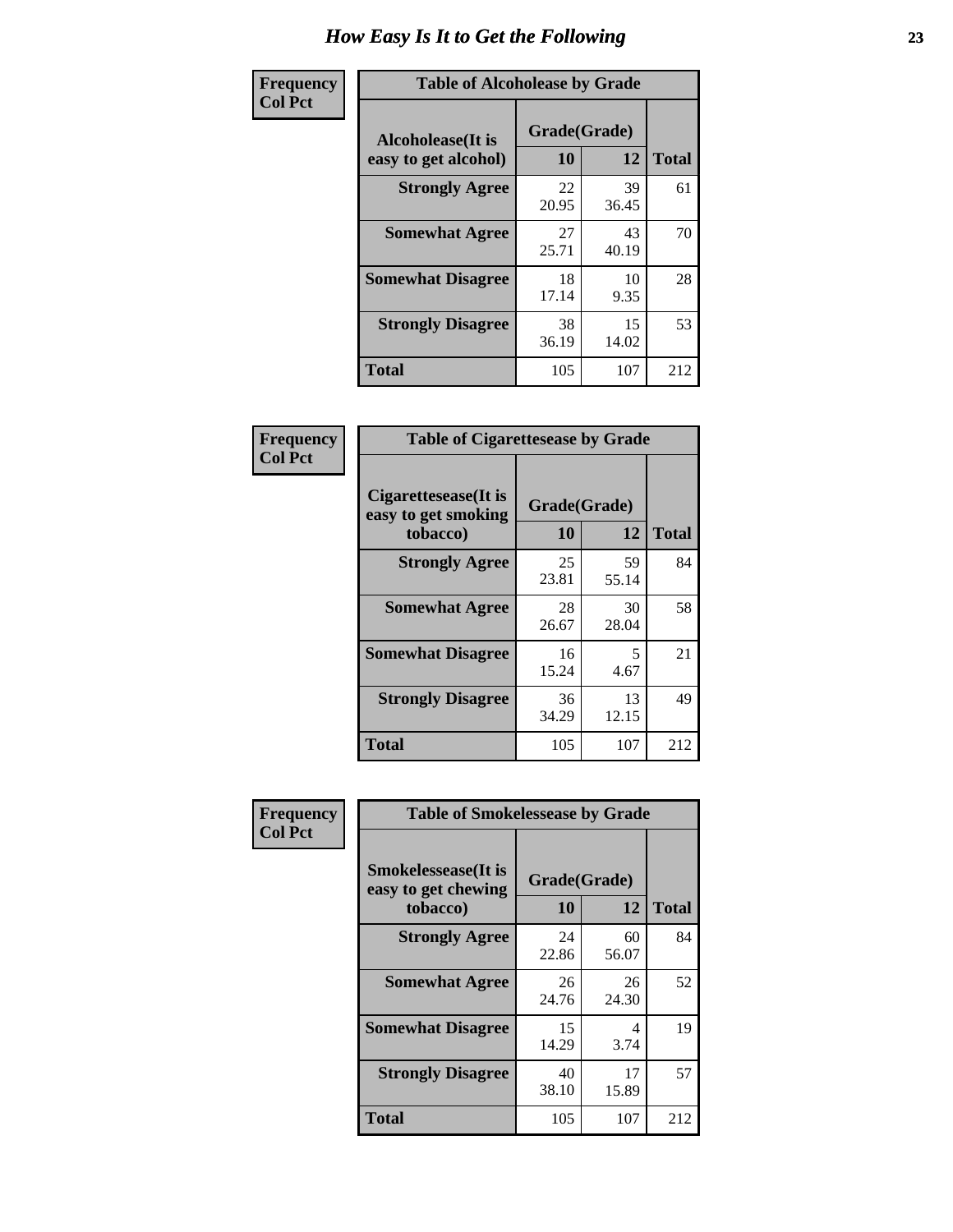# How Easy Is It to Get the Following

**Frequency**
**Col Pct**

| Table of Alcoholease by Grade | | | |
|---|---|---|---|
| **Alcoholease(It is easy to get alcohol)** | **Grade(Grade)** | | **Total** |
| | **10** | **12** | |
| **Strongly Agree** | 22<br>20.95 | 39<br>36.45 | 61 |
| **Somewhat Agree** | 27<br>25.71 | 43<br>40.19 | 70 |
| **Somewhat Disagree** | 18<br>17.14 | 10<br>9.35 | 28 |
| **Strongly Disagree** | 38<br>36.19 | 15<br>14.02 | 53 |
| **Total** | 105 | 107 | 212 |

**Frequency**
**Col Pct**

| Table of Cigarettesease by Grade | | | |
|---|---|---|---|
| **Cigarettesease(It is easy to get smoking tobacco)** | **Grade(Grade)** | | **Total** |
| | **10** | **12** | |
| **Strongly Agree** | 25<br>23.81 | 59<br>55.14 | 84 |
| **Somewhat Agree** | 28<br>26.67 | 30<br>28.04 | 58 |
| **Somewhat Disagree** | 16<br>15.24 | 5<br>4.67 | 21 |
| **Strongly Disagree** | 36<br>34.29 | 13<br>12.15 | 49 |
| **Total** | 105 | 107 | 212 |

**Frequency**
**Col Pct**

| Table of Smokelessease by Grade | | | |
|---|---|---|---|
| **Smokelessease(It is easy to get chewing tobacco)** | **Grade(Grade)** | | **Total** |
| | **10** | **12** | |
| **Strongly Agree** | 24<br>22.86 | 60<br>56.07 | 84 |
| **Somewhat Agree** | 26<br>24.76 | 26<br>24.30 | 52 |
| **Somewhat Disagree** | 15<br>14.29 | 4<br>3.74 | 19 |
| **Strongly Disagree** | 40<br>38.10 | 17<br>15.89 | 57 |
| **Total** | 105 | 107 | 212 |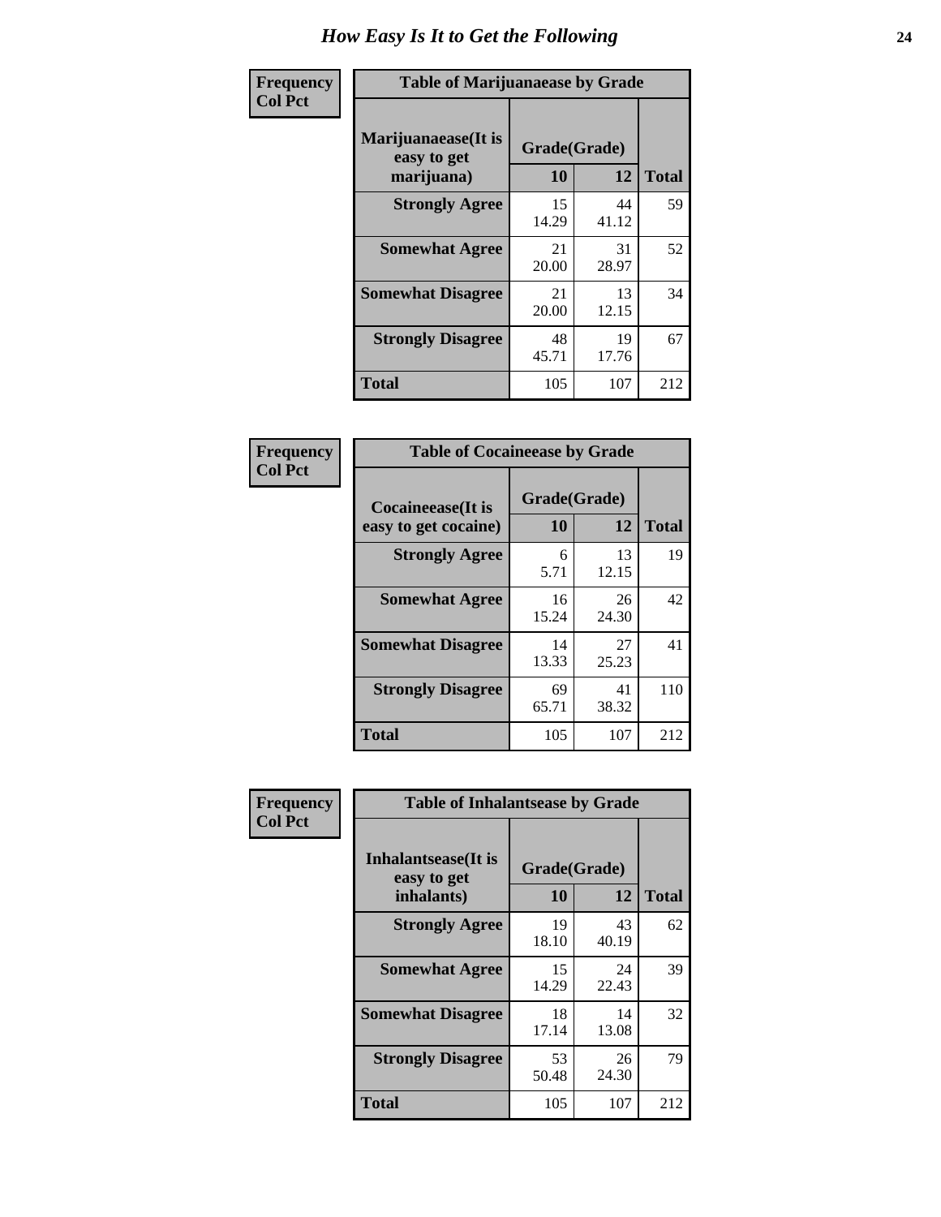# How Easy Is It to Get the Following

**Frequency**
**Col Pct**

**Table of Marijuanaease by Grade**

| Marijuanaease(It is easy to get marijuana) | Grade(Grade) | | Total |
|---|---|---|---|
| | 10 | 12 | |
| **Strongly Agree** | 15<br>14.29 | 44<br>41.12 | 59 |
| **Somewhat Agree** | 21<br>20.00 | 31<br>28.97 | 52 |
| **Somewhat Disagree** | 21<br>20.00 | 13<br>12.15 | 34 |
| **Strongly Disagree** | 48<br>45.71 | 19<br>17.76 | 67 |
| **Total** | 105 | 107 | 212 |

**Frequency**
**Col Pct**

**Table of Cocaineease by Grade**

| Cocaineease(It is easy to get cocaine) | Grade(Grade) | | Total |
|---|---|---|---|
| | 10 | 12 | |
| **Strongly Agree** | 6<br>5.71 | 13<br>12.15 | 19 |
| **Somewhat Agree** | 16<br>15.24 | 26<br>24.30 | 42 |
| **Somewhat Disagree** | 14<br>13.33 | 27<br>25.23 | 41 |
| **Strongly Disagree** | 69<br>65.71 | 41<br>38.32 | 110 |
| **Total** | 105 | 107 | 212 |

**Frequency**
**Col Pct**

**Table of Inhalantsease by Grade**

| Inhalantsease(It is easy to get inhalants) | Grade(Grade) | | Total |
|---|---|---|---|
| | 10 | 12 | |
| **Strongly Agree** | 19<br>18.10 | 43<br>40.19 | 62 |
| **Somewhat Agree** | 15<br>14.29 | 24<br>22.43 | 39 |
| **Somewhat Disagree** | 18<br>17.14 | 14<br>13.08 | 32 |
| **Strongly Disagree** | 53<br>50.48 | 26<br>24.30 | 79 |
| **Total** | 105 | 107 | 212 |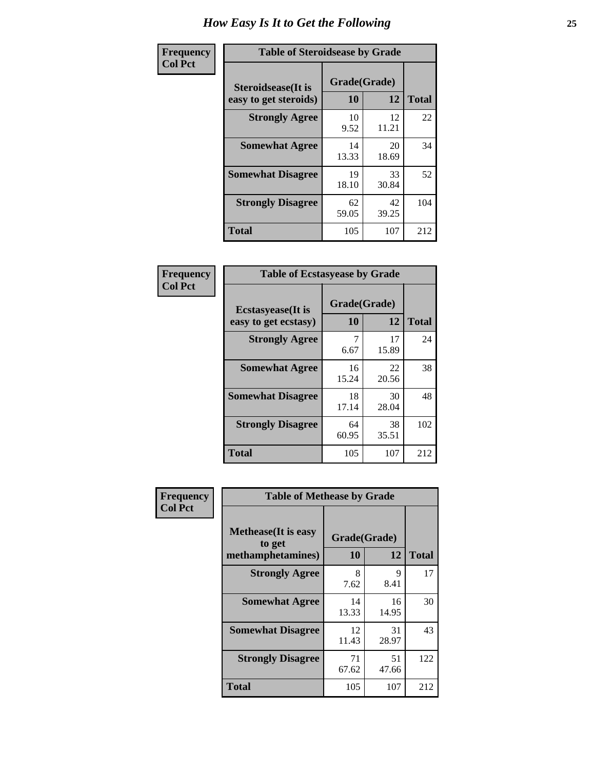# How Easy Is It to Get the Following

**Frequency**
**Col Pct**

| Table of Steroidsease by Grade | | | |
|---|---|---|---|
| **Steroidsease(It is easy to get steroids)** | **Grade(Grade)** | | **Total** |
| | **10** | **12** | |
| **Strongly Agree** | 10<br>9.52 | 12<br>11.21 | 22 |
| **Somewhat Agree** | 14<br>13.33 | 20<br>18.69 | 34 |
| **Somewhat Disagree** | 19<br>18.10 | 33<br>30.84 | 52 |
| **Strongly Disagree** | 62<br>59.05 | 42<br>39.25 | 104 |
| **Total** | 105 | 107 | 212 |

**Frequency**
**Col Pct**

| Table of Ecstasyease by Grade | | | |
|---|---|---|---|
| **Ecstasyease(It is easy to get ecstasy)** | **Grade(Grade)** | | **Total** |
| | **10** | **12** | |
| **Strongly Agree** | 7<br>6.67 | 17<br>15.89 | 24 |
| **Somewhat Agree** | 16<br>15.24 | 22<br>20.56 | 38 |
| **Somewhat Disagree** | 18<br>17.14 | 30<br>28.04 | 48 |
| **Strongly Disagree** | 64<br>60.95 | 38<br>35.51 | 102 |
| **Total** | 105 | 107 | 212 |

**Frequency**
**Col Pct**

| Table of Methease by Grade | | | |
|---|---|---|---|
| **Methease(It is easy to get methamphetamines)** | **Grade(Grade)** | | **Total** |
| | **10** | **12** | |
| **Strongly Agree** | 8<br>7.62 | 9<br>8.41 | 17 |
| **Somewhat Agree** | 14<br>13.33 | 16<br>14.95 | 30 |
| **Somewhat Disagree** | 12<br>11.43 | 31<br>28.97 | 43 |
| **Strongly Disagree** | 71<br>67.62 | 51<br>47.66 | 122 |
| **Total** | 105 | 107 | 212 |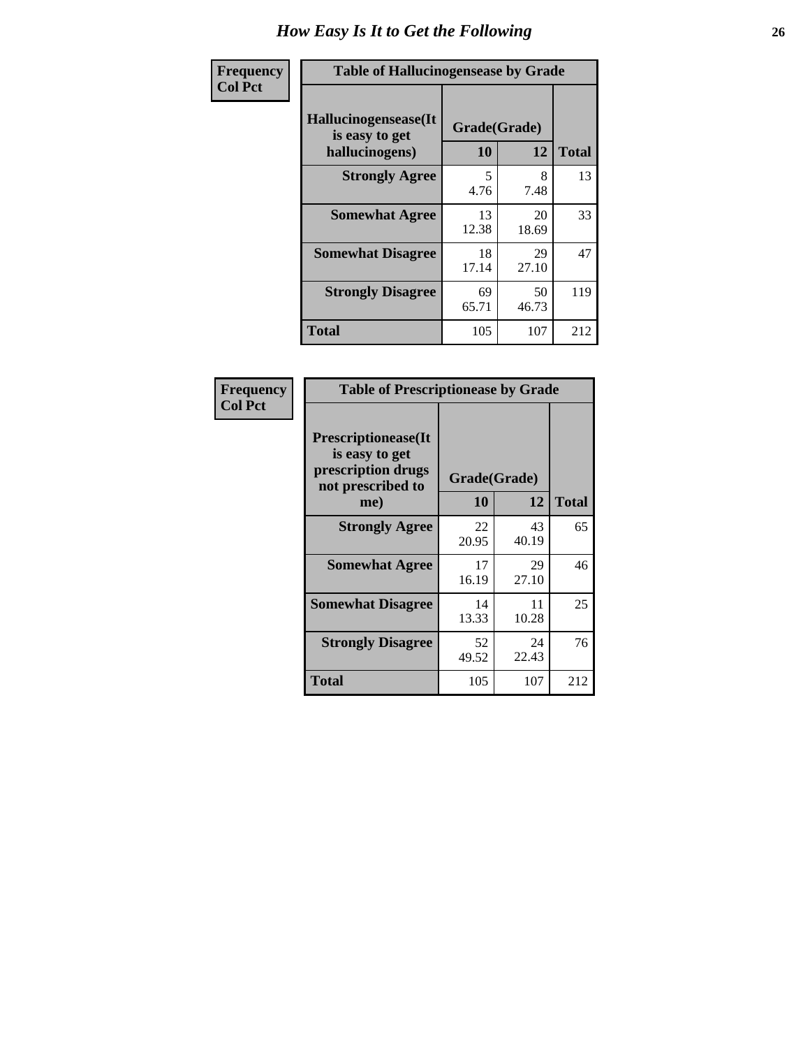# How Easy Is It to Get the Following

**Frequency**
**Col Pct**

**Table of Hallucinogensease by Grade**

| Hallucinogensease(It is easy to get hallucinogens) | Grade(Grade) | | Total |
|---|---|---|---|
| | 10 | 12 | |
| **Strongly Agree** | 5<br>4.76 | 8<br>7.48 | 13 |
| **Somewhat Agree** | 13<br>12.38 | 20<br>18.69 | 33 |
| **Somewhat Disagree** | 18<br>17.14 | 29<br>27.10 | 47 |
| **Strongly Disagree** | 69<br>65.71 | 50<br>46.73 | 119 |
| **Total** | 105 | 107 | 212 |

**Frequency**
**Col Pct**

**Table of Prescriptionease by Grade**

| Prescriptionease(It is easy to get prescription drugs not prescribed to me) | Grade(Grade) | | Total |
|---|---|---|---|
| | 10 | 12 | |
| **Strongly Agree** | 22<br>20.95 | 43<br>40.19 | 65 |
| **Somewhat Agree** | 17<br>16.19 | 29<br>27.10 | 46 |
| **Somewhat Disagree** | 14<br>13.33 | 11<br>10.28 | 25 |
| **Strongly Disagree** | 52<br>49.52 | 24<br>22.43 | 76 |
| **Total** | 105 | 107 | 212 |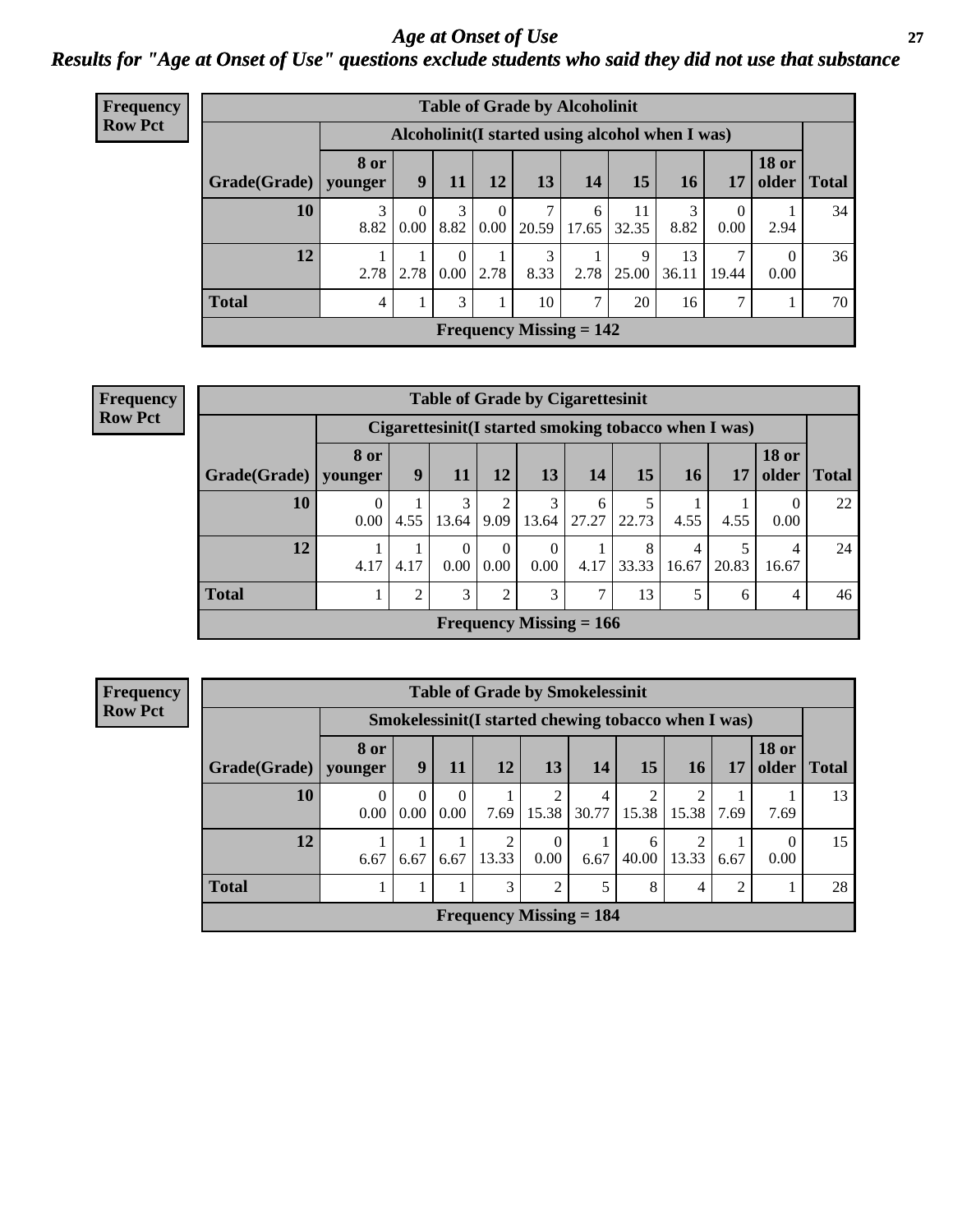# Age at Onset of Use

## Results for "Age at Onset of Use" questions exclude students who said they did not use that substance

**Frequency**
**Row Pct**

**Table of Grade by Alcoholinit**

| Grade(Grade) | Alcoholinit(I started using alcohol when I was) | | | | | | | | | | Total |
|---|---|---|---|---|---|---|---|---|---|---|---|
| | 8 or younger | 9 | 11 | 12 | 13 | 14 | 15 | 16 | 17 | 18 or older | |
| 10 | 3<br>8.82 | 0<br>0.00 | 3<br>8.82 | 0<br>0.00 | 7<br>20.59 | 6<br>17.65 | 11<br>32.35 | 3<br>8.82 | 0<br>0.00 | 1<br>2.94 | 34 |
| 12 | 1<br>2.78 | 1<br>2.78 | 0<br>0.00 | 1<br>2.78 | 3<br>8.33 | 1<br>2.78 | 9<br>25.00 | 13<br>36.11 | 7<br>19.44 | 0<br>0.00 | 36 |
| Total | 4 | 1 | 3 | 1 | 10 | 7 | 20 | 16 | 7 | 1 | 70 |

Frequency Missing = 142

**Frequency**
**Row Pct**

**Table of Grade by Cigarettesinit**

| Grade(Grade) | Cigarettesinit(I started smoking tobacco when I was) | | | | | | | | | | Total |
|---|---|---|---|---|---|---|---|---|---|---|---|
| | 8 or younger | 9 | 11 | 12 | 13 | 14 | 15 | 16 | 17 | 18 or older | |
| 10 | 0<br>0.00 | 1<br>4.55 | 3<br>13.64 | 2<br>9.09 | 3<br>13.64 | 6<br>27.27 | 5<br>22.73 | 1<br>4.55 | 1<br>4.55 | 0<br>0.00 | 22 |
| 12 | 1<br>4.17 | 1<br>4.17 | 0<br>0.00 | 0<br>0.00 | 0<br>0.00 | 1<br>4.17 | 8<br>33.33 | 4<br>16.67 | 5<br>20.83 | 4<br>16.67 | 24 |
| Total | 1 | 2 | 3 | 2 | 3 | 7 | 13 | 5 | 6 | 4 | 46 |

Frequency Missing = 166

**Frequency**
**Row Pct**

**Table of Grade by Smokelessinit**

| Grade(Grade) | Smokelessinit(I started chewing tobacco when I was) | | | | | | | | | | Total |
|---|---|---|---|---|---|---|---|---|---|---|---|
| | 8 or younger | 9 | 11 | 12 | 13 | 14 | 15 | 16 | 17 | 18 or older | |
| 10 | 0<br>0.00 | 0<br>0.00 | 0<br>0.00 | 1<br>7.69 | 2<br>15.38 | 4<br>30.77 | 2<br>15.38 | 2<br>15.38 | 1<br>7.69 | 1<br>7.69 | 13 |
| 12 | 1<br>6.67 | 1<br>6.67 | 1<br>6.67 | 2<br>13.33 | 0<br>0.00 | 1<br>6.67 | 6<br>40.00 | 2<br>13.33 | 1<br>6.67 | 0<br>0.00 | 15 |
| Total | 1 | 1 | 1 | 3 | 2 | 5 | 8 | 4 | 2 | 1 | 28 |

Frequency Missing = 184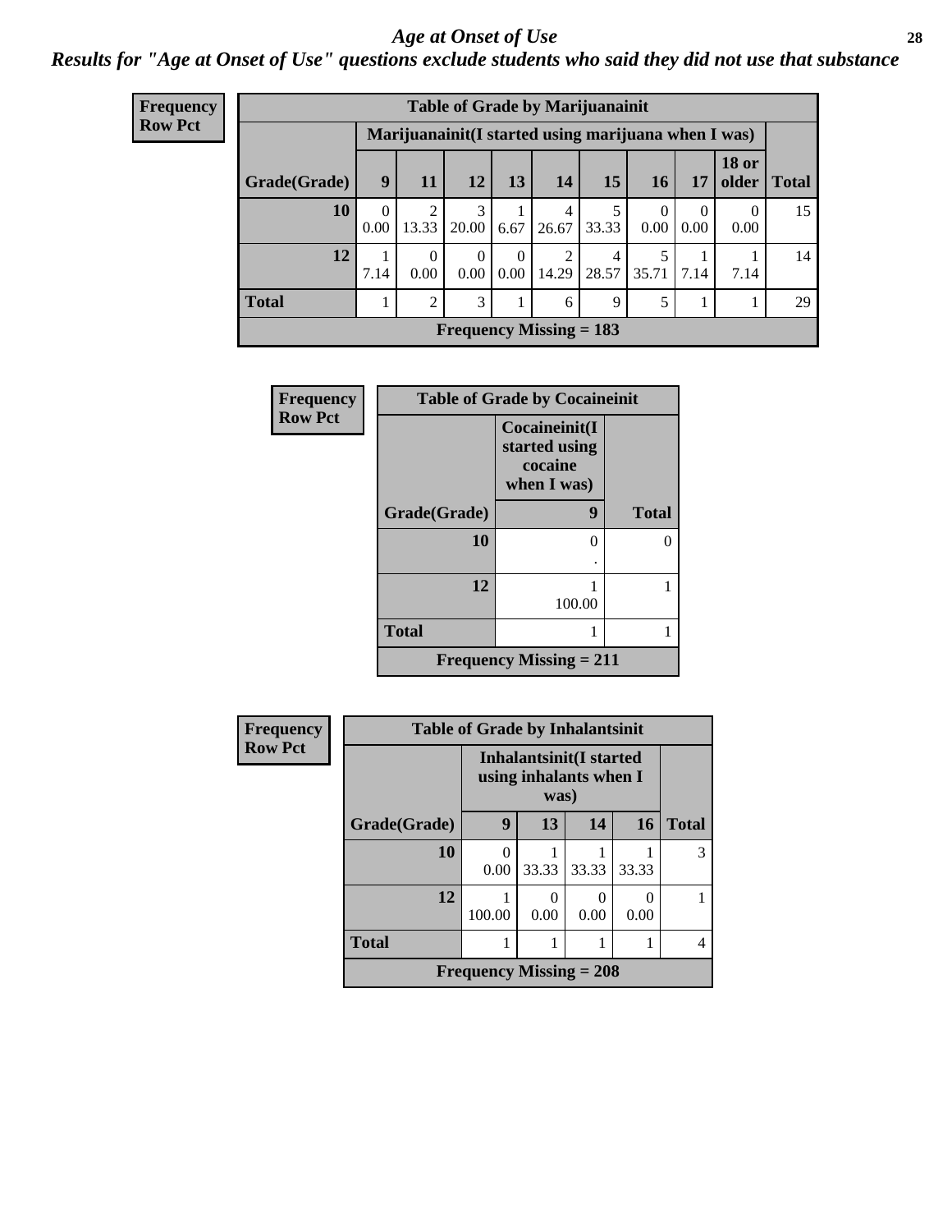# *Age at Onset of Use*

## *Results for "Age at Onset of Use" questions exclude students who said they did not use that substance*

**Frequency**
**Row Pct**

**Table of Grade by Marijuanainit**

| Grade(Grade) | Marijuanainit(I started using marijuana when I was) | | | | | | | | | Total |
|---|---|---|---|---|---|---|---|---|---|---|
| | 9 | 11 | 12 | 13 | 14 | 15 | 16 | 17 | 18 or older | |
| 10 | 0<br>0.00 | 2<br>13.33 | 3<br>20.00 | 1<br>6.67 | 4<br>26.67 | 5<br>33.33 | 0<br>0.00 | 0<br>0.00 | 0<br>0.00 | 15 |
| 12 | 1<br>7.14 | 0<br>0.00 | 0<br>0.00 | 0<br>0.00 | 2<br>14.29 | 4<br>28.57 | 5<br>35.71 | 1<br>7.14 | 1<br>7.14 | 14 |
| Total | 1 | 2 | 3 | 1 | 6 | 9 | 5 | 1 | 1 | 29 |

**Frequency Missing = 183**

**Frequency**
**Row Pct**

**Table of Grade by Cocaineinit**

| Grade(Grade) | Cocaineinit(I started using cocaine when I was) | Total |
|---|---|---|
| | 9 | |
| 10 | 0<br>. | 0 |
| 12 | 1<br>100.00 | 1 |
| Total | 1 | 1 |

**Frequency Missing = 211**

**Frequency**
**Row Pct**

**Table of Grade by Inhalantsinit**

| Grade(Grade) | Inhalantsinit(I started using inhalants when I was) | | | | Total |
|---|---|---|---|---|---|
| | 9 | 13 | 14 | 16 | |
| 10 | 0<br>0.00 | 1<br>33.33 | 1<br>33.33 | 1<br>33.33 | 3 |
| 12 | 1<br>100.00 | 0<br>0.00 | 0<br>0.00 | 0<br>0.00 | 1 |
| Total | 1 | 1 | 1 | 1 | 4 |

**Frequency Missing = 208**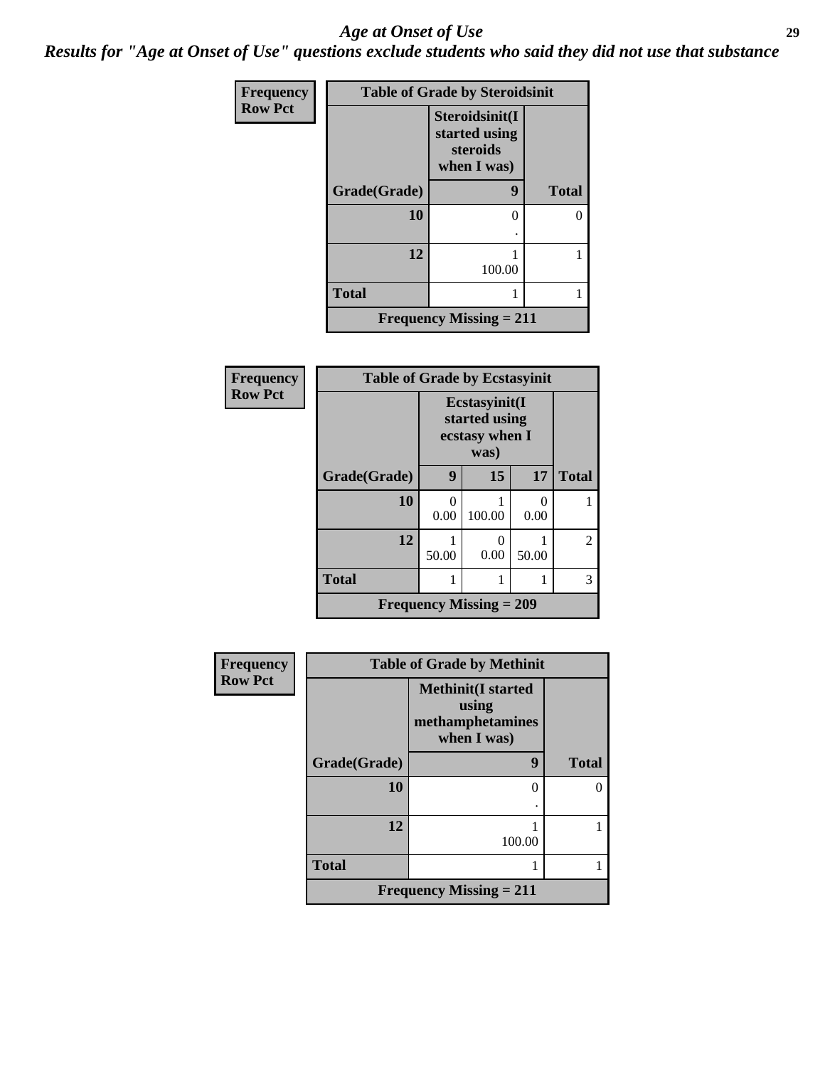# Age at Onset of Use

***Results for "Age at Onset of Use" questions exclude students who said they did not use that substance***

Frequency
Row Pct

**Table of Grade by Steroidsinit**

| Grade(Grade) | Steroidsinit(I started using steroids when I was) 9 | Total |
|---|---|---|
| **10** | 0<br>. | 0 |
| **12** | 1<br>100.00 | 1 |
| **Total** | 1 | 1 |

**Frequency Missing = 211**

Frequency
Row Pct

**Table of Grade by Ecstasyinit**

| Grade(Grade) | Ecstasyinit(I started using ecstasy when I was) 9 | 15 | 17 | Total |
|---|---|---|---|---|
| **10** | 0<br>0.00 | 1<br>100.00 | 0<br>0.00 | 1 |
| **12** | 1<br>50.00 | 0<br>0.00 | 1<br>50.00 | 2 |
| **Total** | 1 | 1 | 1 | 3 |

**Frequency Missing = 209**

Frequency
Row Pct

**Table of Grade by Methinit**

| Grade(Grade) | Methinit(I started using methamphetamines when I was) 9 | Total |
|---|---|---|
| **10** | 0<br>. | 0 |
| **12** | 1<br>100.00 | 1 |
| **Total** | 1 | 1 |

**Frequency Missing = 211**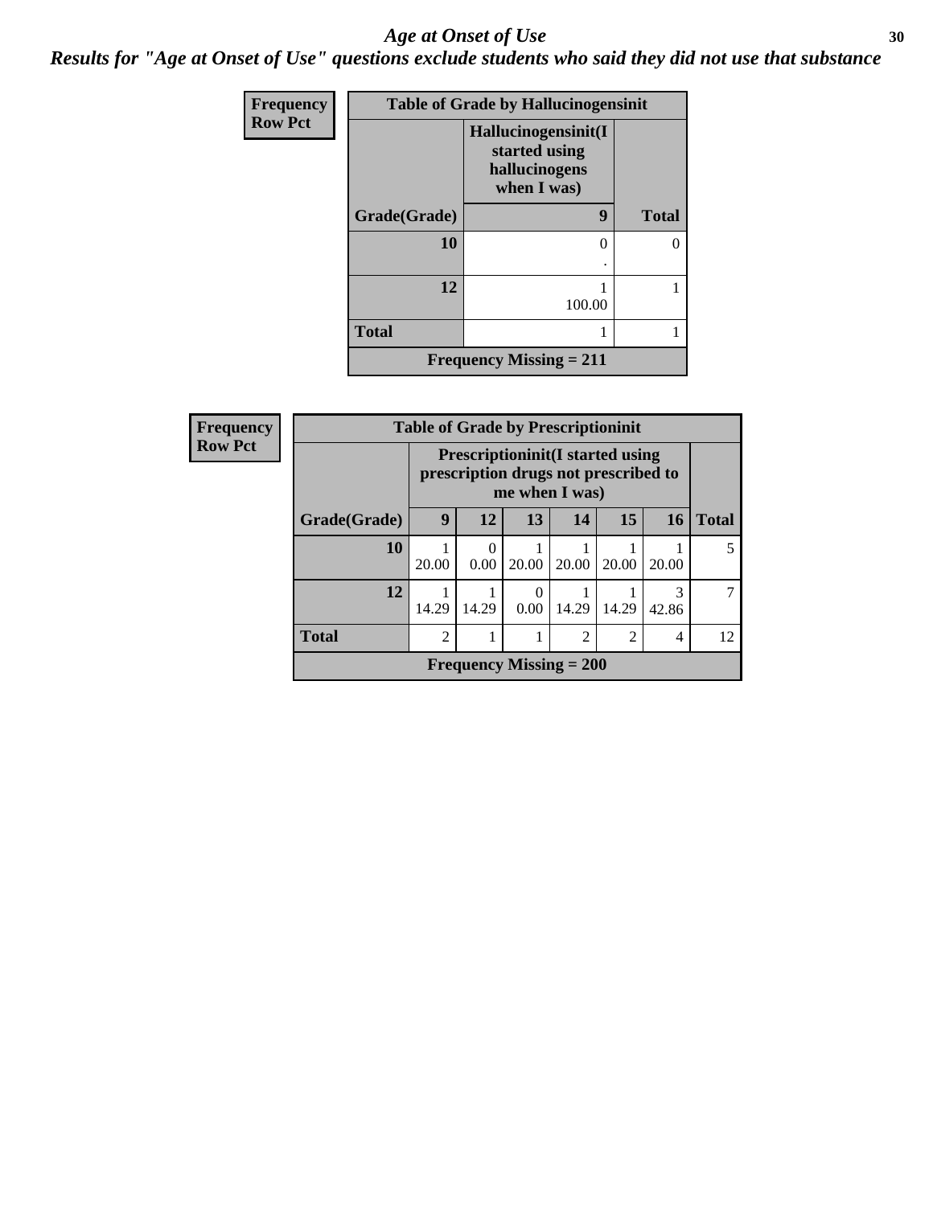# *Age at Onset of Use*

***Results for "Age at Onset of Use" questions exclude students who said they did not use that substance***

**Frequency**
**Row Pct**

| Table of Grade by Hallucinogensinit | | |
|---|---|---|
| | **Hallucinogensinit(I started using hallucinogens when I was)** | |
| **Grade(Grade)** | **9** | **Total** |
| **10** | 0<br>. | 0 |
| **12** | 1<br>100.00 | 1 |
| **Total** | 1 | 1 |
| **Frequency Missing = 211** | | |

**Frequency**
**Row Pct**

| Table of Grade by Prescriptioninit | | | | | | | |
|---|---|---|---|---|---|---|---|
| | **Prescriptioninit(I started using prescription drugs not prescribed to me when I was)** | | | | | | |
| **Grade(Grade)** | **9** | **12** | **13** | **14** | **15** | **16** | **Total** |
| **10** | 1<br>20.00 | 0<br>0.00 | 1<br>20.00 | 1<br>20.00 | 1<br>20.00 | 1<br>20.00 | 5 |
| **12** | 1<br>14.29 | 1<br>14.29 | 0<br>0.00 | 1<br>14.29 | 1<br>14.29 | 3<br>42.86 | 7 |
| **Total** | 2 | 1 | 1 | 2 | 2 | 4 | 12 |
| **Frequency Missing = 200** | | | | | | | |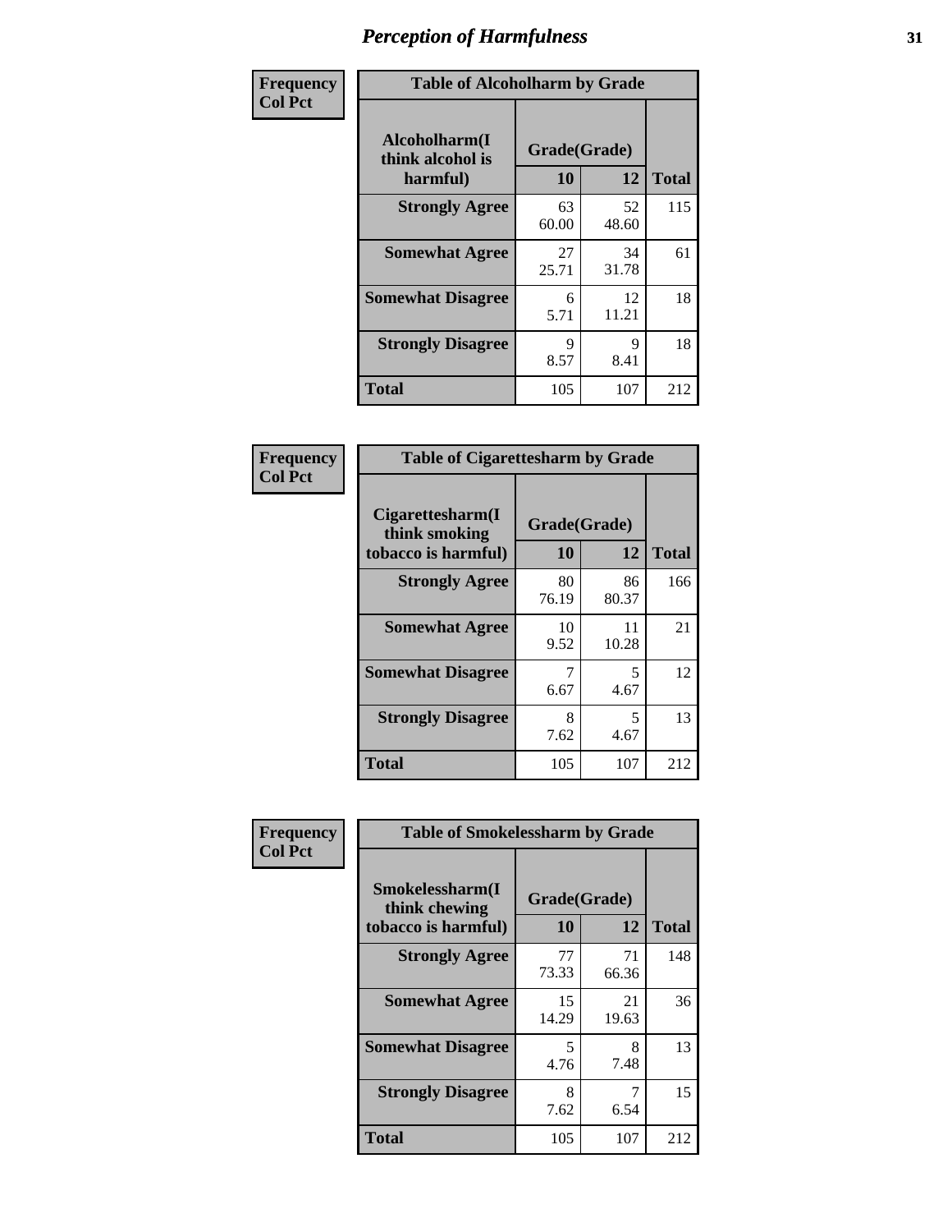# Perception of Harmfulness

**Frequency**
**Col Pct**

| Table of Alcoholharm by Grade | | | |
|---|---|---|---|
| Alcoholharm(I think alcohol is harmful) | Grade(Grade) | | Total |
| | 10 | 12 | |
| **Strongly Agree** | 63<br>60.00 | 52<br>48.60 | 115 |
| **Somewhat Agree** | 27<br>25.71 | 34<br>31.78 | 61 |
| **Somewhat Disagree** | 6<br>5.71 | 12<br>11.21 | 18 |
| **Strongly Disagree** | 9<br>8.57 | 9<br>8.41 | 18 |
| **Total** | 105 | 107 | 212 |

**Frequency**
**Col Pct**

| Table of Cigarettesharm by Grade | | | |
|---|---|---|---|
| Cigarettesharm(I think smoking tobacco is harmful) | Grade(Grade) | | Total |
| | 10 | 12 | |
| **Strongly Agree** | 80<br>76.19 | 86<br>80.37 | 166 |
| **Somewhat Agree** | 10<br>9.52 | 11<br>10.28 | 21 |
| **Somewhat Disagree** | 7<br>6.67 | 5<br>4.67 | 12 |
| **Strongly Disagree** | 8<br>7.62 | 5<br>4.67 | 13 |
| **Total** | 105 | 107 | 212 |

**Frequency**
**Col Pct**

| Table of Smokelessharm by Grade | | | |
|---|---|---|---|
| Smokelessharm(I think chewing tobacco is harmful) | Grade(Grade) | | Total |
| | 10 | 12 | |
| **Strongly Agree** | 77<br>73.33 | 71<br>66.36 | 148 |
| **Somewhat Agree** | 15<br>14.29 | 21<br>19.63 | 36 |
| **Somewhat Disagree** | 5<br>4.76 | 8<br>7.48 | 13 |
| **Strongly Disagree** | 8<br>7.62 | 7<br>6.54 | 15 |
| **Total** | 105 | 107 | 212 |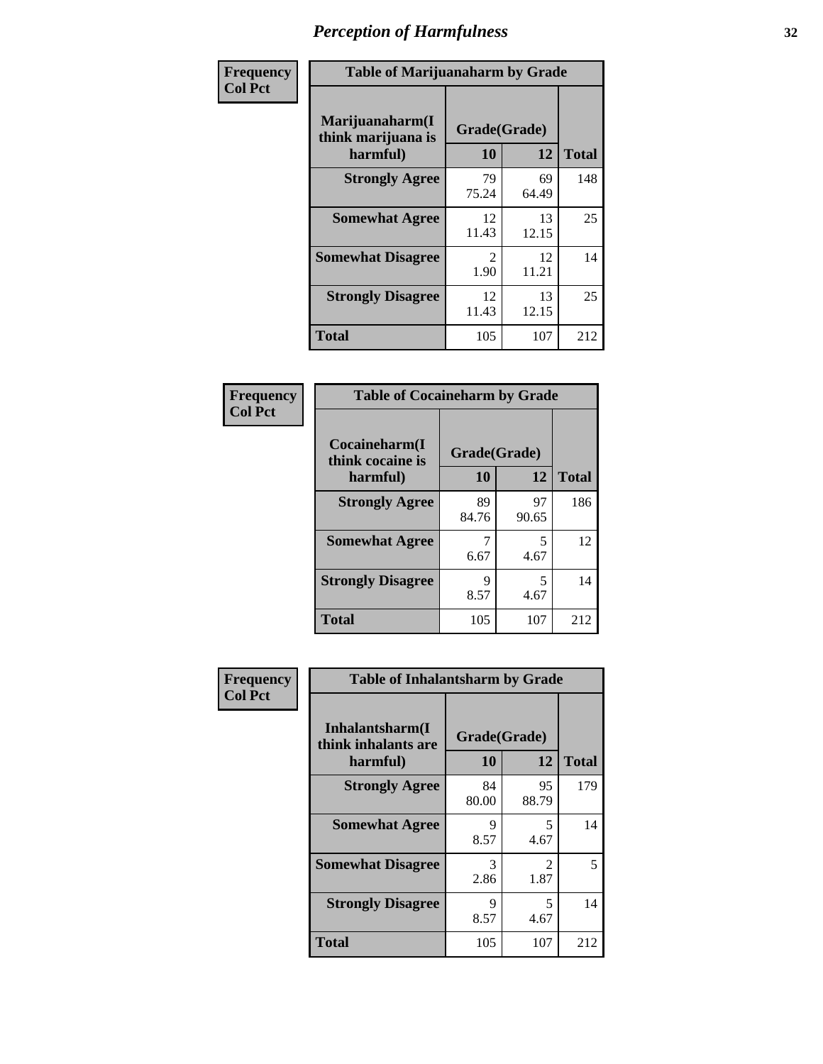# Perception of Harmfulness

| Frequency Col Pct | Table of Marijuanaharm by Grade | | |
|---|---|---|---|
| Marijuanaharm(I think marijuana is harmful) | Grade(Grade) | | |
| | 10 | 12 | Total |
| Strongly Agree | 79<br>75.24 | 69<br>64.49 | 148 |
| Somewhat Agree | 12<br>11.43 | 13<br>12.15 | 25 |
| Somewhat Disagree | 2<br>1.90 | 12<br>11.21 | 14 |
| Strongly Disagree | 12<br>11.43 | 13<br>12.15 | 25 |
| Total | 105 | 107 | 212 |

| Frequency Col Pct | Table of Cocaineharm by Grade | | |
|---|---|---|---|
| Cocaineharm(I think cocaine is harmful) | Grade(Grade) | | |
| | 10 | 12 | Total |
| Strongly Agree | 89<br>84.76 | 97<br>90.65 | 186 |
| Somewhat Agree | 7<br>6.67 | 5<br>4.67 | 12 |
| Strongly Disagree | 9<br>8.57 | 5<br>4.67 | 14 |
| Total | 105 | 107 | 212 |

| Frequency Col Pct | Table of Inhalantsharm by Grade | | |
|---|---|---|---|
| Inhalantsharm(I think inhalants are harmful) | Grade(Grade) | | |
| | 10 | 12 | Total |
| Strongly Agree | 84<br>80.00 | 95<br>88.79 | 179 |
| Somewhat Agree | 9<br>8.57 | 5<br>4.67 | 14 |
| Somewhat Disagree | 3<br>2.86 | 2<br>1.87 | 5 |
| Strongly Disagree | 9<br>8.57 | 5<br>4.67 | 14 |
| Total | 105 | 107 | 212 |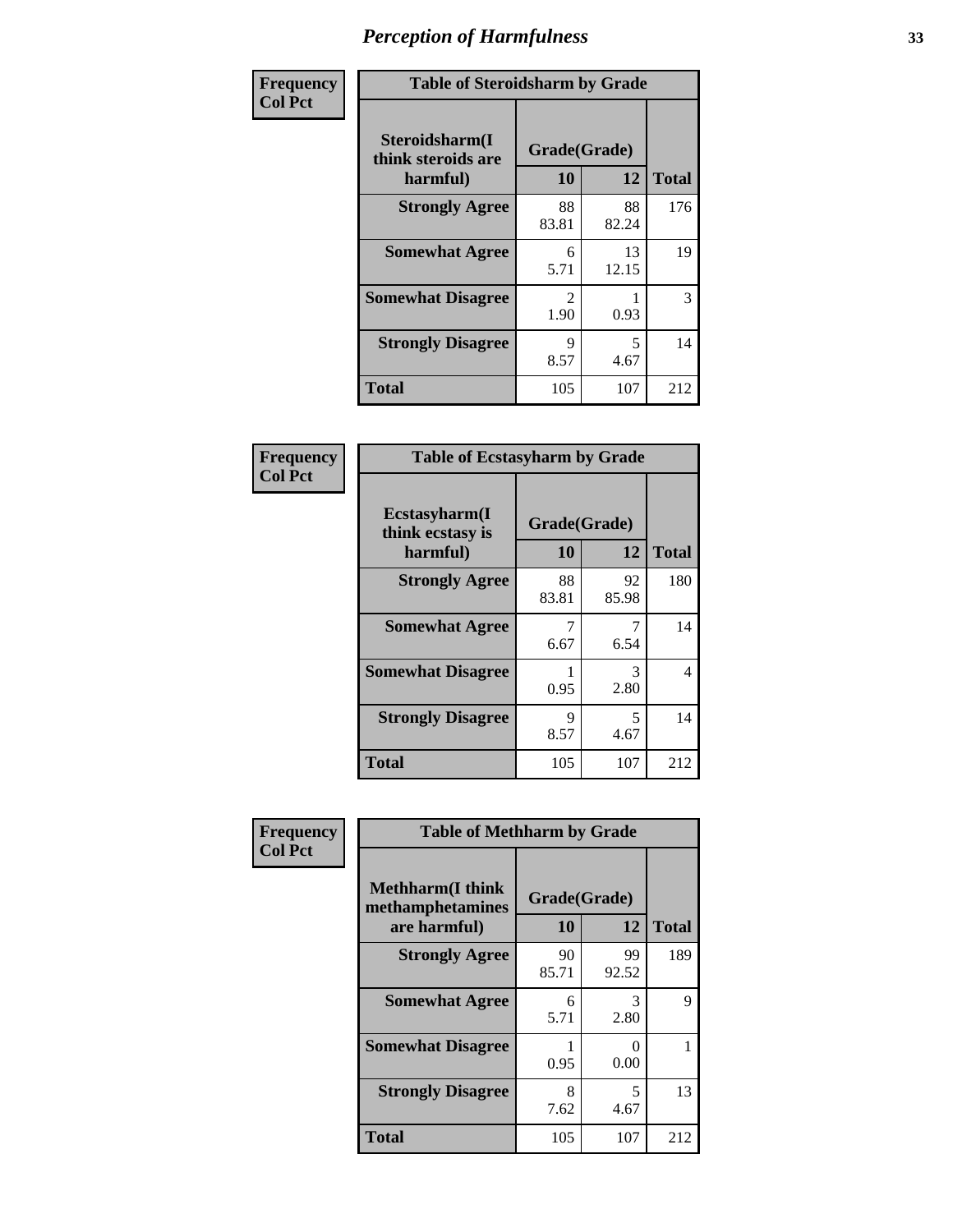# Perception of Harmfulness

| Frequency<br>Col Pct | Table of Steroidsharm by Grade | | |
|---|---|---|---|
| Steroidsharm(I think steroids are harmful) | Grade(Grade) | | |
| | 10 | 12 | Total |
| Strongly Agree | 88<br>83.81 | 88<br>82.24 | 176 |
| Somewhat Agree | 6<br>5.71 | 13<br>12.15 | 19 |
| Somewhat Disagree | 2<br>1.90 | 1<br>0.93 | 3 |
| Strongly Disagree | 9<br>8.57 | 5<br>4.67 | 14 |
| Total | 105 | 107 | 212 |

| Frequency<br>Col Pct | Table of Ecstasyharm by Grade | | |
|---|---|---|---|
| Ecstasyharm(I think ecstasy is harmful) | Grade(Grade) | | |
| | 10 | 12 | Total |
| Strongly Agree | 88<br>83.81 | 92<br>85.98 | 180 |
| Somewhat Agree | 7<br>6.67 | 7<br>6.54 | 14 |
| Somewhat Disagree | 1<br>0.95 | 3<br>2.80 | 4 |
| Strongly Disagree | 9<br>8.57 | 5<br>4.67 | 14 |
| Total | 105 | 107 | 212 |

| Frequency<br>Col Pct | Table of Methharm by Grade | | |
|---|---|---|---|
| Methharm(I think methamphetamines are harmful) | Grade(Grade) | | |
| | 10 | 12 | Total |
| Strongly Agree | 90<br>85.71 | 99<br>92.52 | 189 |
| Somewhat Agree | 6<br>5.71 | 3<br>2.80 | 9 |
| Somewhat Disagree | 1<br>0.95 | 0<br>0.00 | 1 |
| Strongly Disagree | 8<br>7.62 | 5<br>4.67 | 13 |
| Total | 105 | 107 | 212 |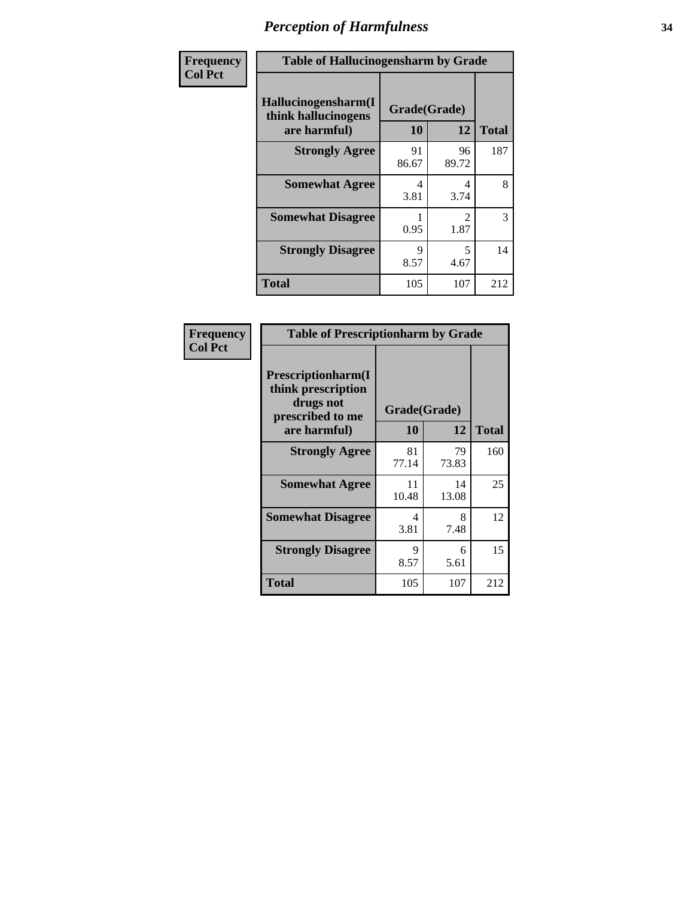## Perception of Harmfulness

**Frequency**
**Col Pct**

| Table of Hallucinogensharm by Grade | | | |
|---|---|---|---|
| Hallucinogensharm(I think hallucinogens are harmful) | Grade(Grade) | | Total |
| | 10 | 12 | |
| **Strongly Agree** | 91<br>86.67 | 96<br>89.72 | 187 |
| **Somewhat Agree** | 4<br>3.81 | 4<br>3.74 | 8 |
| **Somewhat Disagree** | 1<br>0.95 | 2<br>1.87 | 3 |
| **Strongly Disagree** | 9<br>8.57 | 5<br>4.67 | 14 |
| **Total** | 105 | 107 | 212 |

**Frequency**
**Col Pct**

| Table of Prescriptionharm by Grade | | | |
|---|---|---|---|
| Prescriptionharm(I think prescription drugs not prescribed to me are harmful) | Grade(Grade) | | Total |
| | 10 | 12 | |
| **Strongly Agree** | 81<br>77.14 | 79<br>73.83 | 160 |
| **Somewhat Agree** | 11<br>10.48 | 14<br>13.08 | 25 |
| **Somewhat Disagree** | 4<br>3.81 | 8<br>7.48 | 12 |
| **Strongly Disagree** | 9<br>8.57 | 6<br>5.61 | 15 |
| **Total** | 105 | 107 | 212 |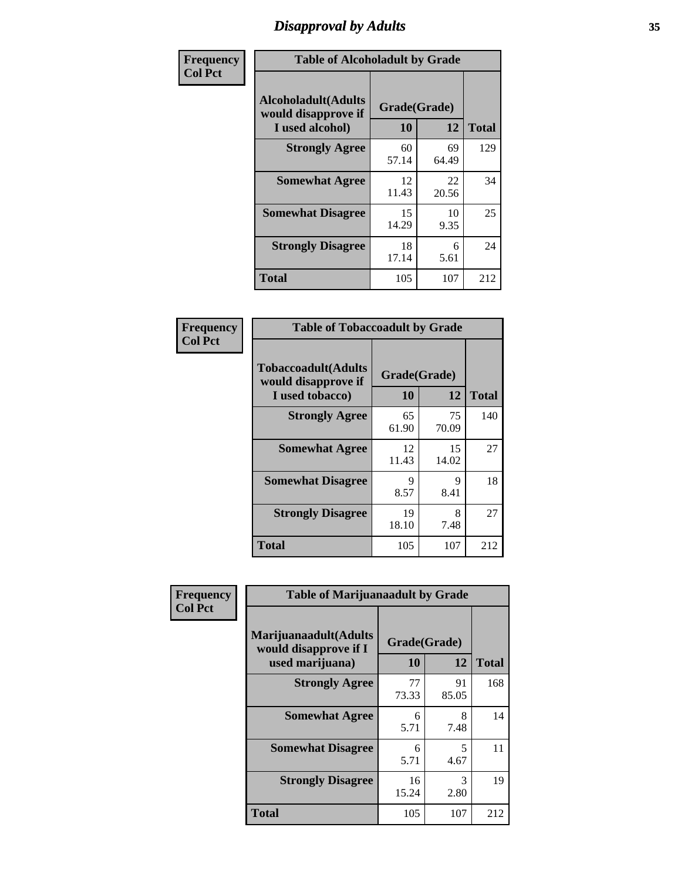# Disapproval by Adults

**Frequency**
**Col Pct**

| Table of Alcoholadult by Grade | | | |
|---|---|---|---|
| Alcoholadult(Adults would disapprove if I used alcohol) | Grade(Grade) | | |
| | 10 | 12 | Total |
| **Strongly Agree** | 60<br>57.14 | 69<br>64.49 | 129 |
| **Somewhat Agree** | 12<br>11.43 | 22<br>20.56 | 34 |
| **Somewhat Disagree** | 15<br>14.29 | 10<br>9.35 | 25 |
| **Strongly Disagree** | 18<br>17.14 | 6<br>5.61 | 24 |
| **Total** | 105 | 107 | 212 |

**Frequency**
**Col Pct**

| Table of Tobaccoadult by Grade | | | |
|---|---|---|---|
| Tobaccoadult(Adults would disapprove if I used tobacco) | Grade(Grade) | | |
| | 10 | 12 | Total |
| **Strongly Agree** | 65<br>61.90 | 75<br>70.09 | 140 |
| **Somewhat Agree** | 12<br>11.43 | 15<br>14.02 | 27 |
| **Somewhat Disagree** | 9<br>8.57 | 9<br>8.41 | 18 |
| **Strongly Disagree** | 19<br>18.10 | 8<br>7.48 | 27 |
| **Total** | 105 | 107 | 212 |

**Frequency**
**Col Pct**

| Table of Marijuanaadult by Grade | | | |
|---|---|---|---|
| Marijuanaadult(Adults would disapprove if I used marijuana) | Grade(Grade) | | |
| | 10 | 12 | Total |
| **Strongly Agree** | 77<br>73.33 | 91<br>85.05 | 168 |
| **Somewhat Agree** | 6<br>5.71 | 8<br>7.48 | 14 |
| **Somewhat Disagree** | 6<br>5.71 | 5<br>4.67 | 11 |
| **Strongly Disagree** | 16<br>15.24 | 3<br>2.80 | 19 |
| **Total** | 105 | 107 | 212 |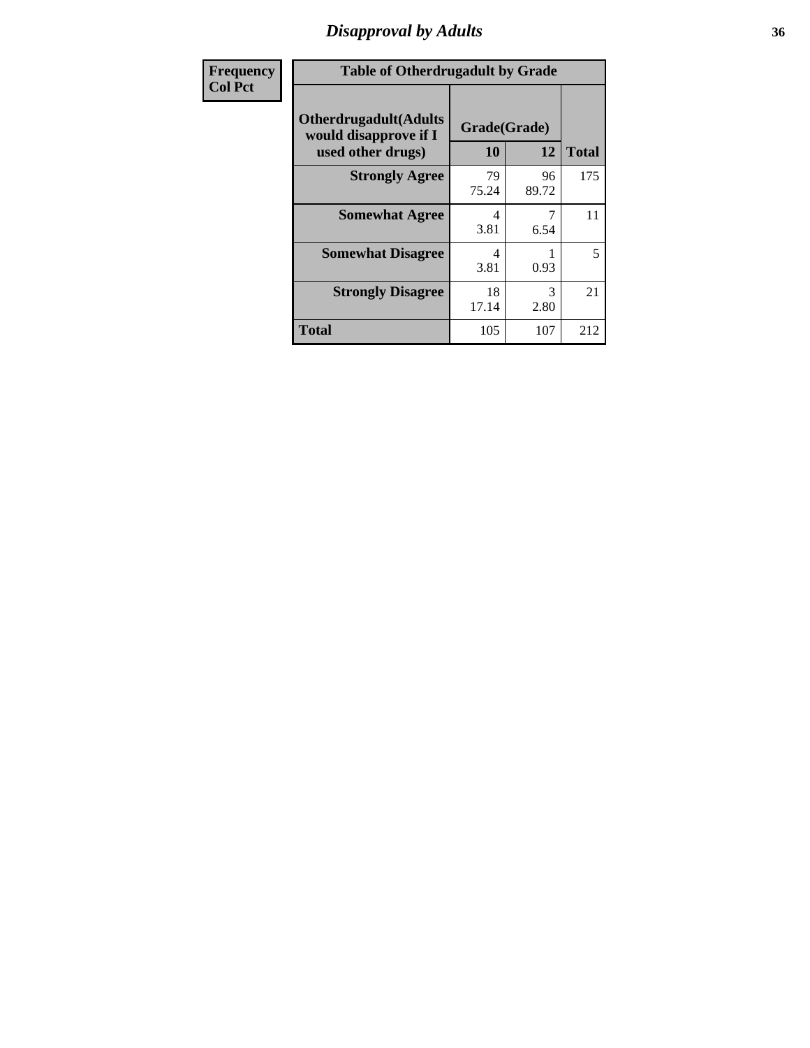# Disapproval by Adults

| Frequency<br>Col Pct |
|---|

**Table of Otherdrugadult by Grade**

| Otherdrugadult(Adults would disapprove if I used other drugs) | Grade(Grade) 10 | 12 | Total |
|---|---|---|---|
| **Strongly Agree** | 79<br>75.24 | 96<br>89.72 | 175 |
| **Somewhat Agree** | 4<br>3.81 | 7<br>6.54 | 11 |
| **Somewhat Disagree** | 4<br>3.81 | 1<br>0.93 | 5 |
| **Strongly Disagree** | 18<br>17.14 | 3<br>2.80 | 21 |
| **Total** | 105 | 107 | 212 |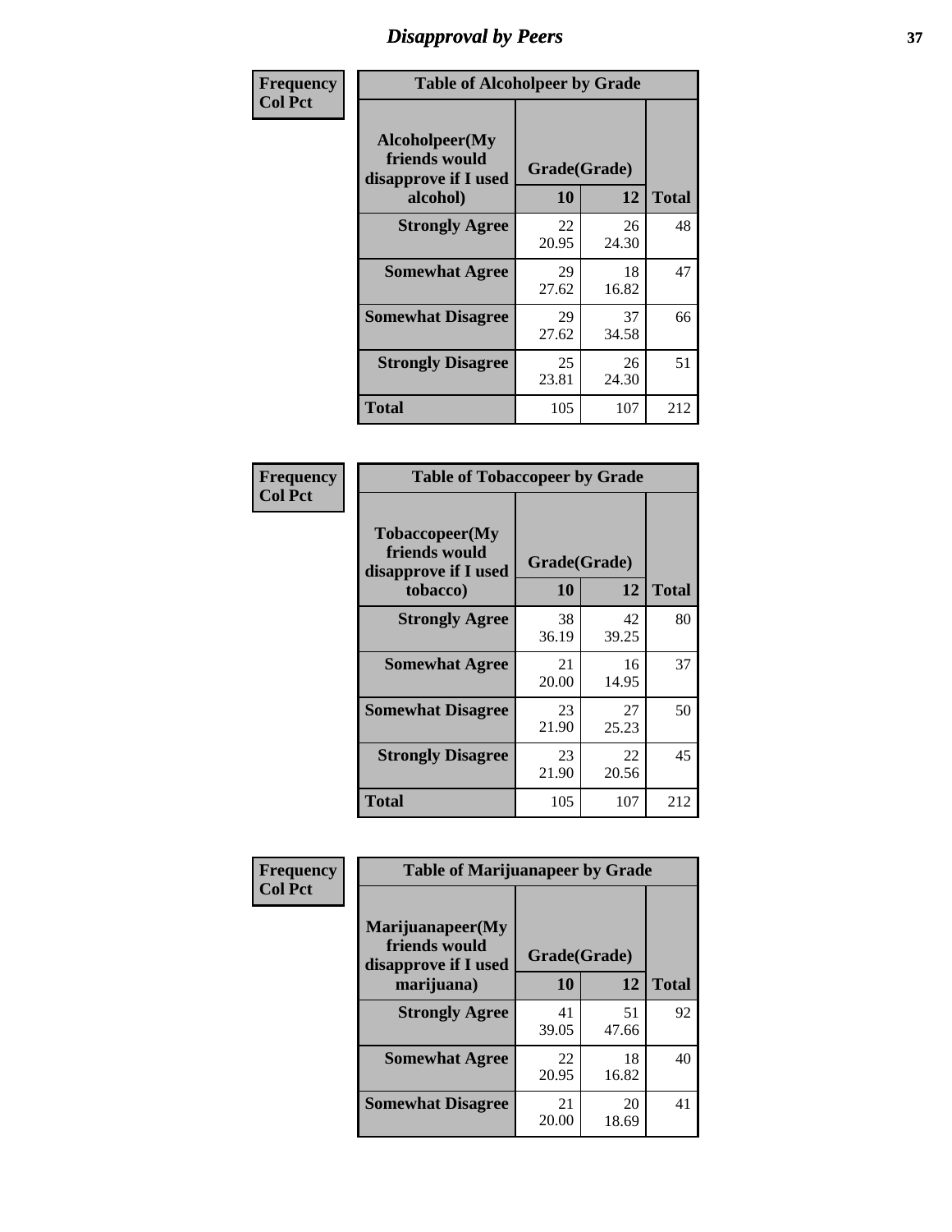# Disapproval by Peers

**Frequency**
**Col Pct**

| Table of Alcoholpeer by Grade | | | |
|---|---|---|---|
| **Alcoholpeer(My friends would disapprove if I used alcohol)** | **Grade(Grade)** | | |
| | **10** | **12** | **Total** |
| **Strongly Agree** | 22<br>20.95 | 26<br>24.30 | 48 |
| **Somewhat Agree** | 29<br>27.62 | 18<br>16.82 | 47 |
| **Somewhat Disagree** | 29<br>27.62 | 37<br>34.58 | 66 |
| **Strongly Disagree** | 25<br>23.81 | 26<br>24.30 | 51 |
| **Total** | 105 | 107 | 212 |

**Frequency**
**Col Pct**

| Table of Tobaccopeer by Grade | | | |
|---|---|---|---|
| **Tobaccopeer(My friends would disapprove if I used tobacco)** | **Grade(Grade)** | | |
| | **10** | **12** | **Total** |
| **Strongly Agree** | 38<br>36.19 | 42<br>39.25 | 80 |
| **Somewhat Agree** | 21<br>20.00 | 16<br>14.95 | 37 |
| **Somewhat Disagree** | 23<br>21.90 | 27<br>25.23 | 50 |
| **Strongly Disagree** | 23<br>21.90 | 22<br>20.56 | 45 |
| **Total** | 105 | 107 | 212 |

**Frequency**
**Col Pct**

| Table of Marijuanapeer by Grade | | | |
|---|---|---|---|
| **Marijuanapeer(My friends would disapprove if I used marijuana)** | **Grade(Grade)** | | |
| | **10** | **12** | **Total** |
| **Strongly Agree** | 41<br>39.05 | 51<br>47.66 | 92 |
| **Somewhat Agree** | 22<br>20.95 | 18<br>16.82 | 40 |
| **Somewhat Disagree** | 21<br>20.00 | 20<br>18.69 | 41 |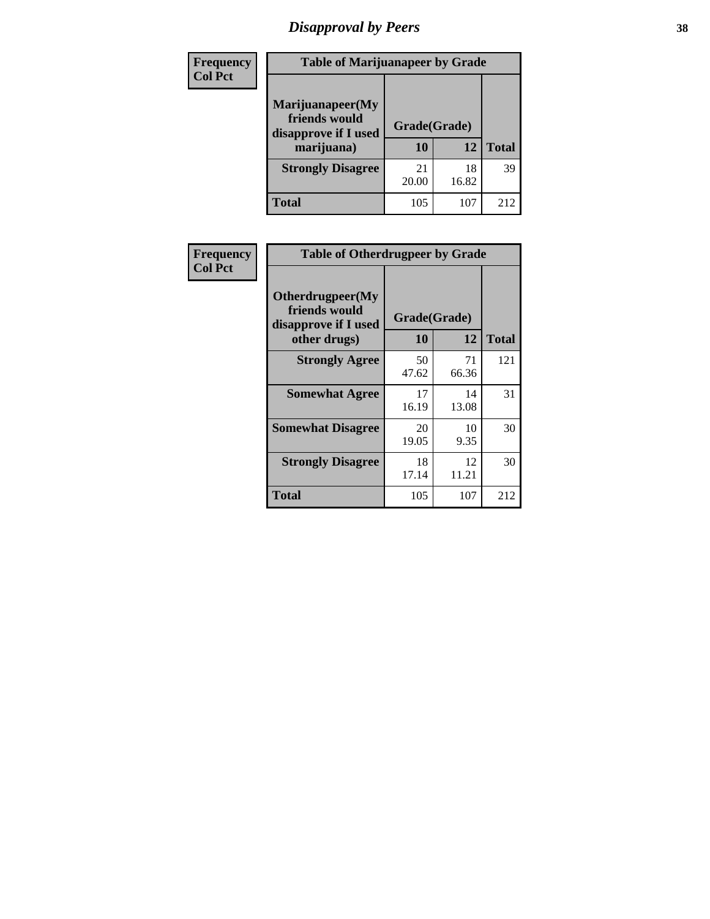# Disapproval by Peers

| Frequency<br>Col Pct | Table of Marijuanapeer by Grade | | |
|---|---|---|---|
| Marijuanapeer(My friends would disapprove if I used marijuana) | Grade(Grade) | | |
| | 10 | 12 | Total |
| Strongly Disagree | 21<br>20.00 | 18<br>16.82 | 39 |
| Total | 105 | 107 | 212 |

| Frequency<br>Col Pct | Table of Otherdrugpeer by Grade | | |
|---|---|---|---|
| Otherdrugpeer(My friends would disapprove if I used other drugs) | Grade(Grade) | | |
| | 10 | 12 | Total |
| Strongly Agree | 50<br>47.62 | 71<br>66.36 | 121 |
| Somewhat Agree | 17<br>16.19 | 14<br>13.08 | 31 |
| Somewhat Disagree | 20<br>19.05 | 10<br>9.35 | 30 |
| Strongly Disagree | 18<br>17.14 | 12<br>11.21 | 30 |
| Total | 105 | 107 | 212 |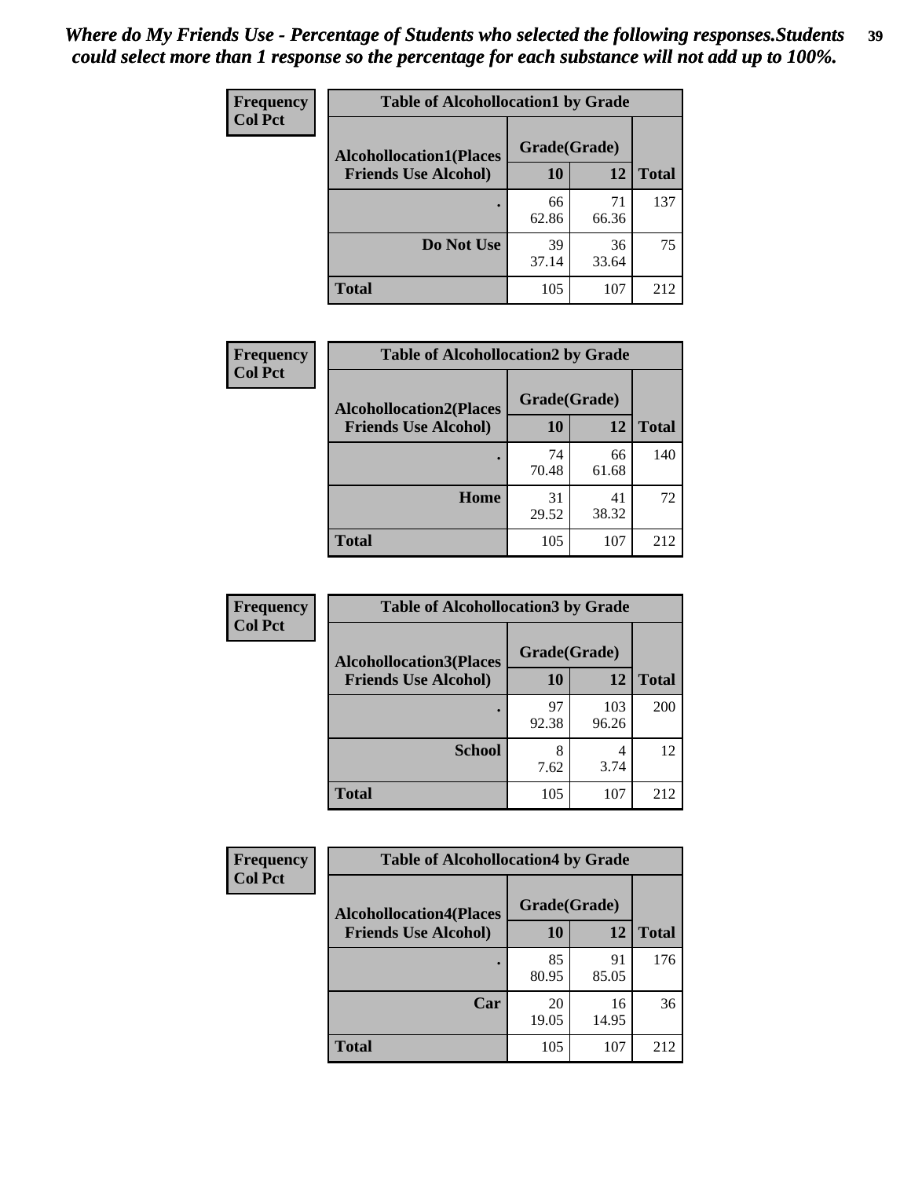*Where do My Friends Use - Percentage of Students who selected the following responses.Students could select more than 1 response so the percentage for each substance will not add up to 100%.*

**Frequency**
**Col Pct**

**Table of Alcohollocation1 by Grade**

| Alcohollocation1(Places Friends Use Alcohol) | Grade(Grade) 10 | 12 | Total |
|---|---|---|---|
| . | 66<br>62.86 | 71<br>66.36 | 137 |
| Do Not Use | 39<br>37.14 | 36<br>33.64 | 75 |
| Total | 105 | 107 | 212 |

**Frequency**
**Col Pct**

**Table of Alcohollocation2 by Grade**

| Alcohollocation2(Places Friends Use Alcohol) | Grade(Grade) 10 | 12 | Total |
|---|---|---|---|
| . | 74<br>70.48 | 66<br>61.68 | 140 |
| Home | 31<br>29.52 | 41<br>38.32 | 72 |
| Total | 105 | 107 | 212 |

**Frequency**
**Col Pct**

**Table of Alcohollocation3 by Grade**

| Alcohollocation3(Places Friends Use Alcohol) | Grade(Grade) 10 | 12 | Total |
|---|---|---|---|
| . | 97<br>92.38 | 103<br>96.26 | 200 |
| School | 8<br>7.62 | 4<br>3.74 | 12 |
| Total | 105 | 107 | 212 |

**Frequency**
**Col Pct**

**Table of Alcohollocation4 by Grade**

| Alcohollocation4(Places Friends Use Alcohol) | Grade(Grade) 10 | 12 | Total |
|---|---|---|---|
| . | 85<br>80.95 | 91<br>85.05 | 176 |
| Car | 20<br>19.05 | 16<br>14.95 | 36 |
| Total | 105 | 107 | 212 |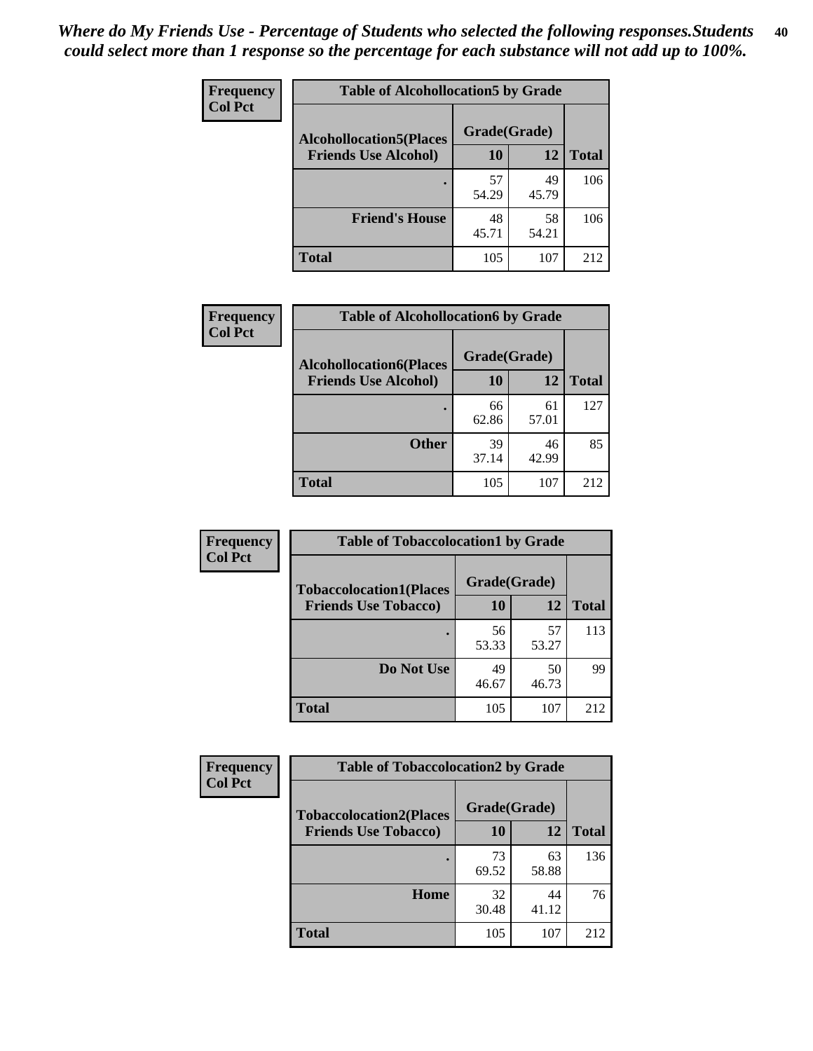*Where do My Friends Use - Percentage of Students who selected the following responses.Students could select more than 1 response so the percentage for each substance will not add up to 100%.*

**Frequency**
**Col Pct**

| Table of Alcohollocation5 by Grade | | | |
|---|---|---|---|
| **Alcohollocation5(Places Friends Use Alcohol)** | **Grade(Grade)** | | |
| | **10** | **12** | **Total** |
| **.** | 57<br>54.29 | 49<br>45.79 | 106 |
| **Friend's House** | 48<br>45.71 | 58<br>54.21 | 106 |
| **Total** | 105 | 107 | 212 |

**Frequency**
**Col Pct**

| Table of Alcohollocation6 by Grade | | | |
|---|---|---|---|
| **Alcohollocation6(Places Friends Use Alcohol)** | **Grade(Grade)** | | |
| | **10** | **12** | **Total** |
| **.** | 66<br>62.86 | 61<br>57.01 | 127 |
| **Other** | 39<br>37.14 | 46<br>42.99 | 85 |
| **Total** | 105 | 107 | 212 |

**Frequency**
**Col Pct**

| Table of Tobaccolocation1 by Grade | | | |
|---|---|---|---|
| **Tobaccolocation1(Places Friends Use Tobacco)** | **Grade(Grade)** | | |
| | **10** | **12** | **Total** |
| **.** | 56<br>53.33 | 57<br>53.27 | 113 |
| **Do Not Use** | 49<br>46.67 | 50<br>46.73 | 99 |
| **Total** | 105 | 107 | 212 |

**Frequency**
**Col Pct**

| Table of Tobaccolocation2 by Grade | | | |
|---|---|---|---|
| **Tobaccolocation2(Places Friends Use Tobacco)** | **Grade(Grade)** | | |
| | **10** | **12** | **Total** |
| **.** | 73<br>69.52 | 63<br>58.88 | 136 |
| **Home** | 32<br>30.48 | 44<br>41.12 | 76 |
| **Total** | 105 | 107 | 212 |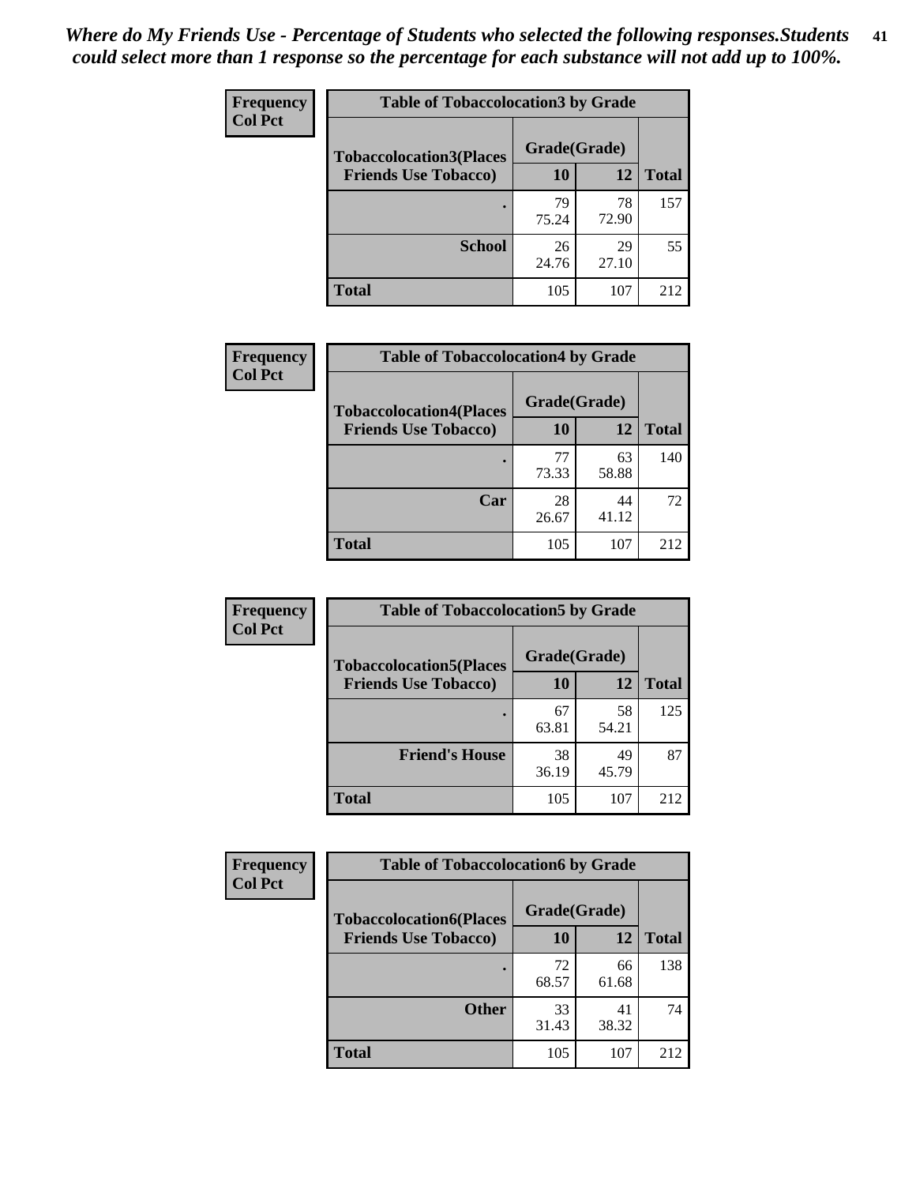*Where do My Friends Use - Percentage of Students who selected the following responses.Students could select more than 1 response so the percentage for each substance will not add up to 100%.*

**Frequency / Col Pct**

| Table of Tobaccolocation3 by Grade | | | |
|---|---|---|---|
| Tobaccolocation3(Places Friends Use Tobacco) | Grade(Grade) | | Total |
| | 10 | 12 | |
| . | 79<br>75.24 | 78<br>72.90 | 157 |
| School | 26<br>24.76 | 29<br>27.10 | 55 |
| Total | 105 | 107 | 212 |

**Frequency / Col Pct**

| Table of Tobaccolocation4 by Grade | | | |
|---|---|---|---|
| Tobaccolocation4(Places Friends Use Tobacco) | Grade(Grade) | | Total |
| | 10 | 12 | |
| . | 77<br>73.33 | 63<br>58.88 | 140 |
| Car | 28<br>26.67 | 44<br>41.12 | 72 |
| Total | 105 | 107 | 212 |

**Frequency / Col Pct**

| Table of Tobaccolocation5 by Grade | | | |
|---|---|---|---|
| Tobaccolocation5(Places Friends Use Tobacco) | Grade(Grade) | | Total |
| | 10 | 12 | |
| . | 67<br>63.81 | 58<br>54.21 | 125 |
| Friend's House | 38<br>36.19 | 49<br>45.79 | 87 |
| Total | 105 | 107 | 212 |

**Frequency / Col Pct**

| Table of Tobaccolocation6 by Grade | | | |
|---|---|---|---|
| Tobaccolocation6(Places Friends Use Tobacco) | Grade(Grade) | | Total |
| | 10 | 12 | |
| . | 72<br>68.57 | 66<br>61.68 | 138 |
| Other | 33<br>31.43 | 41<br>38.32 | 74 |
| Total | 105 | 107 | 212 |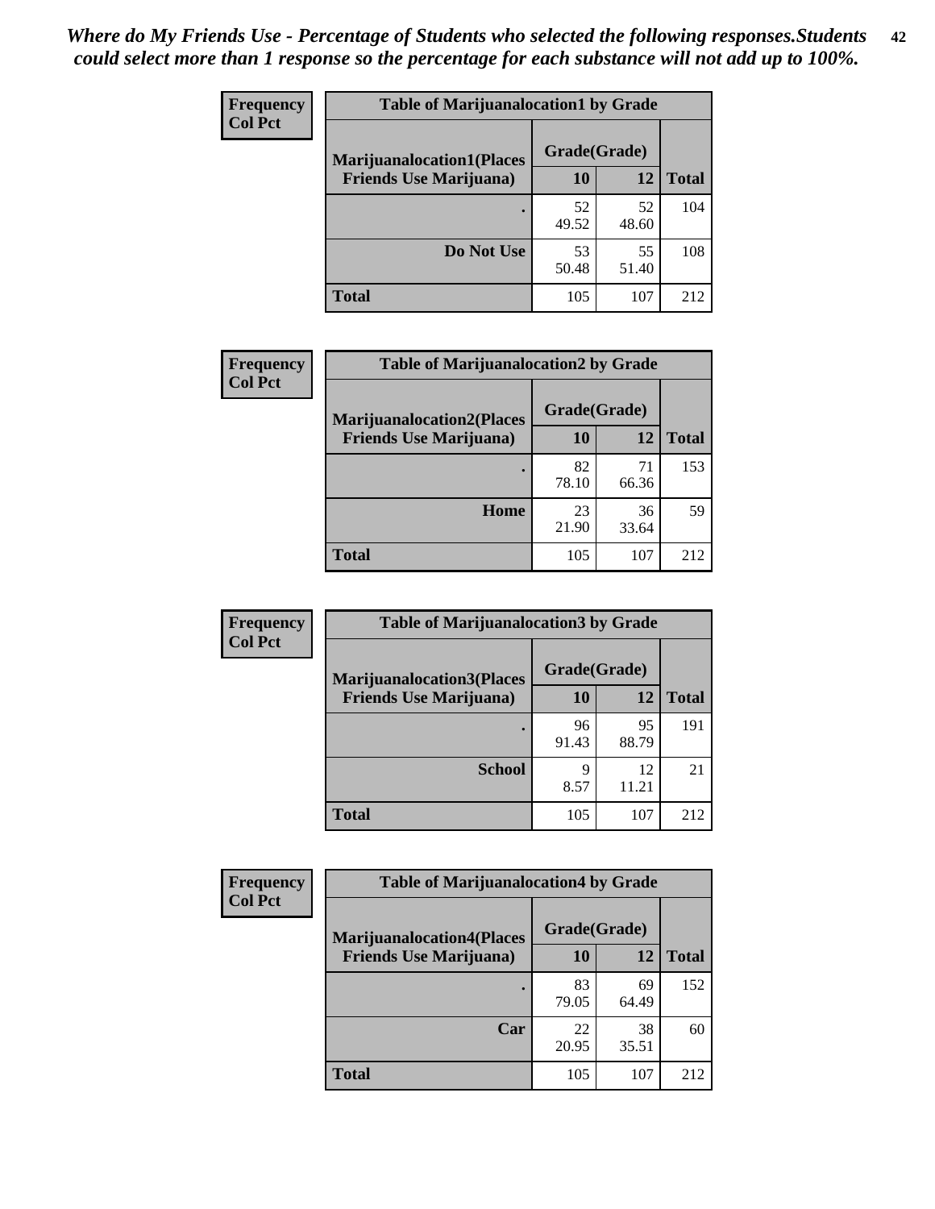*Where do My Friends Use - Percentage of Students who selected the following responses.Students could select more than 1 response so the percentage for each substance will not add up to 100%.*

**Frequency / Col Pct**

| Table of Marijuanalocation1 by Grade | | | |
|---|---|---|---|
| Marijuanalocation1(Places Friends Use Marijuana) | Grade(Grade) | | Total |
| | 10 | 12 | |
| . | 52<br>49.52 | 52<br>48.60 | 104 |
| Do Not Use | 53<br>50.48 | 55<br>51.40 | 108 |
| Total | 105 | 107 | 212 |

**Frequency / Col Pct**

| Table of Marijuanalocation2 by Grade | | | |
|---|---|---|---|
| Marijuanalocation2(Places Friends Use Marijuana) | Grade(Grade) | | Total |
| | 10 | 12 | |
| . | 82<br>78.10 | 71<br>66.36 | 153 |
| Home | 23<br>21.90 | 36<br>33.64 | 59 |
| Total | 105 | 107 | 212 |

**Frequency / Col Pct**

| Table of Marijuanalocation3 by Grade | | | |
|---|---|---|---|
| Marijuanalocation3(Places Friends Use Marijuana) | Grade(Grade) | | Total |
| | 10 | 12 | |
| . | 96<br>91.43 | 95<br>88.79 | 191 |
| School | 9<br>8.57 | 12<br>11.21 | 21 |
| Total | 105 | 107 | 212 |

**Frequency / Col Pct**

| Table of Marijuanalocation4 by Grade | | | |
|---|---|---|---|
| Marijuanalocation4(Places Friends Use Marijuana) | Grade(Grade) | | Total |
| | 10 | 12 | |
| . | 83<br>79.05 | 69<br>64.49 | 152 |
| Car | 22<br>20.95 | 38<br>35.51 | 60 |
| Total | 105 | 107 | 212 |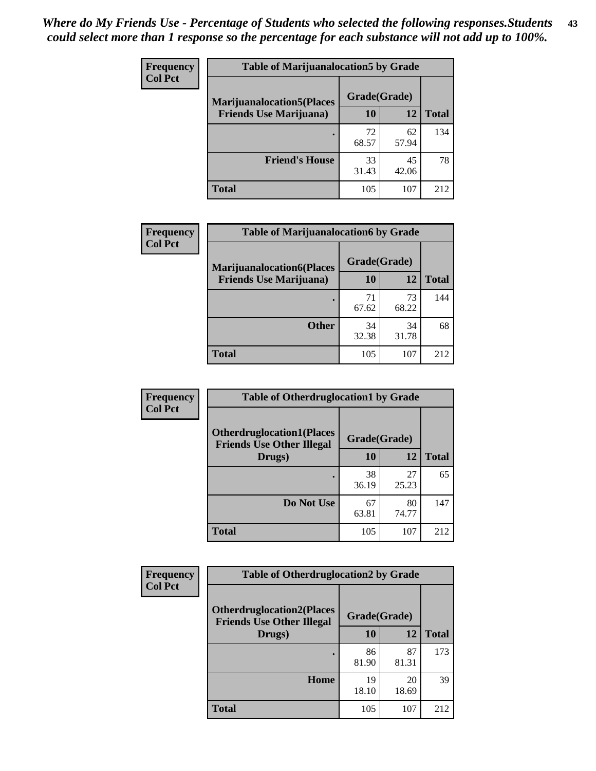*Where do My Friends Use - Percentage of Students who selected the following responses.Students could select more than 1 response so the percentage for each substance will not add up to 100%.*

**Frequency / Col Pct**

| Table of Marijuanalocation5 by Grade | | | |
|---|---|---|---|
| **Marijuanalocation5(Places Friends Use Marijuana)** | **Grade(Grade)** | | |
| | **10** | **12** | **Total** |
| **.** | 72<br>68.57 | 62<br>57.94 | 134 |
| **Friend's House** | 33<br>31.43 | 45<br>42.06 | 78 |
| **Total** | 105 | 107 | 212 |

**Frequency / Col Pct**

| Table of Marijuanalocation6 by Grade | | | |
|---|---|---|---|
| **Marijuanalocation6(Places Friends Use Marijuana)** | **Grade(Grade)** | | |
| | **10** | **12** | **Total** |
| **.** | 71<br>67.62 | 73<br>68.22 | 144 |
| **Other** | 34<br>32.38 | 34<br>31.78 | 68 |
| **Total** | 105 | 107 | 212 |

**Frequency / Col Pct**

| Table of Otherdruglocation1 by Grade | | | |
|---|---|---|---|
| **Otherdruglocation1(Places Friends Use Other Illegal Drugs)** | **Grade(Grade)** | | |
| | **10** | **12** | **Total** |
| **.** | 38<br>36.19 | 27<br>25.23 | 65 |
| **Do Not Use** | 67<br>63.81 | 80<br>74.77 | 147 |
| **Total** | 105 | 107 | 212 |

**Frequency / Col Pct**

| Table of Otherdruglocation2 by Grade | | | |
|---|---|---|---|
| **Otherdruglocation2(Places Friends Use Other Illegal Drugs)** | **Grade(Grade)** | | |
| | **10** | **12** | **Total** |
| **.** | 86<br>81.90 | 87<br>81.31 | 173 |
| **Home** | 19<br>18.10 | 20<br>18.69 | 39 |
| **Total** | 105 | 107 | 212 |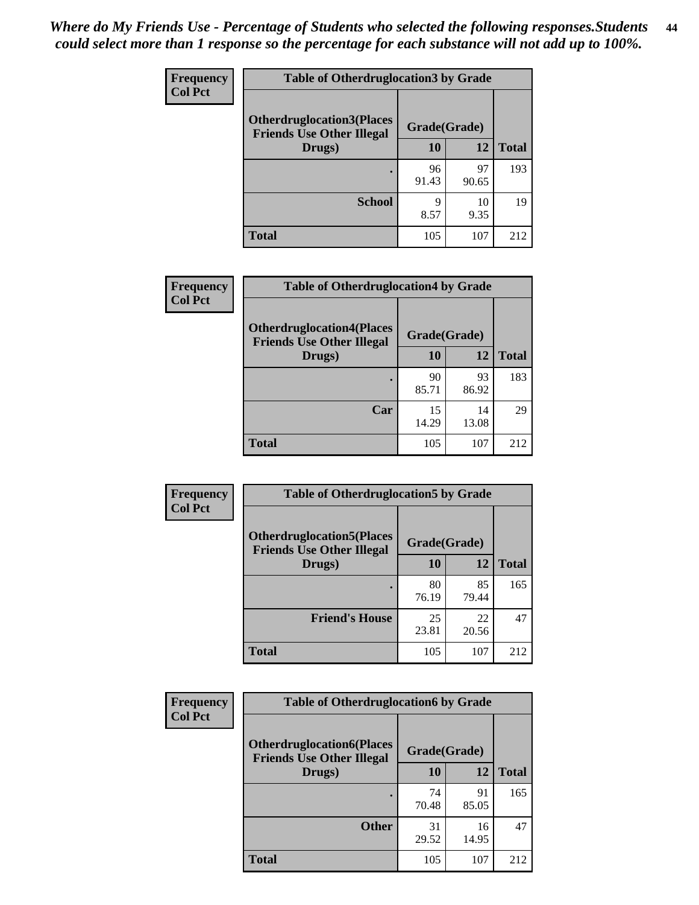*Where do My Friends Use - Percentage of Students who selected the following responses.Students could select more than 1 response so the percentage for each substance will not add up to 100%.*

**Frequency**
**Col Pct**

**Table of Otherdruglocation3 by Grade**

| Otherdruglocation3(Places Friends Use Other Illegal Drugs) | Grade(Grade) | | Total |
|---|---|---|---|
| | 10 | 12 | |
| . | 96<br>91.43 | 97<br>90.65 | 193 |
| School | 9<br>8.57 | 10<br>9.35 | 19 |
| Total | 105 | 107 | 212 |

**Frequency**
**Col Pct**

**Table of Otherdruglocation4 by Grade**

| Otherdruglocation4(Places Friends Use Other Illegal Drugs) | Grade(Grade) | | Total |
|---|---|---|---|
| | 10 | 12 | |
| . | 90<br>85.71 | 93<br>86.92 | 183 |
| Car | 15<br>14.29 | 14<br>13.08 | 29 |
| Total | 105 | 107 | 212 |

**Frequency**
**Col Pct**

**Table of Otherdruglocation5 by Grade**

| Otherdruglocation5(Places Friends Use Other Illegal Drugs) | Grade(Grade) | | Total |
|---|---|---|---|
| | 10 | 12 | |
| . | 80<br>76.19 | 85<br>79.44 | 165 |
| Friend's House | 25<br>23.81 | 22<br>20.56 | 47 |
| Total | 105 | 107 | 212 |

**Frequency**
**Col Pct**

**Table of Otherdruglocation6 by Grade**

| Otherdruglocation6(Places Friends Use Other Illegal Drugs) | Grade(Grade) | | Total |
|---|---|---|---|
| | 10 | 12 | |
| . | 74<br>70.48 | 91<br>85.05 | 165 |
| Other | 31<br>29.52 | 16<br>14.95 | 47 |
| Total | 105 | 107 | 212 |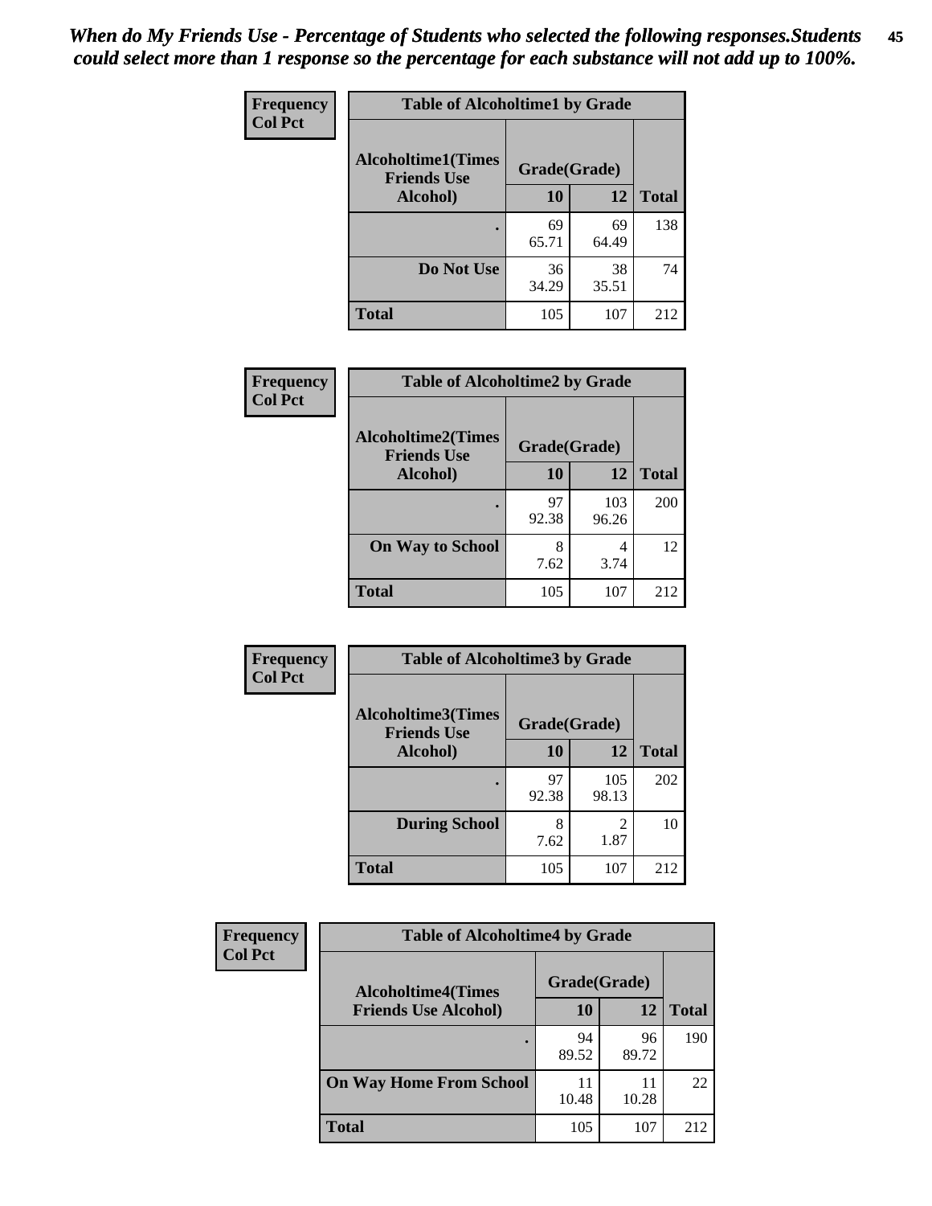*When do My Friends Use - Percentage of Students who selected the following responses.Students could select more than 1 response so the percentage for each substance will not add up to 100%.*

**Frequency / Col Pct**

| Table of Alcoholtime1 by Grade | | | |
|---|---|---|---|
| **Alcoholtime1(Times Friends Use Alcohol)** | **Grade(Grade)** | | |
| | **10** | **12** | **Total** |
| **.** | 69<br>65.71 | 69<br>64.49 | 138 |
| **Do Not Use** | 36<br>34.29 | 38<br>35.51 | 74 |
| **Total** | 105 | 107 | 212 |

**Frequency / Col Pct**

| Table of Alcoholtime2 by Grade | | | |
|---|---|---|---|
| **Alcoholtime2(Times Friends Use Alcohol)** | **Grade(Grade)** | | |
| | **10** | **12** | **Total** |
| **.** | 97<br>92.38 | 103<br>96.26 | 200 |
| **On Way to School** | 8<br>7.62 | 4<br>3.74 | 12 |
| **Total** | 105 | 107 | 212 |

**Frequency / Col Pct**

| Table of Alcoholtime3 by Grade | | | |
|---|---|---|---|
| **Alcoholtime3(Times Friends Use Alcohol)** | **Grade(Grade)** | | |
| | **10** | **12** | **Total** |
| **.** | 97<br>92.38 | 105<br>98.13 | 202 |
| **During School** | 8<br>7.62 | 2<br>1.87 | 10 |
| **Total** | 105 | 107 | 212 |

**Frequency / Col Pct**

| Table of Alcoholtime4 by Grade | | | |
|---|---|---|---|
| **Alcoholtime4(Times Friends Use Alcohol)** | **Grade(Grade)** | | |
| | **10** | **12** | **Total** |
| **.** | 94<br>89.52 | 96<br>89.72 | 190 |
| **On Way Home From School** | 11<br>10.48 | 11<br>10.28 | 22 |
| **Total** | 105 | 107 | 212 |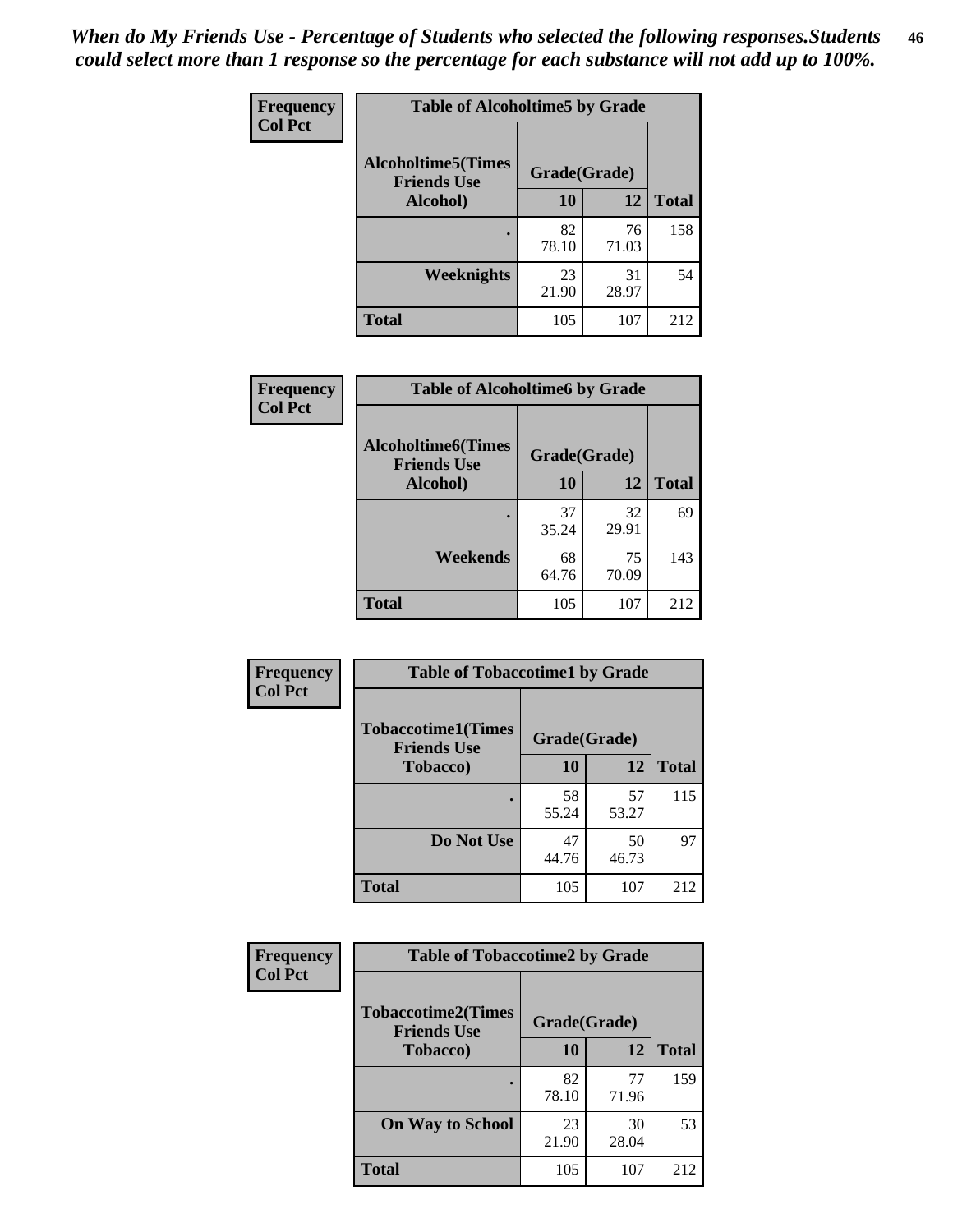*When do My Friends Use - Percentage of Students who selected the following responses.Students could select more than 1 response so the percentage for each substance will not add up to 100%.*

**Frequency**
**Col Pct**

| Table of Alcoholtime5 by Grade | | | |
|---|---|---|---|
| **Alcoholtime5(Times Friends Use Alcohol)** | **Grade(Grade)** | | **Total** |
| | **10** | **12** | |
| **.** | 82<br>78.10 | 76<br>71.03 | 158 |
| **Weeknights** | 23<br>21.90 | 31<br>28.97 | 54 |
| **Total** | 105 | 107 | 212 |

**Frequency**
**Col Pct**

| Table of Alcoholtime6 by Grade | | | |
|---|---|---|---|
| **Alcoholtime6(Times Friends Use Alcohol)** | **Grade(Grade)** | | **Total** |
| | **10** | **12** | |
| **.** | 37<br>35.24 | 32<br>29.91 | 69 |
| **Weekends** | 68<br>64.76 | 75<br>70.09 | 143 |
| **Total** | 105 | 107 | 212 |

**Frequency**
**Col Pct**

| Table of Tobaccotime1 by Grade | | | |
|---|---|---|---|
| **Tobaccotime1(Times Friends Use Tobacco)** | **Grade(Grade)** | | **Total** |
| | **10** | **12** | |
| **.** | 58<br>55.24 | 57<br>53.27 | 115 |
| **Do Not Use** | 47<br>44.76 | 50<br>46.73 | 97 |
| **Total** | 105 | 107 | 212 |

**Frequency**
**Col Pct**

| Table of Tobaccotime2 by Grade | | | |
|---|---|---|---|
| **Tobaccotime2(Times Friends Use Tobacco)** | **Grade(Grade)** | | **Total** |
| | **10** | **12** | |
| **.** | 82<br>78.10 | 77<br>71.96 | 159 |
| **On Way to School** | 23<br>21.90 | 30<br>28.04 | 53 |
| **Total** | 105 | 107 | 212 |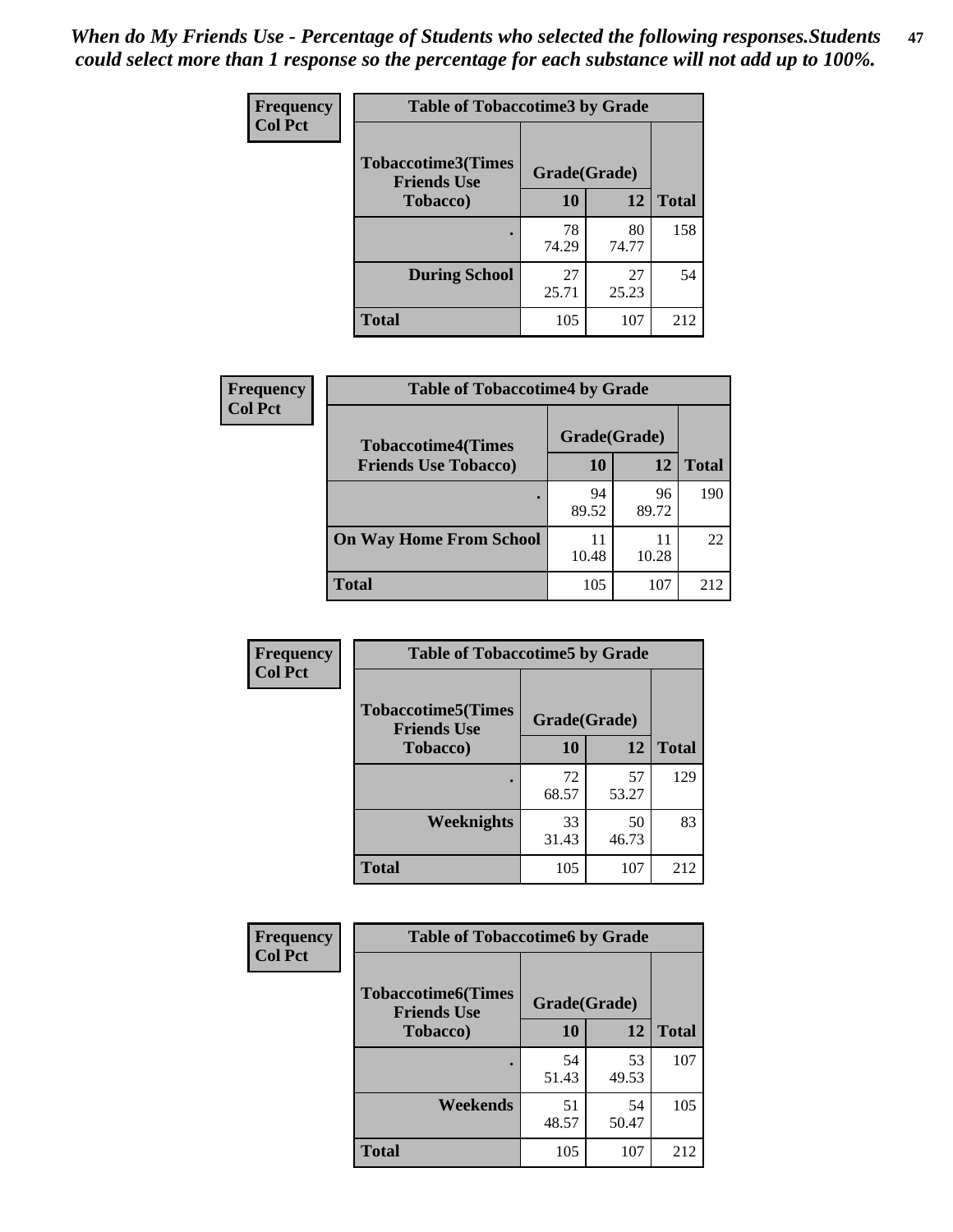*When do My Friends Use - Percentage of Students who selected the following responses.Students could select more than 1 response so the percentage for each substance will not add up to 100%.*

**Frequency**
**Col Pct**

**Table of Tobaccotime3 by Grade**

| Tobaccotime3(Times Friends Use Tobacco) | Grade(Grade) | | Total |
|---|---|---|---|
| | 10 | 12 | |
| . | 78<br>74.29 | 80<br>74.77 | 158 |
| During School | 27<br>25.71 | 27<br>25.23 | 54 |
| Total | 105 | 107 | 212 |

**Frequency**
**Col Pct**

**Table of Tobaccotime4 by Grade**

| Tobaccotime4(Times Friends Use Tobacco) | Grade(Grade) | | Total |
|---|---|---|---|
| | 10 | 12 | |
| . | 94<br>89.52 | 96<br>89.72 | 190 |
| On Way Home From School | 11<br>10.48 | 11<br>10.28 | 22 |
| Total | 105 | 107 | 212 |

**Frequency**
**Col Pct**

**Table of Tobaccotime5 by Grade**

| Tobaccotime5(Times Friends Use Tobacco) | Grade(Grade) | | Total |
|---|---|---|---|
| | 10 | 12 | |
| . | 72<br>68.57 | 57<br>53.27 | 129 |
| Weeknights | 33<br>31.43 | 50<br>46.73 | 83 |
| Total | 105 | 107 | 212 |

**Frequency**
**Col Pct**

**Table of Tobaccotime6 by Grade**

| Tobaccotime6(Times Friends Use Tobacco) | Grade(Grade) | | Total |
|---|---|---|---|
| | 10 | 12 | |
| . | 54<br>51.43 | 53<br>49.53 | 107 |
| Weekends | 51<br>48.57 | 54<br>50.47 | 105 |
| Total | 105 | 107 | 212 |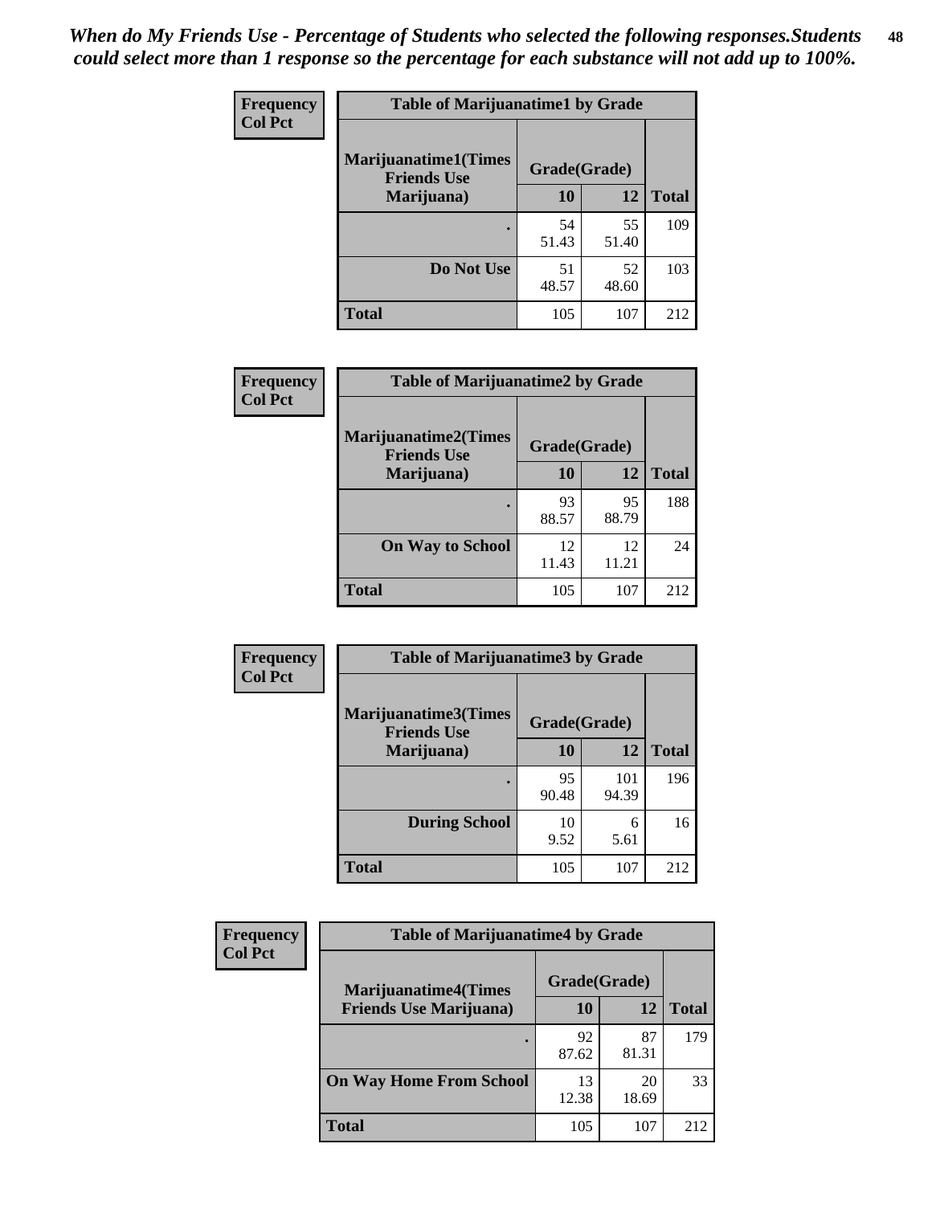*When do My Friends Use - Percentage of Students who selected the following responses.Students could select more than 1 response so the percentage for each substance will not add up to 100%.*

**Frequency**
**Col Pct**

| Table of Marijuanatime1 by Grade | | | |
|---|---|---|---|
| **Marijuanatime1(Times Friends Use Marijuana)** | **Grade(Grade)** | | **Total** |
| | **10** | **12** | |
| **.** | 54<br>51.43 | 55<br>51.40 | 109 |
| **Do Not Use** | 51<br>48.57 | 52<br>48.60 | 103 |
| **Total** | 105 | 107 | 212 |

**Frequency**
**Col Pct**

| Table of Marijuanatime2 by Grade | | | |
|---|---|---|---|
| **Marijuanatime2(Times Friends Use Marijuana)** | **Grade(Grade)** | | **Total** |
| | **10** | **12** | |
| **.** | 93<br>88.57 | 95<br>88.79 | 188 |
| **On Way to School** | 12<br>11.43 | 12<br>11.21 | 24 |
| **Total** | 105 | 107 | 212 |

**Frequency**
**Col Pct**

| Table of Marijuanatime3 by Grade | | | |
|---|---|---|---|
| **Marijuanatime3(Times Friends Use Marijuana)** | **Grade(Grade)** | | **Total** |
| | **10** | **12** | |
| **.** | 95<br>90.48 | 101<br>94.39 | 196 |
| **During School** | 10<br>9.52 | 6<br>5.61 | 16 |
| **Total** | 105 | 107 | 212 |

**Frequency**
**Col Pct**

| Table of Marijuanatime4 by Grade | | | |
|---|---|---|---|
| **Marijuanatime4(Times Friends Use Marijuana)** | **Grade(Grade)** | | **Total** |
| | **10** | **12** | |
| **.** | 92<br>87.62 | 87<br>81.31 | 179 |
| **On Way Home From School** | 13<br>12.38 | 20<br>18.69 | 33 |
| **Total** | 105 | 107 | 212 |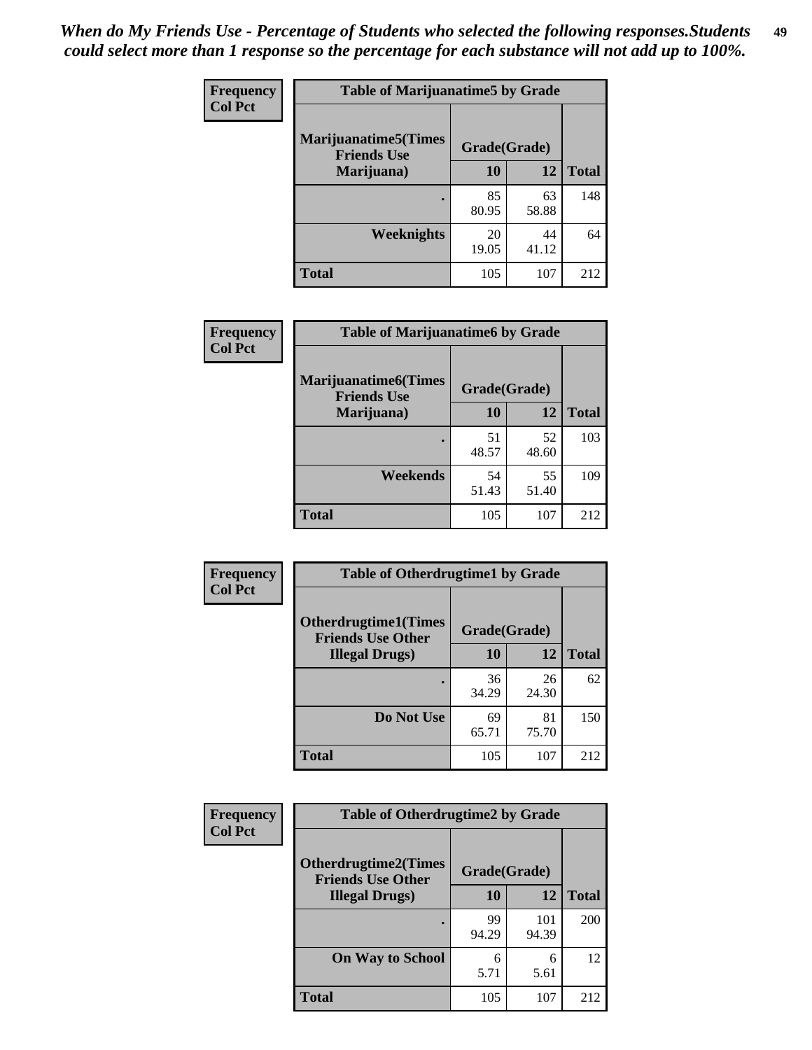*When do My Friends Use - Percentage of Students who selected the following responses.Students could select more than 1 response so the percentage for each substance will not add up to 100%.*

**Frequency Col Pct**

| Table of Marijuanatime5 by Grade | | | |
|---|---|---|---|
| Marijuanatime5(Times Friends Use Marijuana) | Grade(Grade) | | Total |
| | 10 | 12 | |
| . | 85<br>80.95 | 63<br>58.88 | 148 |
| Weeknights | 20<br>19.05 | 44<br>41.12 | 64 |
| Total | 105 | 107 | 212 |

**Frequency Col Pct**

| Table of Marijuanatime6 by Grade | | | |
|---|---|---|---|
| Marijuanatime6(Times Friends Use Marijuana) | Grade(Grade) | | Total |
| | 10 | 12 | |
| . | 51<br>48.57 | 52<br>48.60 | 103 |
| Weekends | 54<br>51.43 | 55<br>51.40 | 109 |
| Total | 105 | 107 | 212 |

**Frequency Col Pct**

| Table of Otherdrugtime1 by Grade | | | |
|---|---|---|---|
| Otherdrugtime1(Times Friends Use Other Illegal Drugs) | Grade(Grade) | | Total |
| | 10 | 12 | |
| . | 36<br>34.29 | 26<br>24.30 | 62 |
| Do Not Use | 69<br>65.71 | 81<br>75.70 | 150 |
| Total | 105 | 107 | 212 |

**Frequency Col Pct**

| Table of Otherdrugtime2 by Grade | | | |
|---|---|---|---|
| Otherdrugtime2(Times Friends Use Other Illegal Drugs) | Grade(Grade) | | Total |
| | 10 | 12 | |
| . | 99<br>94.29 | 101<br>94.39 | 200 |
| On Way to School | 6<br>5.71 | 6<br>5.61 | 12 |
| Total | 105 | 107 | 212 |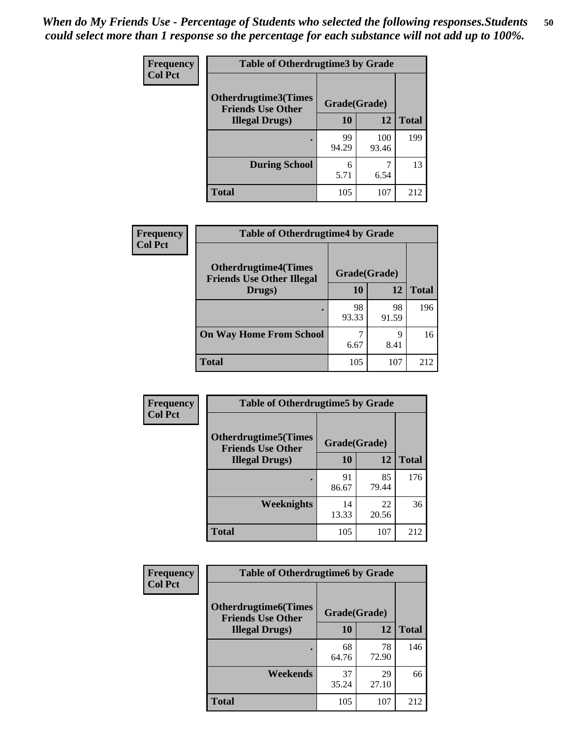*When do My Friends Use - Percentage of Students who selected the following responses.Students could select more than 1 response so the percentage for each substance will not add up to 100%.*

**Frequency**
**Col Pct**

| Table of Otherdrugtime3 by Grade | | | |
|---|---|---|---|
| Otherdrugtime3(Times Friends Use Other Illegal Drugs) | Grade(Grade) | | Total |
| | 10 | 12 | |
| . | 99<br>94.29 | 100<br>93.46 | 199 |
| During School | 6<br>5.71 | 7<br>6.54 | 13 |
| Total | 105 | 107 | 212 |

**Frequency**
**Col Pct**

| Table of Otherdrugtime4 by Grade | | | |
|---|---|---|---|
| Otherdrugtime4(Times Friends Use Other Illegal Drugs) | Grade(Grade) | | Total |
| | 10 | 12 | |
| . | 98<br>93.33 | 98<br>91.59 | 196 |
| On Way Home From School | 7<br>6.67 | 9<br>8.41 | 16 |
| Total | 105 | 107 | 212 |

**Frequency**
**Col Pct**

| Table of Otherdrugtime5 by Grade | | | |
|---|---|---|---|
| Otherdrugtime5(Times Friends Use Other Illegal Drugs) | Grade(Grade) | | Total |
| | 10 | 12 | |
| . | 91<br>86.67 | 85<br>79.44 | 176 |
| Weeknights | 14<br>13.33 | 22<br>20.56 | 36 |
| Total | 105 | 107 | 212 |

**Frequency**
**Col Pct**

| Table of Otherdrugtime6 by Grade | | | |
|---|---|---|---|
| Otherdrugtime6(Times Friends Use Other Illegal Drugs) | Grade(Grade) | | Total |
| | 10 | 12 | |
| . | 68<br>64.76 | 78<br>72.90 | 146 |
| Weekends | 37<br>35.24 | 29<br>27.10 | 66 |
| Total | 105 | 107 | 212 |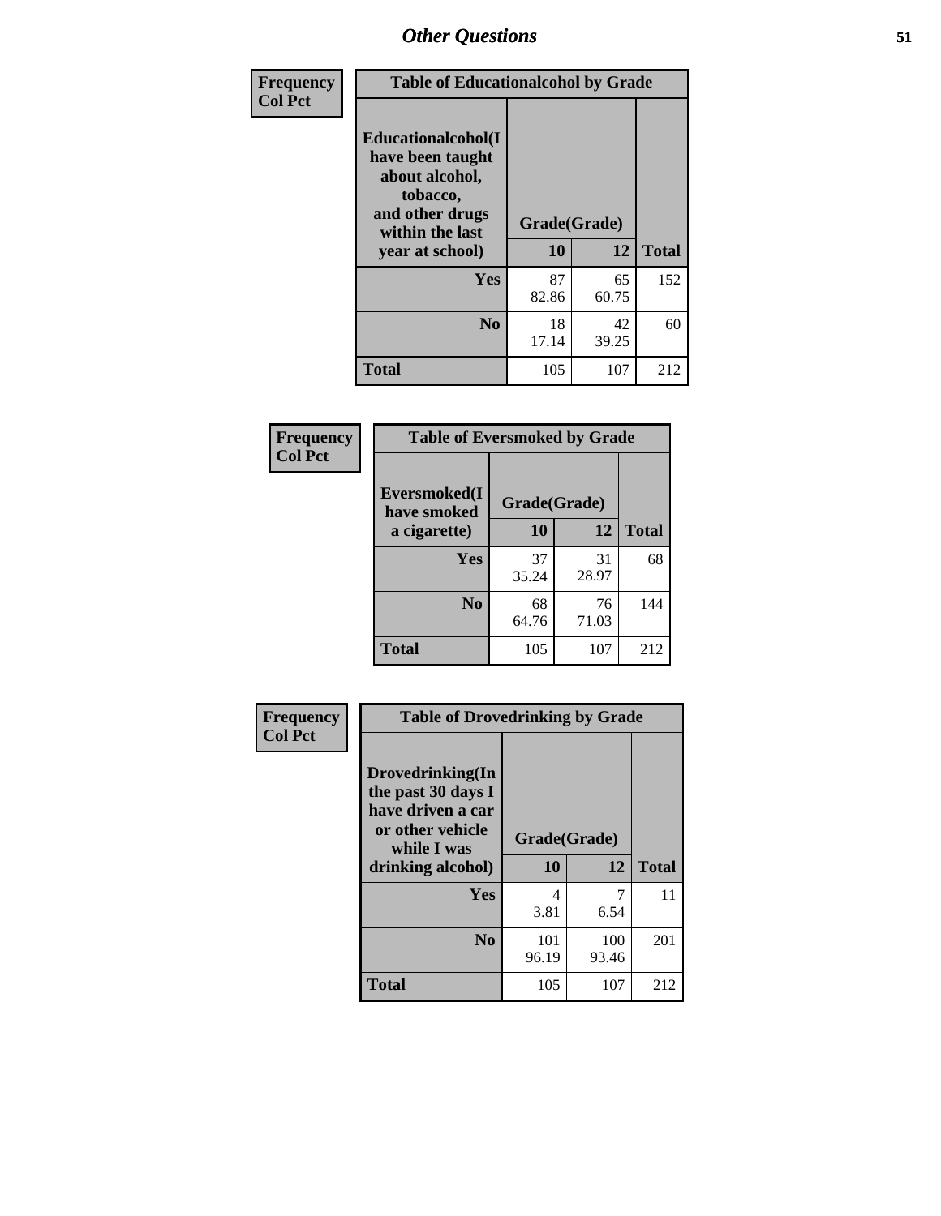# Other Questions

Frequency
Col Pct

**Table of Educationalalcohol by Grade**

| Educationalalcohol(I have been taught about alcohol, tobacco, and other drugs within the last year at school) | Grade(Grade) | | |
|---|---|---|---|
| | 10 | 12 | Total |
| Yes | 87<br>82.86 | 65<br>60.75 | 152 |
| No | 18<br>17.14 | 42<br>39.25 | 60 |
| Total | 105 | 107 | 212 |

Frequency
Col Pct

**Table of Eversmoked by Grade**

| Eversmoked(I have smoked a cigarette) | Grade(Grade) | | |
|---|---|---|---|
| | 10 | 12 | Total |
| Yes | 37<br>35.24 | 31<br>28.97 | 68 |
| No | 68<br>64.76 | 76<br>71.03 | 144 |
| Total | 105 | 107 | 212 |

Frequency
Col Pct

**Table of Drovedrinking by Grade**

| Drovedrinking(In the past 30 days I have driven a car or other vehicle while I was drinking alcohol) | Grade(Grade) | | |
|---|---|---|---|
| | 10 | 12 | Total |
| Yes | 4<br>3.81 | 7<br>6.54 | 11 |
| No | 101<br>96.19 | 100<br>93.46 | 201 |
| Total | 105 | 107 | 212 |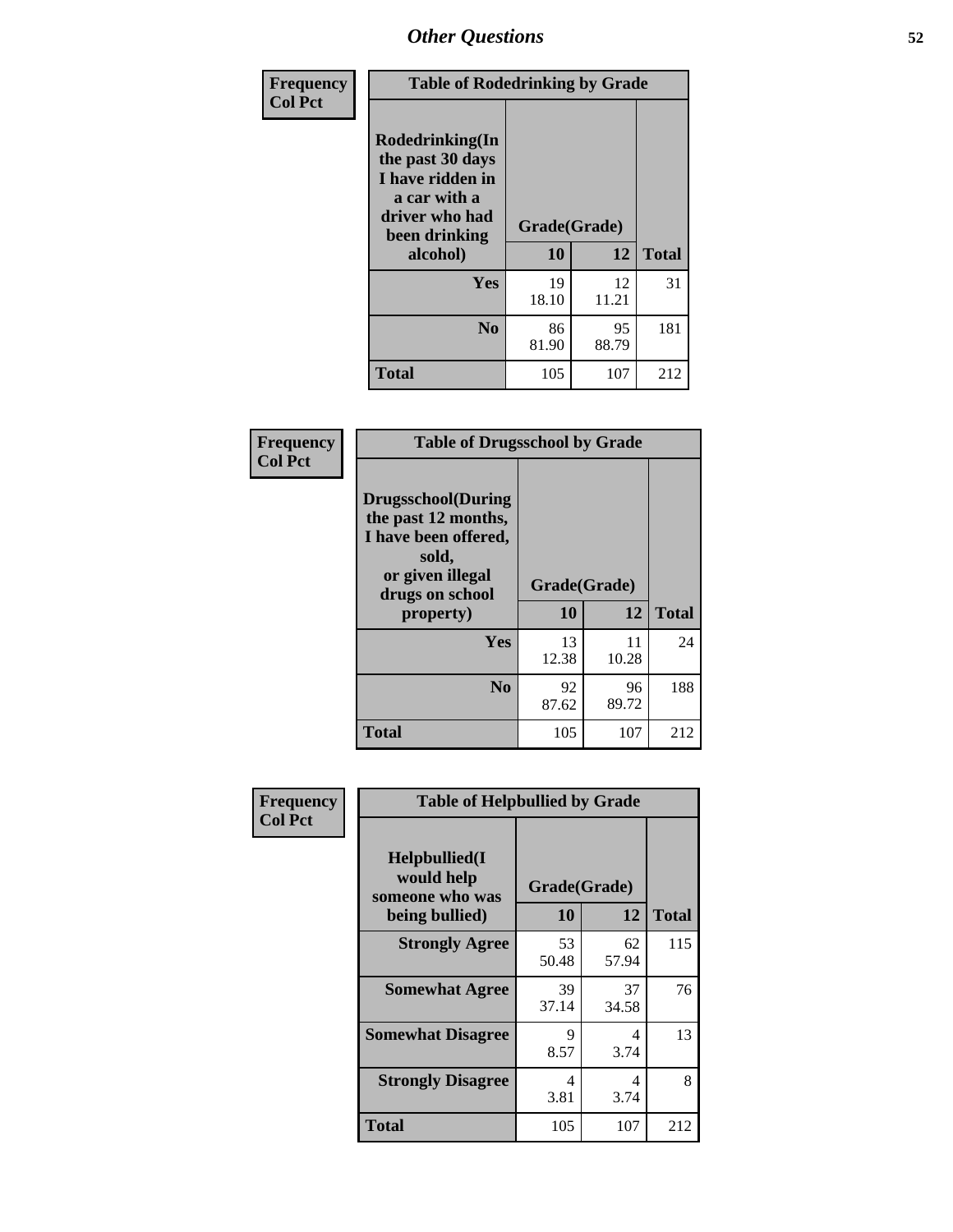Frequency
Col Pct

**Table of Rodedrinking by Grade**

| Rodedrinking(In the past 30 days I have ridden in a car with a driver who had been drinking alcohol) | Grade(Grade) | | Total |
|---|---|---|---|
| | 10 | 12 | |
| Yes | 19<br>18.10 | 12<br>11.21 | 31 |
| No | 86<br>81.90 | 95<br>88.79 | 181 |
| Total | 105 | 107 | 212 |

Frequency
Col Pct

**Table of Drugsschool by Grade**

| Drugsschool(During the past 12 months, I have been offered, sold, or given illegal drugs on school property) | Grade(Grade) | | Total |
|---|---|---|---|
| | 10 | 12 | |
| Yes | 13<br>12.38 | 11<br>10.28 | 24 |
| No | 92<br>87.62 | 96<br>89.72 | 188 |
| Total | 105 | 107 | 212 |

Frequency
Col Pct

**Table of Helpbullied by Grade**

| Helpbullied(I would help someone who was being bullied) | Grade(Grade) | | Total |
|---|---|---|---|
| | 10 | 12 | |
| Strongly Agree | 53<br>50.48 | 62<br>57.94 | 115 |
| Somewhat Agree | 39<br>37.14 | 37<br>34.58 | 76 |
| Somewhat Disagree | 9<br>8.57 | 4<br>3.74 | 13 |
| Strongly Disagree | 4<br>3.81 | 4<br>3.74 | 8 |
| Total | 105 | 107 | 212 |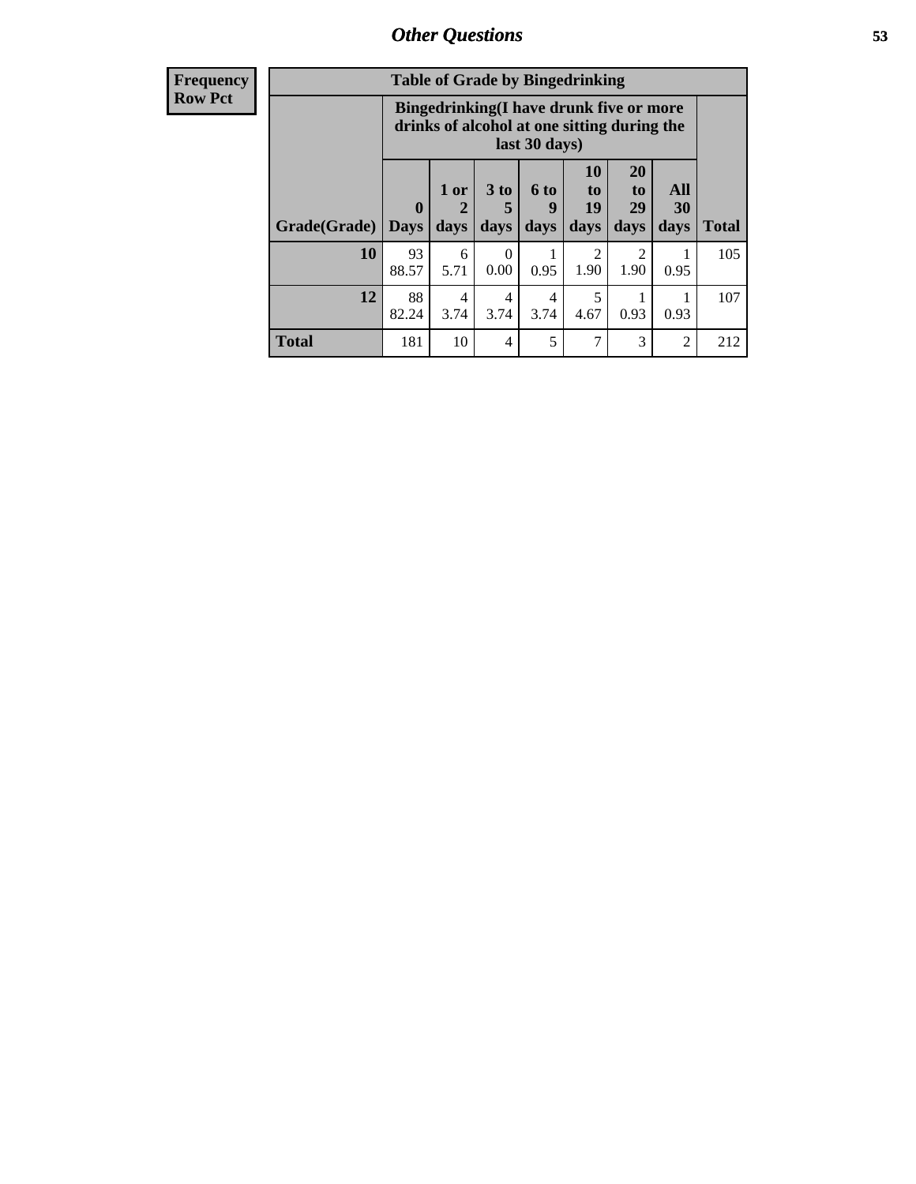## Other Questions

**Frequency**
**Row Pct**

| Table of Grade by Bingedrinking | | | | | | | | |
|---|---|---|---|---|---|---|---|---|
| | Bingedrinking(I have drunk five or more drinks of alcohol at one sitting during the last 30 days) | | | | | | | |
| Grade(Grade) | 0 Days | 1 or 2 days | 3 to 5 days | 6 to 9 days | 10 to 19 days | 20 to 29 days | All 30 days | Total |
| **10** | 93 88.57 | 6 5.71 | 0 0.00 | 1 0.95 | 2 1.90 | 2 1.90 | 1 0.95 | 105 |
| **12** | 88 82.24 | 4 3.74 | 4 3.74 | 4 3.74 | 5 4.67 | 1 0.93 | 1 0.93 | 107 |
| **Total** | 181 | 10 | 4 | 5 | 7 | 3 | 2 | 212 |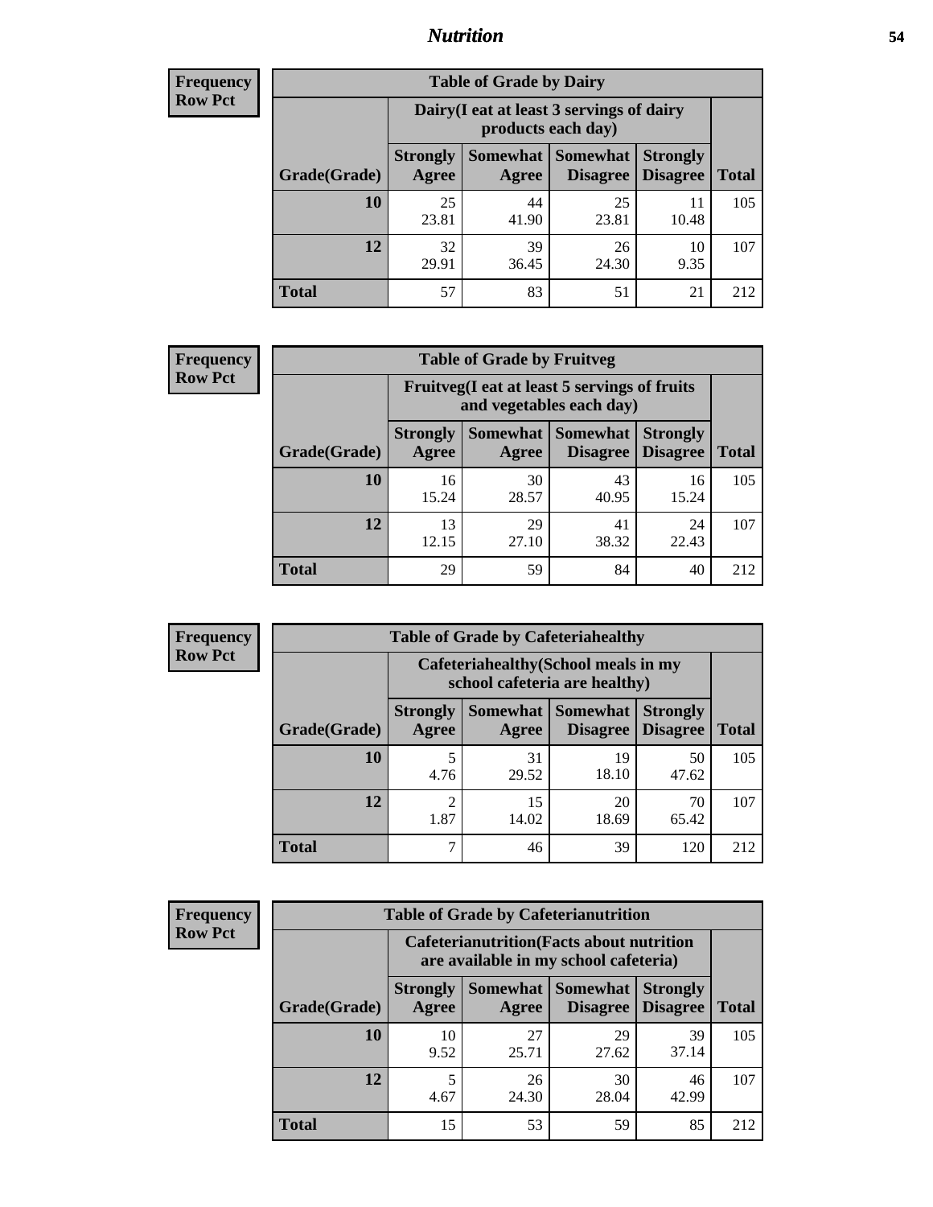## Nutrition

**Frequency**
**Row Pct**

| Table of Grade by Dairy | | | | | |
|---|---|---|---|---|---|
| | Dairy(I eat at least 3 servings of dairy products each day) | | | | |
| Grade(Grade) | Strongly Agree | Somewhat Agree | Somewhat Disagree | Strongly Disagree | Total |
| 10 | 25<br>23.81 | 44<br>41.90 | 25<br>23.81 | 11<br>10.48 | 105 |
| 12 | 32<br>29.91 | 39<br>36.45 | 26<br>24.30 | 10<br>9.35 | 107 |
| Total | 57 | 83 | 51 | 21 | 212 |

**Frequency**
**Row Pct**

| Table of Grade by Fruitveg | | | | | |
|---|---|---|---|---|---|
| | Fruitveg(I eat at least 5 servings of fruits and vegetables each day) | | | | |
| Grade(Grade) | Strongly Agree | Somewhat Agree | Somewhat Disagree | Strongly Disagree | Total |
| 10 | 16<br>15.24 | 30<br>28.57 | 43<br>40.95 | 16<br>15.24 | 105 |
| 12 | 13<br>12.15 | 29<br>27.10 | 41<br>38.32 | 24<br>22.43 | 107 |
| Total | 29 | 59 | 84 | 40 | 212 |

**Frequency**
**Row Pct**

| Table of Grade by Cafeteriahealthy | | | | | |
|---|---|---|---|---|---|
| | Cafeteriahealthy(School meals in my school cafeteria are healthy) | | | | |
| Grade(Grade) | Strongly Agree | Somewhat Agree | Somewhat Disagree | Strongly Disagree | Total |
| 10 | 5<br>4.76 | 31<br>29.52 | 19<br>18.10 | 50<br>47.62 | 105 |
| 12 | 2<br>1.87 | 15<br>14.02 | 20<br>18.69 | 70<br>65.42 | 107 |
| Total | 7 | 46 | 39 | 120 | 212 |

**Frequency**
**Row Pct**

| Table of Grade by Cafeterianutrition | | | | | |
|---|---|---|---|---|---|
| | Cafeterianutrition(Facts about nutrition are available in my school cafeteria) | | | | |
| Grade(Grade) | Strongly Agree | Somewhat Agree | Somewhat Disagree | Strongly Disagree | Total |
| 10 | 10<br>9.52 | 27<br>25.71 | 29<br>27.62 | 39<br>37.14 | 105 |
| 12 | 5<br>4.67 | 26<br>24.30 | 30<br>28.04 | 46<br>42.99 | 107 |
| Total | 15 | 53 | 59 | 85 | 212 |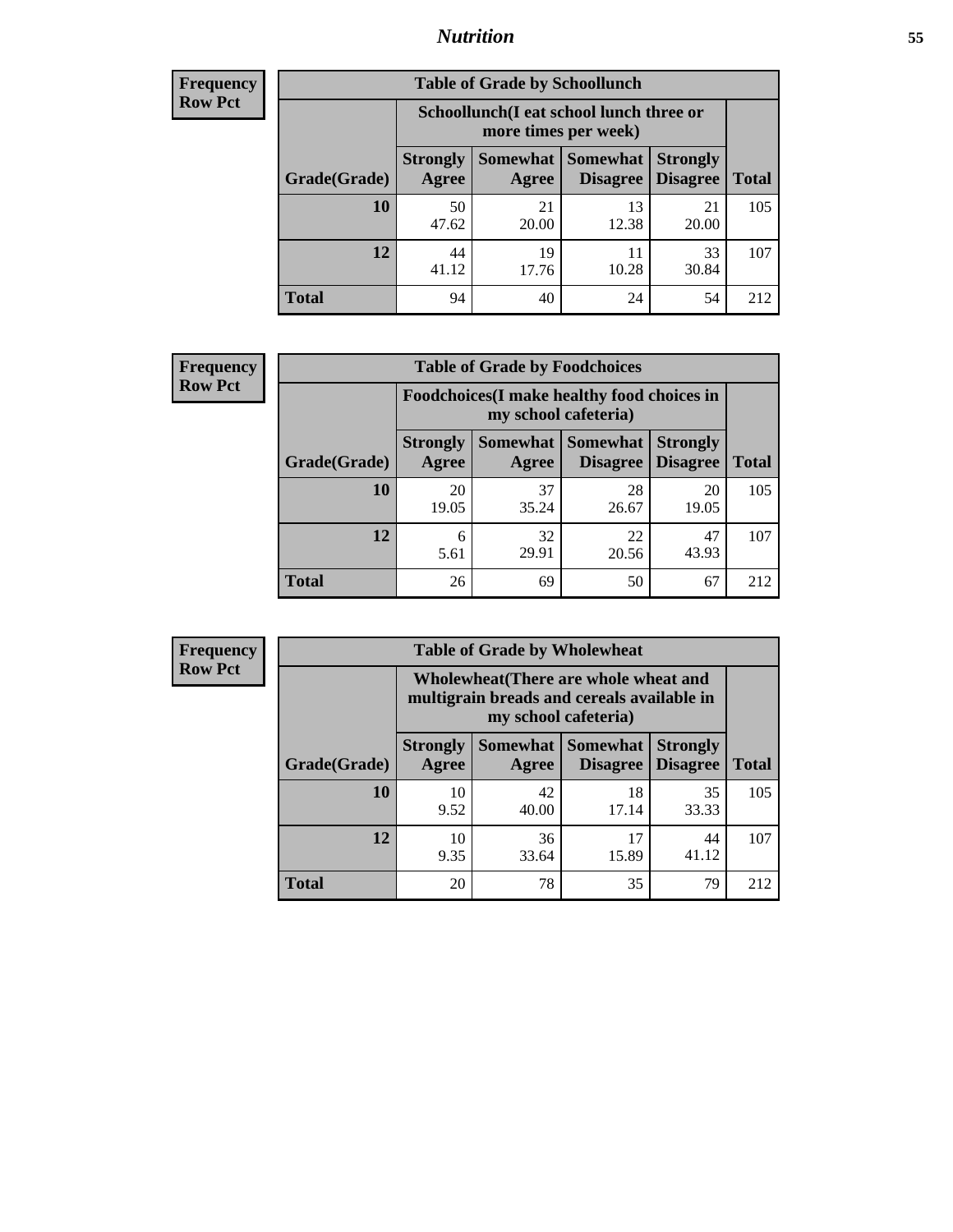**Frequency**
**Row Pct**

| Table of Grade by Schoollunch | | | | | |
|---|---|---|---|---|---|
| | Schoollunch(I eat school lunch three or more times per week) | | | | |
| Grade(Grade) | Strongly Agree | Somewhat Agree | Somewhat Disagree | Strongly Disagree | Total |
| **10** | 50<br>47.62 | 21<br>20.00 | 13<br>12.38 | 21<br>20.00 | 105 |
| **12** | 44<br>41.12 | 19<br>17.76 | 11<br>10.28 | 33<br>30.84 | 107 |
| **Total** | 94 | 40 | 24 | 54 | 212 |

**Frequency**
**Row Pct**

| Table of Grade by Foodchoices | | | | | |
|---|---|---|---|---|---|
| | Foodchoices(I make healthy food choices in my school cafeteria) | | | | |
| Grade(Grade) | Strongly Agree | Somewhat Agree | Somewhat Disagree | Strongly Disagree | Total |
| **10** | 20<br>19.05 | 37<br>35.24 | 28<br>26.67 | 20<br>19.05 | 105 |
| **12** | 6<br>5.61 | 32<br>29.91 | 22<br>20.56 | 47<br>43.93 | 107 |
| **Total** | 26 | 69 | 50 | 67 | 212 |

**Frequency**
**Row Pct**

| Table of Grade by Wholewheat | | | | | |
|---|---|---|---|---|---|
| | Wholewheat(There are whole wheat and multigrain breads and cereals available in my school cafeteria) | | | | |
| Grade(Grade) | Strongly Agree | Somewhat Agree | Somewhat Disagree | Strongly Disagree | Total |
| **10** | 10<br>9.52 | 42<br>40.00 | 18<br>17.14 | 35<br>33.33 | 105 |
| **12** | 10<br>9.35 | 36<br>33.64 | 17<br>15.89 | 44<br>41.12 | 107 |
| **Total** | 20 | 78 | 35 | 79 | 212 |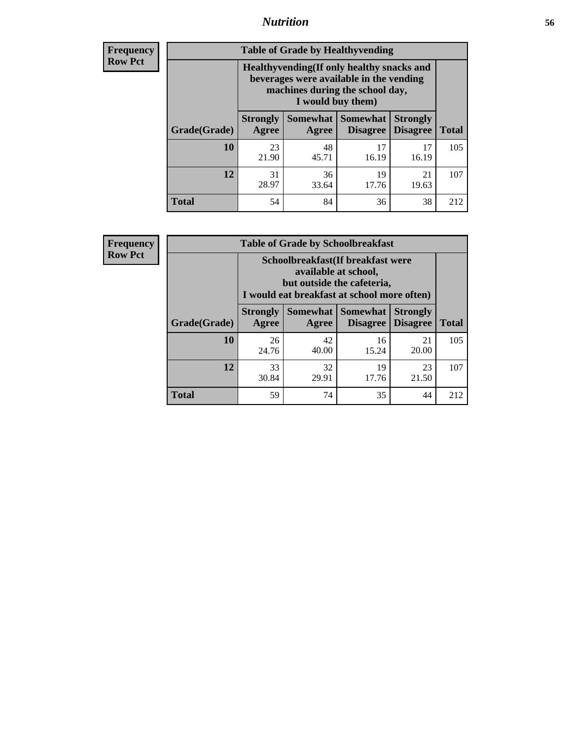| Frequency Row Pct |
|---|

**Table of Grade by Healthyvending**

| Grade(Grade) | Healthyvending(If only healthy snacks and beverages were available in the vending machines during the school day, I would buy them) | | | | Total |
|---|---|---|---|---|---|
| | Strongly Agree | Somewhat Agree | Somewhat Disagree | Strongly Disagree | |
| 10 | 23<br>21.90 | 48<br>45.71 | 17<br>16.19 | 17<br>16.19 | 105 |
| 12 | 31<br>28.97 | 36<br>33.64 | 19<br>17.76 | 21<br>19.63 | 107 |
| Total | 54 | 84 | 36 | 38 | 212 |

| Frequency Row Pct |
|---|

**Table of Grade by Schoolbreakfast**

| Grade(Grade) | Schoolbreakfast(If breakfast were available at school, but outside the cafeteria, I would eat breakfast at school more often) | | | | Total |
|---|---|---|---|---|---|
| | Strongly Agree | Somewhat Agree | Somewhat Disagree | Strongly Disagree | |
| 10 | 26<br>24.76 | 42<br>40.00 | 16<br>15.24 | 21<br>20.00 | 105 |
| 12 | 33<br>30.84 | 32<br>29.91 | 19<br>17.76 | 23<br>21.50 | 107 |
| Total | 59 | 74 | 35 | 44 | 212 |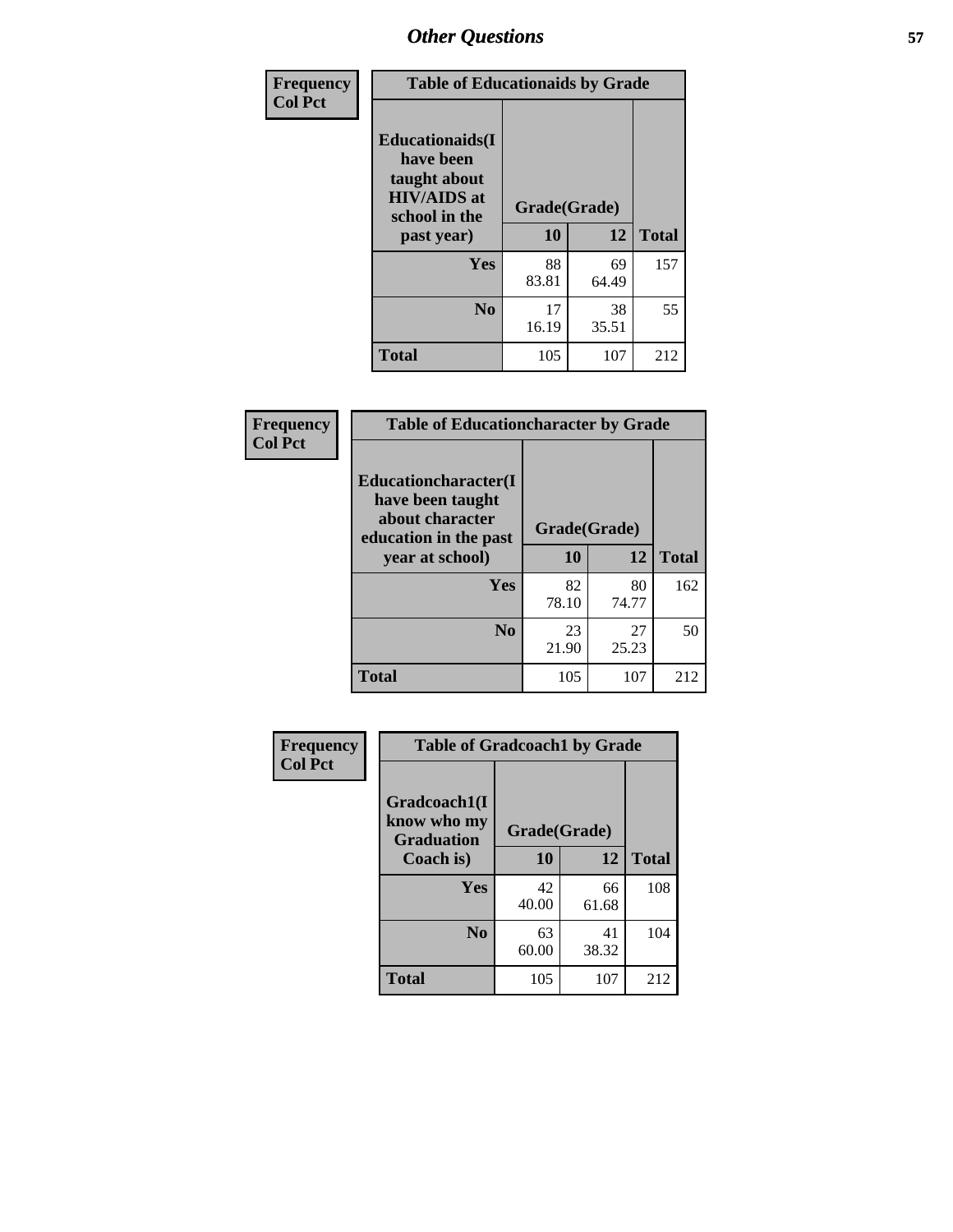# Other Questions

**Frequency**
**Col Pct**

| Table of Educationaids by Grade | | | |
|---|---|---|---|
| **Educationaids(I have been taught about HIV/AIDS at school in the past year)** | **Grade(Grade)** | | |
| | **10** | **12** | **Total** |
| **Yes** | 88<br>83.81 | 69<br>64.49 | 157 |
| **No** | 17<br>16.19 | 38<br>35.51 | 55 |
| **Total** | 105 | 107 | 212 |

**Frequency**
**Col Pct**

| Table of Educationcharacter by Grade | | | |
|---|---|---|---|
| **Educationcharacter(I have been taught about character education in the past year at school)** | **Grade(Grade)** | | |
| | **10** | **12** | **Total** |
| **Yes** | 82<br>78.10 | 80<br>74.77 | 162 |
| **No** | 23<br>21.90 | 27<br>25.23 | 50 |
| **Total** | 105 | 107 | 212 |

**Frequency**
**Col Pct**

| Table of Gradcoach1 by Grade | | | |
|---|---|---|---|
| **Gradcoach1(I know who my Graduation Coach is)** | **Grade(Grade)** | | |
| | **10** | **12** | **Total** |
| **Yes** | 42<br>40.00 | 66<br>61.68 | 108 |
| **No** | 63<br>60.00 | 41<br>38.32 | 104 |
| **Total** | 105 | 107 | 212 |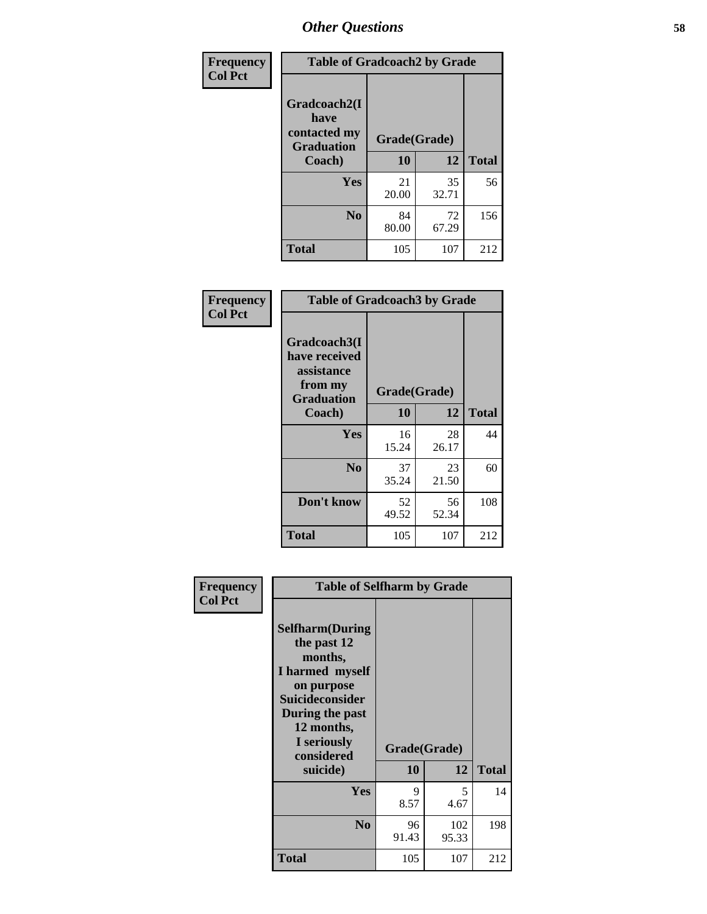## Other Questions

**Frequency / Col Pct**

| Table of Gradcoach2 by Grade | | | |
|---|---|---|---|
| Gradcoach2(I have contacted my Graduation Coach) | Grade(Grade) | | |
| | 10 | 12 | Total |
| Yes | 21<br>20.00 | 35<br>32.71 | 56 |
| No | 84<br>80.00 | 72<br>67.29 | 156 |
| Total | 105 | 107 | 212 |

**Frequency / Col Pct**

| Table of Gradcoach3 by Grade | | | |
|---|---|---|---|
| Gradcoach3(I have received assistance from my Graduation Coach) | Grade(Grade) | | |
| | 10 | 12 | Total |
| Yes | 16<br>15.24 | 28<br>26.17 | 44 |
| No | 37<br>35.24 | 23<br>21.50 | 60 |
| Don't know | 52<br>49.52 | 56<br>52.34 | 108 |
| Total | 105 | 107 | 212 |

**Frequency / Col Pct**

| Table of Selfharm by Grade | | | |
|---|---|---|---|
| Selfharm(During the past 12 months, I harmed myself on purpose Suicideconsider During the past 12 months, I seriously considered suicide) | Grade(Grade) | | |
| | 10 | 12 | Total |
| Yes | 9<br>8.57 | 5<br>4.67 | 14 |
| No | 96<br>91.43 | 102<br>95.33 | 198 |
| Total | 105 | 107 | 212 |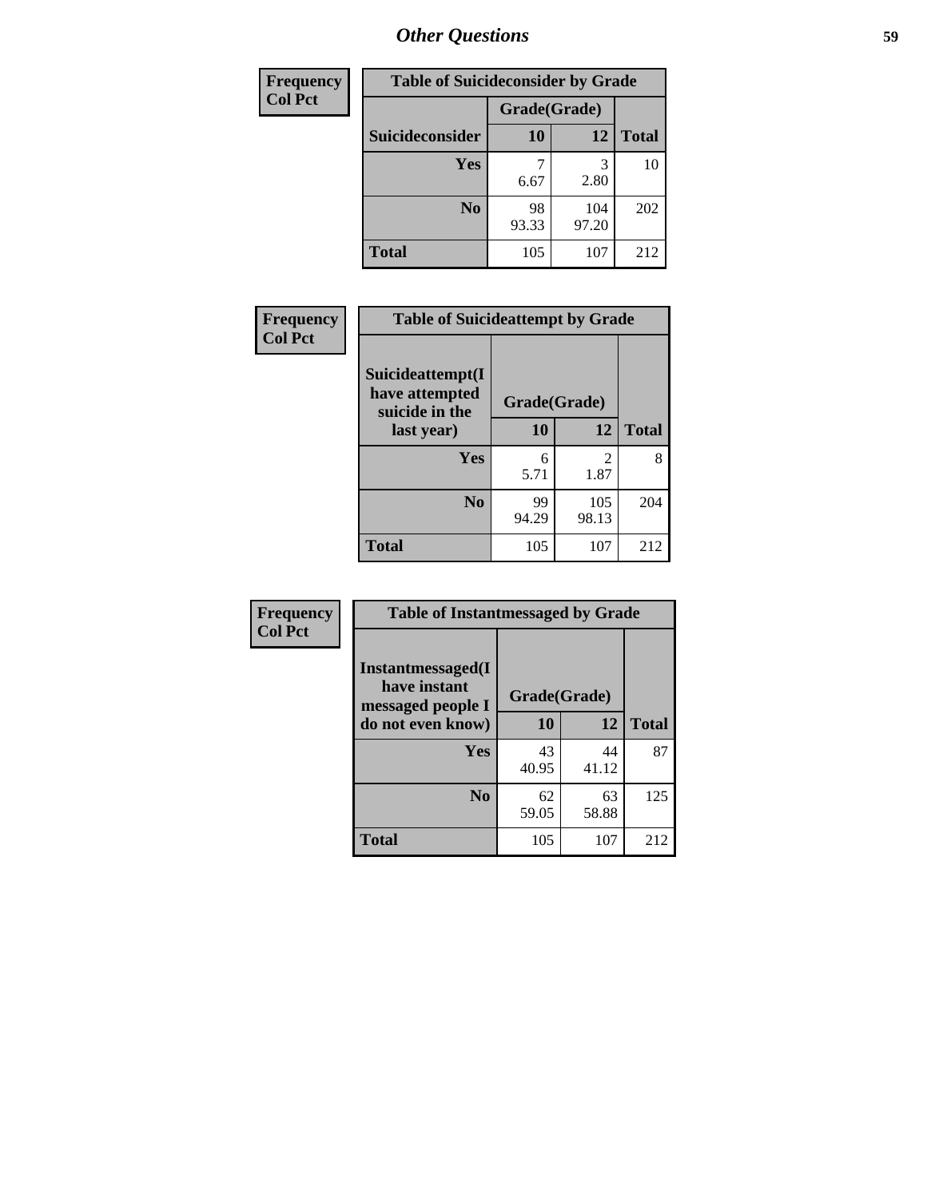| Frequency<br>Col Pct | | | |
|---|---|---|---|

**Table of Suicideconsider by Grade**

| Suicideconsider | Grade(Grade) 10 | 12 | Total |
|---|---|---|---|
| Yes | 7<br>6.67 | 3<br>2.80 | 10 |
| No | 98<br>93.33 | 104<br>97.20 | 202 |
| Total | 105 | 107 | 212 |

| Frequency<br>Col Pct |
|---|

**Table of Suicideattempt by Grade**

| Suicideattempt(I have attempted suicide in the last year) | Grade(Grade) 10 | 12 | Total |
|---|---|---|---|
| Yes | 6<br>5.71 | 2<br>1.87 | 8 |
| No | 99<br>94.29 | 105<br>98.13 | 204 |
| Total | 105 | 107 | 212 |

| Frequency<br>Col Pct |
|---|

**Table of Instantmessaged by Grade**

| Instantmessaged(I have instant messaged people I do not even know) | Grade(Grade) 10 | 12 | Total |
|---|---|---|---|
| Yes | 43<br>40.95 | 44<br>41.12 | 87 |
| No | 62<br>59.05 | 63<br>58.88 | 125 |
| Total | 105 | 107 | 212 |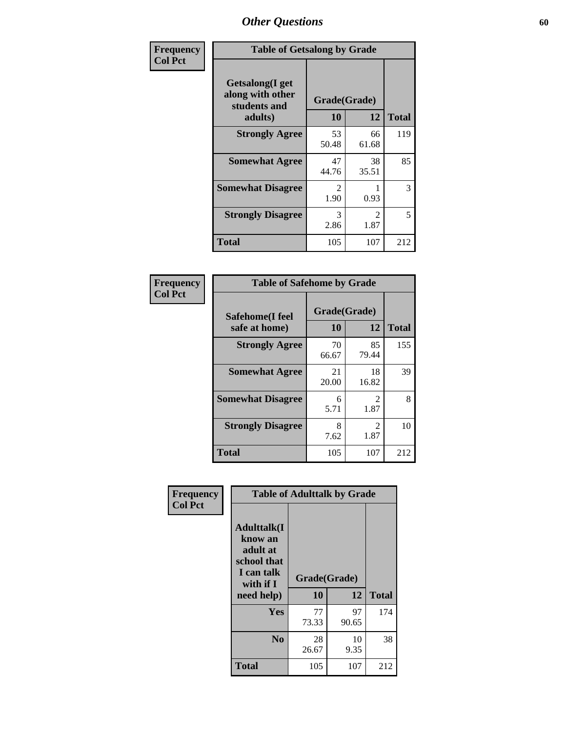# Other Questions

**Frequency**
**Col Pct**

| Table of Getsalong by Grade | | | |
|---|---|---|---|
| **Getsalong(I get along with other students and adults)** | **Grade(Grade)** | | |
| | **10** | **12** | **Total** |
| **Strongly Agree** | 53<br>50.48 | 66<br>61.68 | 119 |
| **Somewhat Agree** | 47<br>44.76 | 38<br>35.51 | 85 |
| **Somewhat Disagree** | 2<br>1.90 | 1<br>0.93 | 3 |
| **Strongly Disagree** | 3<br>2.86 | 2<br>1.87 | 5 |
| **Total** | 105 | 107 | 212 |

**Frequency**
**Col Pct**

| Table of Safehome by Grade | | | |
|---|---|---|---|
| **Safehome(I feel safe at home)** | **Grade(Grade)** | | |
| | **10** | **12** | **Total** |
| **Strongly Agree** | 70<br>66.67 | 85<br>79.44 | 155 |
| **Somewhat Agree** | 21<br>20.00 | 18<br>16.82 | 39 |
| **Somewhat Disagree** | 6<br>5.71 | 2<br>1.87 | 8 |
| **Strongly Disagree** | 8<br>7.62 | 2<br>1.87 | 10 |
| **Total** | 105 | 107 | 212 |

**Frequency**
**Col Pct**

| Table of Adulttalk by Grade | | | |
|---|---|---|---|
| **Adulttalk(I know an adult at school that I can talk with if I need help)** | **Grade(Grade)** | | |
| | **10** | **12** | **Total** |
| **Yes** | 77<br>73.33 | 97<br>90.65 | 174 |
| **No** | 28<br>26.67 | 10<br>9.35 | 38 |
| **Total** | 105 | 107 | 212 |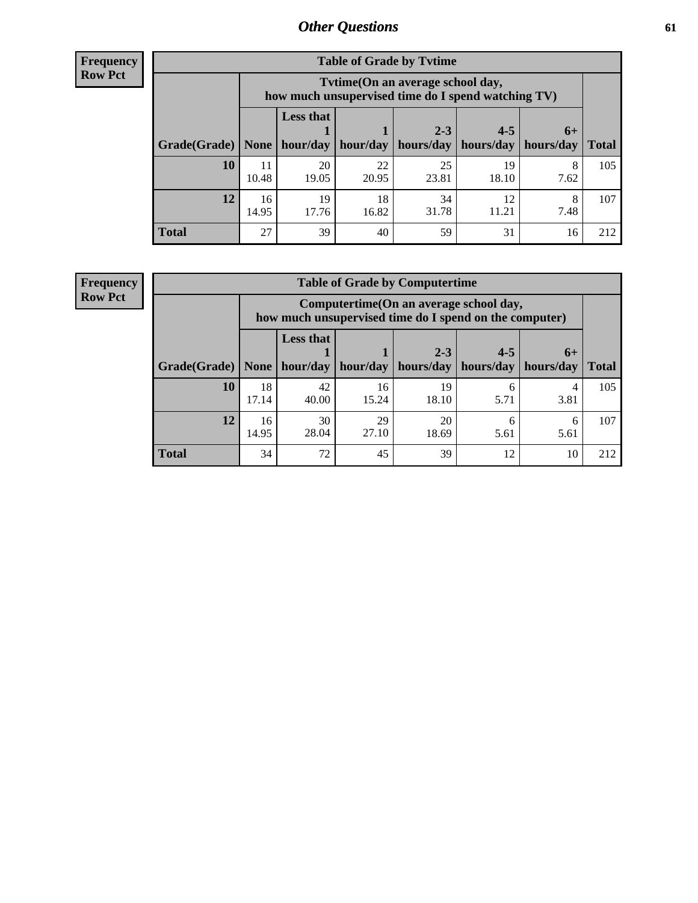**Frequency**
**Row Pct**

| Table of Grade by Tvtime | | | | | | | |
|---|---|---|---|---|---|---|---|
| | Tvtime(On an average school day, how much unsupervised time do I spend watching TV) | | | | | | |
| Grade(Grade) | None | Less that 1 hour/day | 1 hour/day | 2-3 hours/day | 4-5 hours/day | 6+ hours/day | Total |
| **10** | 11<br>10.48 | 20<br>19.05 | 22<br>20.95 | 25<br>23.81 | 19<br>18.10 | 8<br>7.62 | 105 |
| **12** | 16<br>14.95 | 19<br>17.76 | 18<br>16.82 | 34<br>31.78 | 12<br>11.21 | 8<br>7.48 | 107 |
| **Total** | 27 | 39 | 40 | 59 | 31 | 16 | 212 |

**Frequency**
**Row Pct**

| Table of Grade by Computertime | | | | | | | |
|---|---|---|---|---|---|---|---|
| | Computertime(On an average school day, how much unsupervised time do I spend on the computer) | | | | | | |
| Grade(Grade) | None | Less that 1 hour/day | 1 hour/day | 2-3 hours/day | 4-5 hours/day | 6+ hours/day | Total |
| **10** | 18<br>17.14 | 42<br>40.00 | 16<br>15.24 | 19<br>18.10 | 6<br>5.71 | 4<br>3.81 | 105 |
| **12** | 16<br>14.95 | 30<br>28.04 | 29<br>27.10 | 20<br>18.69 | 6<br>5.61 | 6<br>5.61 | 107 |
| **Total** | 34 | 72 | 45 | 39 | 12 | 10 | 212 |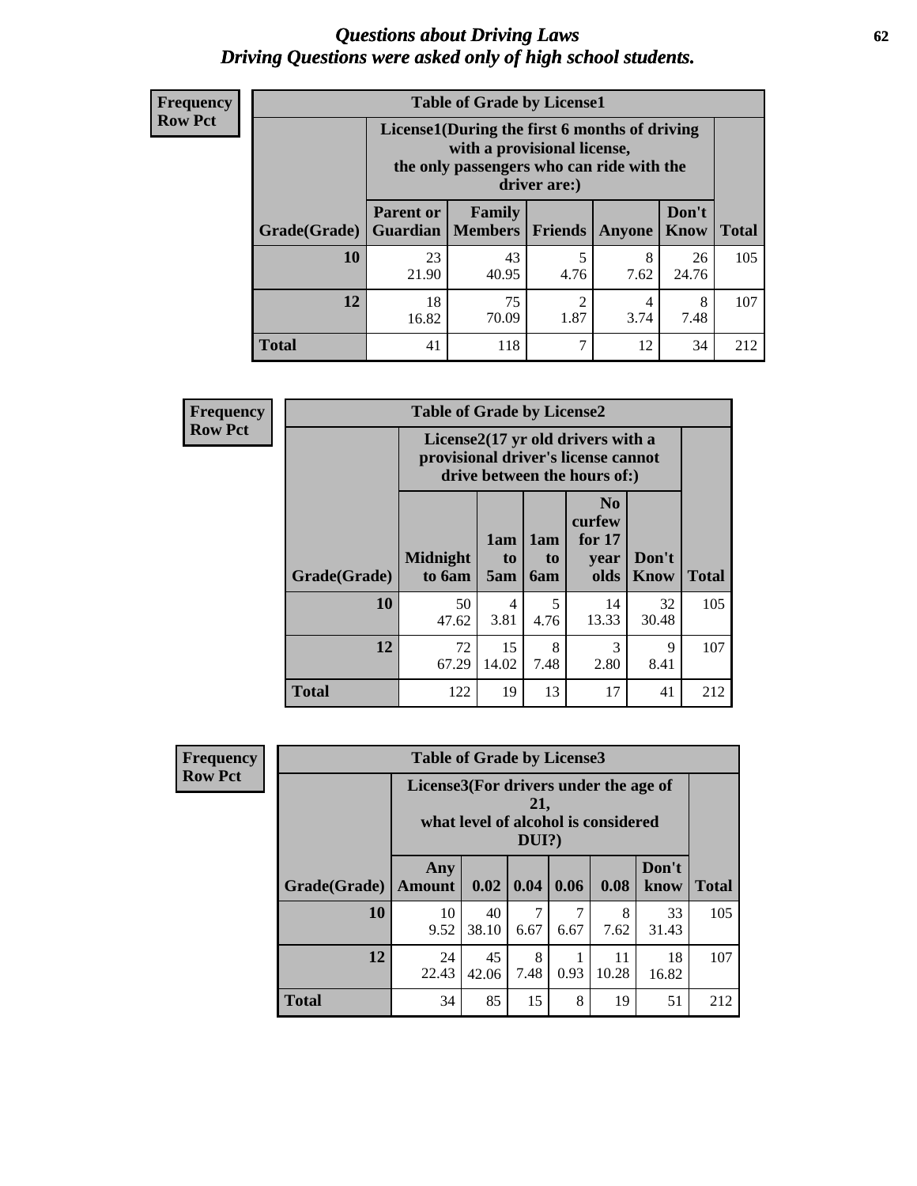# *Questions about Driving Laws*
# *Driving Questions were asked only of high school students.*

**Frequency**
**Row Pct**

| Table of Grade by License1 | | | | | | |
|---|---|---|---|---|---|---|
| | License1(During the first 6 months of driving with a provisional license, the only passengers who can ride with the driver are:) | | | | | |
| Grade(Grade) | Parent or Guardian | Family Members | Friends | Anyone | Don't Know | Total |
| 10 | 23<br>21.90 | 43<br>40.95 | 5<br>4.76 | 8<br>7.62 | 26<br>24.76 | 105 |
| 12 | 18<br>16.82 | 75<br>70.09 | 2<br>1.87 | 4<br>3.74 | 8<br>7.48 | 107 |
| Total | 41 | 118 | 7 | 12 | 34 | 212 |

**Frequency**
**Row Pct**

| Table of Grade by License2 | | | | | | |
|---|---|---|---|---|---|---|
| | License2(17 yr old drivers with a provisional driver's license cannot drive between the hours of:) | | | | | |
| Grade(Grade) | Midnight to 6am | 1am to 5am | 1am to 6am | No curfew for 17 year olds | Don't Know | Total |
| 10 | 50<br>47.62 | 4<br>3.81 | 5<br>4.76 | 14<br>13.33 | 32<br>30.48 | 105 |
| 12 | 72<br>67.29 | 15<br>14.02 | 8<br>7.48 | 3<br>2.80 | 9<br>8.41 | 107 |
| Total | 122 | 19 | 13 | 17 | 41 | 212 |

**Frequency**
**Row Pct**

| Table of Grade by License3 | | | | | | | |
|---|---|---|---|---|---|---|---|
| | License3(For drivers under the age of 21, what level of alcohol is considered DUI?) | | | | | | |
| Grade(Grade) | Any Amount | 0.02 | 0.04 | 0.06 | 0.08 | Don't know | Total |
| 10 | 10<br>9.52 | 40<br>38.10 | 7<br>6.67 | 7<br>6.67 | 8<br>7.62 | 33<br>31.43 | 105 |
| 12 | 24<br>22.43 | 45<br>42.06 | 8<br>7.48 | 1<br>0.93 | 11<br>10.28 | 18<br>16.82 | 107 |
| Total | 34 | 85 | 15 | 8 | 19 | 51 | 212 |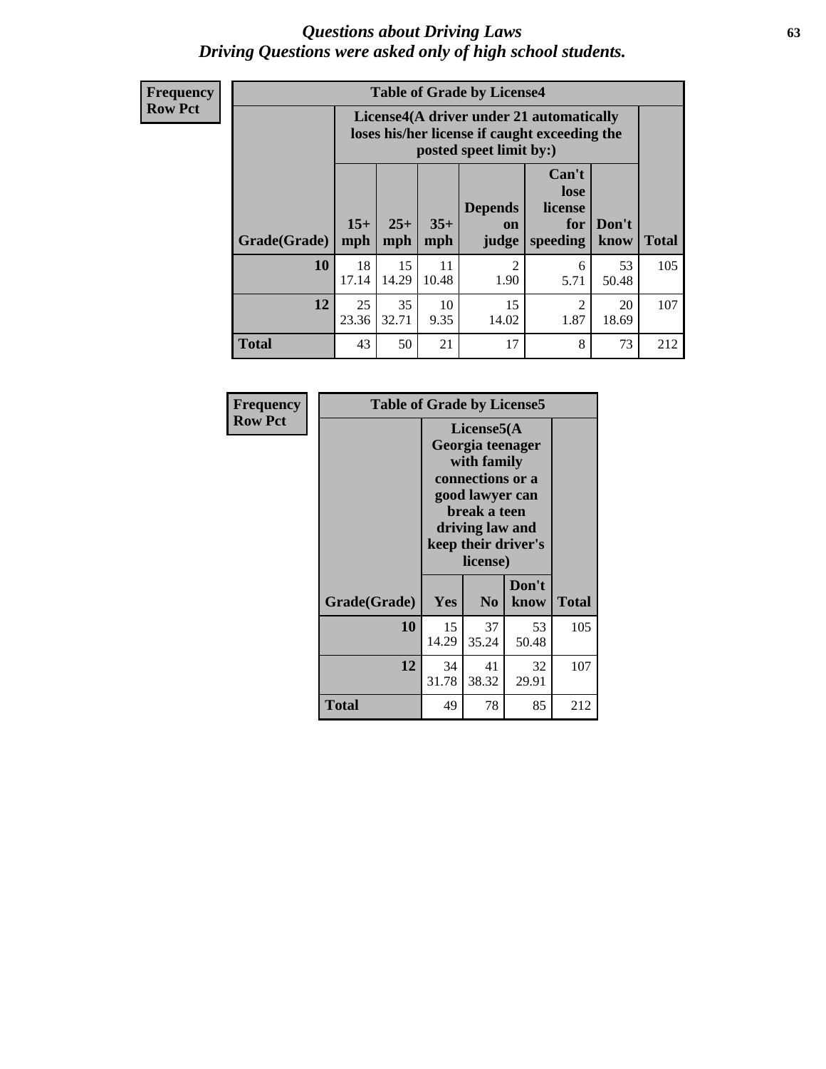# Questions about Driving Laws
## Driving Questions were asked only of high school students.

**Frequency**
**Row Pct**

**Table of Grade by License4**

| Grade(Grade) | License4(A driver under 21 automatically loses his/her license if caught exceeding the posted speet limit by:) | | | | | | Total |
|---|---|---|---|---|---|---|---|
| | 15+ mph | 25+ mph | 35+ mph | Depends on judge | Can't lose license for speeding | Don't know | |
| **10** | 18<br>17.14 | 15<br>14.29 | 11<br>10.48 | 2<br>1.90 | 6<br>5.71 | 53<br>50.48 | 105 |
| **12** | 25<br>23.36 | 35<br>32.71 | 10<br>9.35 | 15<br>14.02 | 2<br>1.87 | 20<br>18.69 | 107 |
| **Total** | 43 | 50 | 21 | 17 | 8 | 73 | 212 |

**Frequency**
**Row Pct**

**Table of Grade by License5**

| Grade(Grade) | License5(A Georgia teenager with family connections or a good lawyer can break a teen driving law and keep their driver's license) | | | Total |
|---|---|---|---|---|
| | Yes | No | Don't know | |
| **10** | 15<br>14.29 | 37<br>35.24 | 53<br>50.48 | 105 |
| **12** | 34<br>31.78 | 41<br>38.32 | 32<br>29.91 | 107 |
| **Total** | 49 | 78 | 85 | 212 |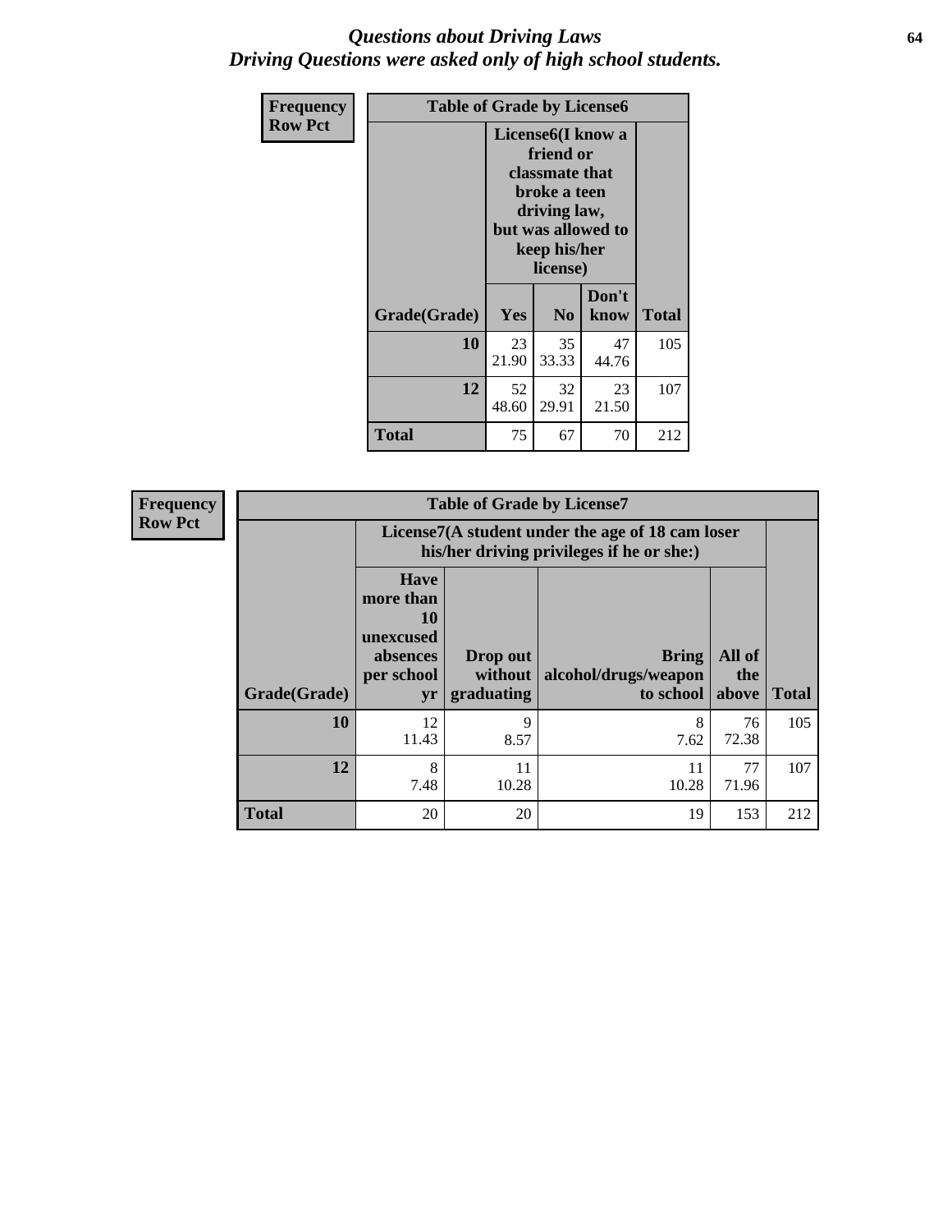# *Questions about Driving Laws*
## *Driving Questions were asked only of high school students.*

| Frequency<br>Row Pct | Table of Grade by License6 | | | |
|---|---|---|---|---|
| | License6(I know a friend or classmate that broke a teen driving law, but was allowed to keep his/her license) | | | |
| Grade(Grade) | Yes | No | Don't know | Total |
| 10 | 23<br>21.90 | 35<br>33.33 | 47<br>44.76 | 105 |
| 12 | 52<br>48.60 | 32<br>29.91 | 23<br>21.50 | 107 |
| Total | 75 | 67 | 70 | 212 |

| Frequency<br>Row Pct | Table of Grade by License7 | | | | |
|---|---|---|---|---|---|
| | License7(A student under the age of 18 cam loser his/her driving privileges if he or she:) | | | | |
| Grade(Grade) | Have more than 10 unexcused absences per school yr | Drop out without graduating | Bring alcohol/drugs/weapon to school | All of the above | Total |
| 10 | 12<br>11.43 | 9<br>8.57 | 8<br>7.62 | 76<br>72.38 | 105 |
| 12 | 8<br>7.48 | 11<br>10.28 | 11<br>10.28 | 77<br>71.96 | 107 |
| Total | 20 | 20 | 19 | 153 | 212 |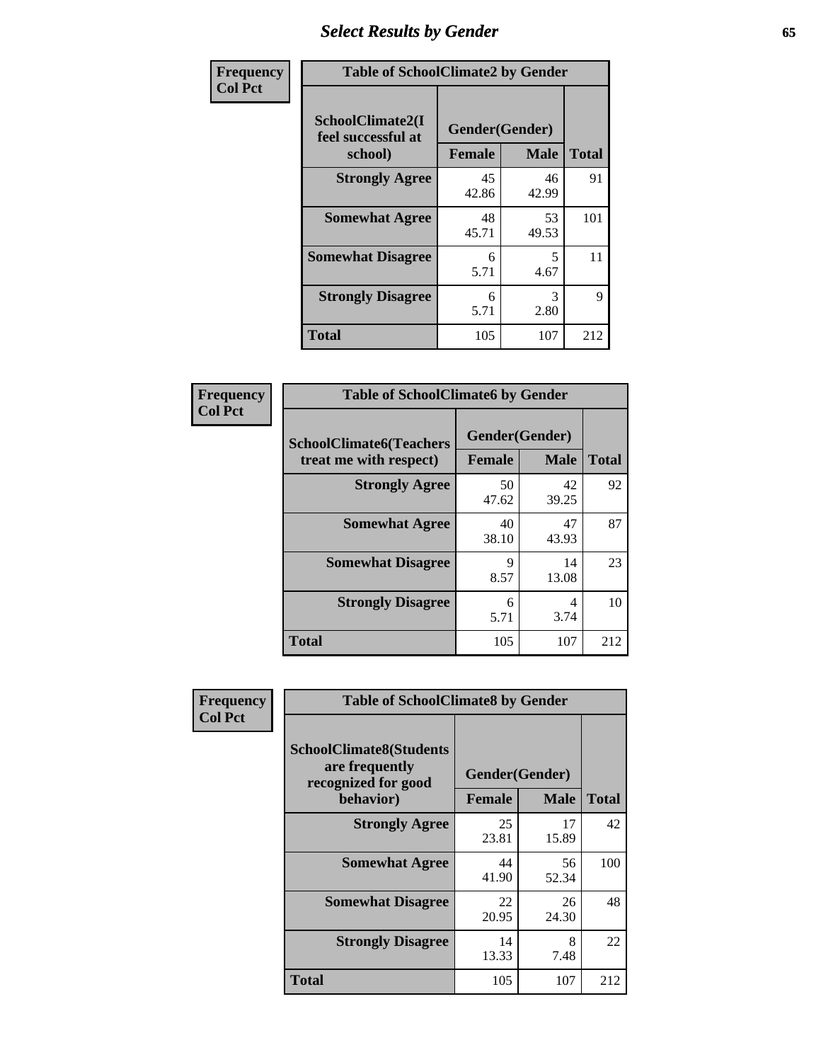# Select Results by Gender

**Frequency**
**Col Pct**

| Table of SchoolClimate2 by Gender | | | |
|---|---|---|---|
| **SchoolClimate2(I feel successful at school)** | **Gender(Gender)** | | |
| | **Female** | **Male** | **Total** |
| **Strongly Agree** | 45<br>42.86 | 46<br>42.99 | 91 |
| **Somewhat Agree** | 48<br>45.71 | 53<br>49.53 | 101 |
| **Somewhat Disagree** | 6<br>5.71 | 5<br>4.67 | 11 |
| **Strongly Disagree** | 6<br>5.71 | 3<br>2.80 | 9 |
| **Total** | 105 | 107 | 212 |

**Frequency**
**Col Pct**

| Table of SchoolClimate6 by Gender | | | |
|---|---|---|---|
| **SchoolClimate6(Teachers treat me with respect)** | **Gender(Gender)** | | |
| | **Female** | **Male** | **Total** |
| **Strongly Agree** | 50<br>47.62 | 42<br>39.25 | 92 |
| **Somewhat Agree** | 40<br>38.10 | 47<br>43.93 | 87 |
| **Somewhat Disagree** | 9<br>8.57 | 14<br>13.08 | 23 |
| **Strongly Disagree** | 6<br>5.71 | 4<br>3.74 | 10 |
| **Total** | 105 | 107 | 212 |

**Frequency**
**Col Pct**

| Table of SchoolClimate8 by Gender | | | |
|---|---|---|---|
| **SchoolClimate8(Students are frequently recognized for good behavior)** | **Gender(Gender)** | | |
| | **Female** | **Male** | **Total** |
| **Strongly Agree** | 25<br>23.81 | 17<br>15.89 | 42 |
| **Somewhat Agree** | 44<br>41.90 | 56<br>52.34 | 100 |
| **Somewhat Disagree** | 22<br>20.95 | 26<br>24.30 | 48 |
| **Strongly Disagree** | 14<br>13.33 | 8<br>7.48 | 22 |
| **Total** | 105 | 107 | 212 |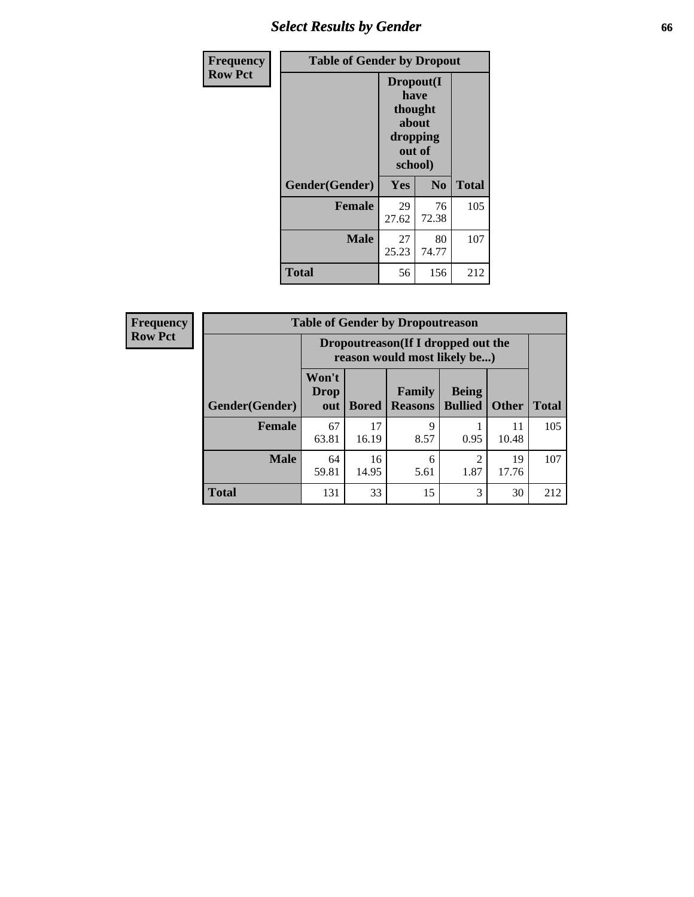| Frequency<br>Row Pct |
|---|

| Table of Gender by Dropout | | | |
|---|---|---|---|
| | Dropout(I have thought about dropping out of school) | | |
| Gender(Gender) | Yes | No | Total |
| Female | 29<br>27.62 | 76<br>72.38 | 105 |
| Male | 27<br>25.23 | 80<br>74.77 | 107 |
| Total | 56 | 156 | 212 |

| Frequency<br>Row Pct |
|---|

| Table of Gender by Dropoutreason | | | | | | |
|---|---|---|---|---|---|---|
| | Dropoutreason(If I dropped out the reason would most likely be...) | | | | | |
| Gender(Gender) | Won't Drop out | Bored | Family Reasons | Being Bullied | Other | Total |
| Female | 67<br>63.81 | 17<br>16.19 | 9<br>8.57 | 1<br>0.95 | 11<br>10.48 | 105 |
| Male | 64<br>59.81 | 16<br>14.95 | 6<br>5.61 | 2<br>1.87 | 19<br>17.76 | 107 |
| Total | 131 | 33 | 15 | 3 | 30 | 212 |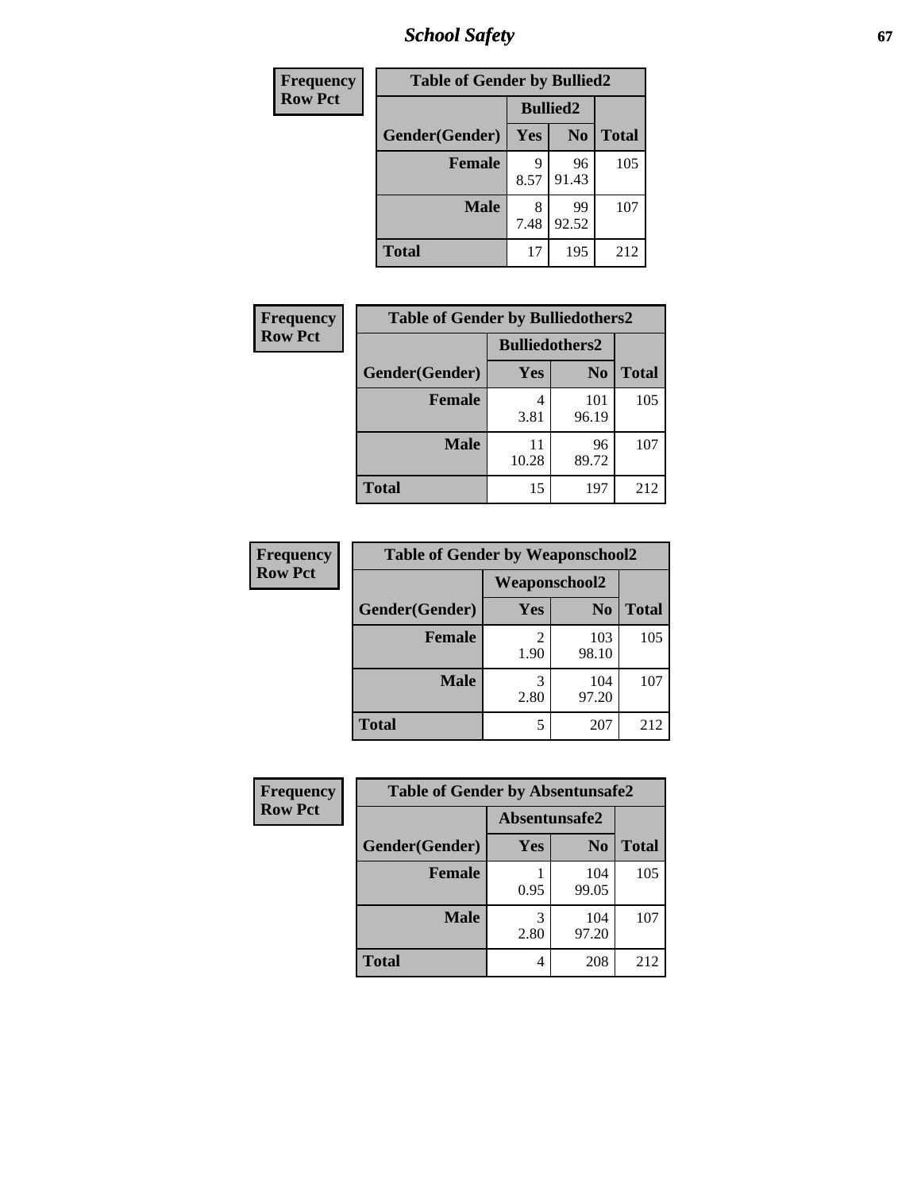| Frequency<br>Row Pct |
| --- |

**Table of Gender by Bullied2**

| Gender(Gender) | Bullied2 Yes | Bullied2 No | Total |
| --- | --- | --- | --- |
| **Female** | 9<br>8.57 | 96<br>91.43 | 105 |
| **Male** | 8<br>7.48 | 99<br>92.52 | 107 |
| **Total** | 17 | 195 | 212 |

| Frequency<br>Row Pct |
| --- |

**Table of Gender by Bulliedothers2**

| Gender(Gender) | Bulliedothers2 Yes | Bulliedothers2 No | Total |
| --- | --- | --- | --- |
| **Female** | 4<br>3.81 | 101<br>96.19 | 105 |
| **Male** | 11<br>10.28 | 96<br>89.72 | 107 |
| **Total** | 15 | 197 | 212 |

| Frequency<br>Row Pct |
| --- |

**Table of Gender by Weaponschool2**

| Gender(Gender) | Weaponschool2 Yes | Weaponschool2 No | Total |
| --- | --- | --- | --- |
| **Female** | 2<br>1.90 | 103<br>98.10 | 105 |
| **Male** | 3<br>2.80 | 104<br>97.20 | 107 |
| **Total** | 5 | 207 | 212 |

| Frequency<br>Row Pct |
| --- |

**Table of Gender by Absentunsafe2**

| Gender(Gender) | Absentunsafe2 Yes | Absentunsafe2 No | Total |
| --- | --- | --- | --- |
| **Female** | 1<br>0.95 | 104<br>99.05 | 105 |
| **Male** | 3<br>2.80 | 104<br>97.20 | 107 |
| **Total** | 4 | 208 | 212 |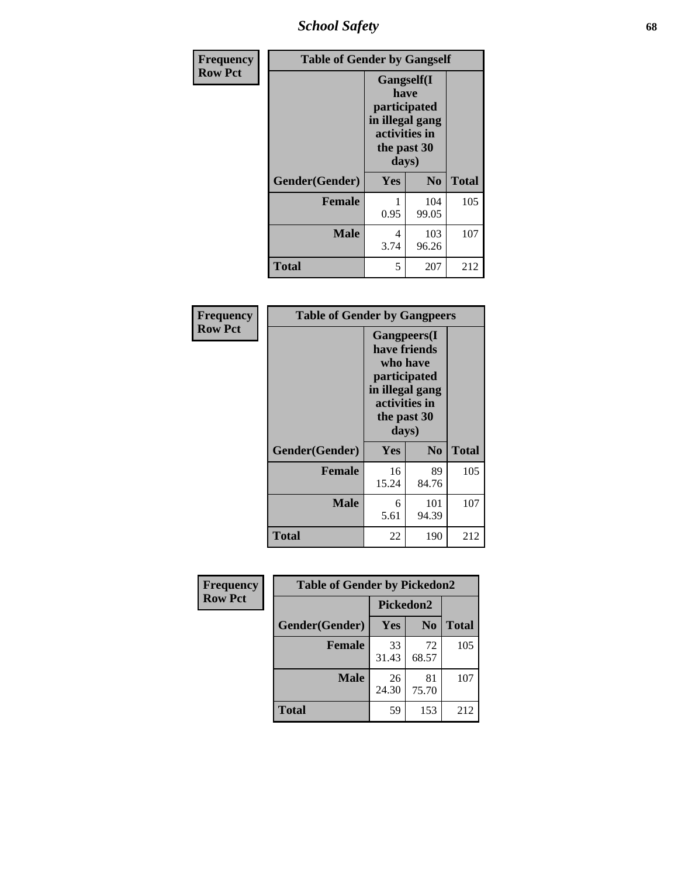| Frequency Row Pct | Table of Gender by Gangself | | |
|---|---|---|---|
| | Gangself(I have participated in illegal gang activities in the past 30 days) | | |
| Gender(Gender) | Yes | No | Total |
| Female | 1<br>0.95 | 104<br>99.05 | 105 |
| Male | 4<br>3.74 | 103<br>96.26 | 107 |
| Total | 5 | 207 | 212 |

| Frequency Row Pct | Table of Gender by Gangpeers | | |
|---|---|---|---|
| | Gangpeers(I have friends who have participated in illegal gang activities in the past 30 days) | | |
| Gender(Gender) | Yes | No | Total |
| Female | 16<br>15.24 | 89<br>84.76 | 105 |
| Male | 6<br>5.61 | 101<br>94.39 | 107 |
| Total | 22 | 190 | 212 |

| Frequency Row Pct | Table of Gender by Pickedon2 | | |
|---|---|---|---|
| | Pickedon2 | | |
| Gender(Gender) | Yes | No | Total |
| Female | 33<br>31.43 | 72<br>68.57 | 105 |
| Male | 26<br>24.30 | 81<br>75.70 | 107 |
| Total | 59 | 153 | 212 |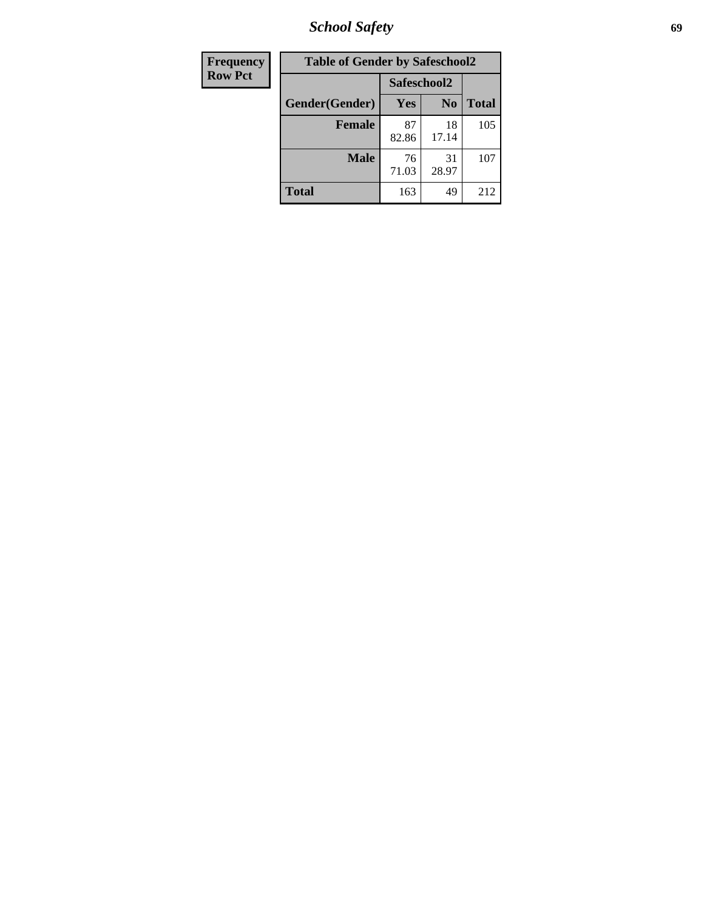| Frequency<br>Row Pct | Table of Gender by Safeschool2 | | | |
|---|---|---|---|---|
| | | Safeschool2 | | |
| | Gender(Gender) | Yes | No | Total |
| | **Female** | 87<br>82.86 | 18<br>17.14 | 105 |
| | **Male** | 76<br>71.03 | 31<br>28.97 | 107 |
| | **Total** | 163 | 49 | 212 |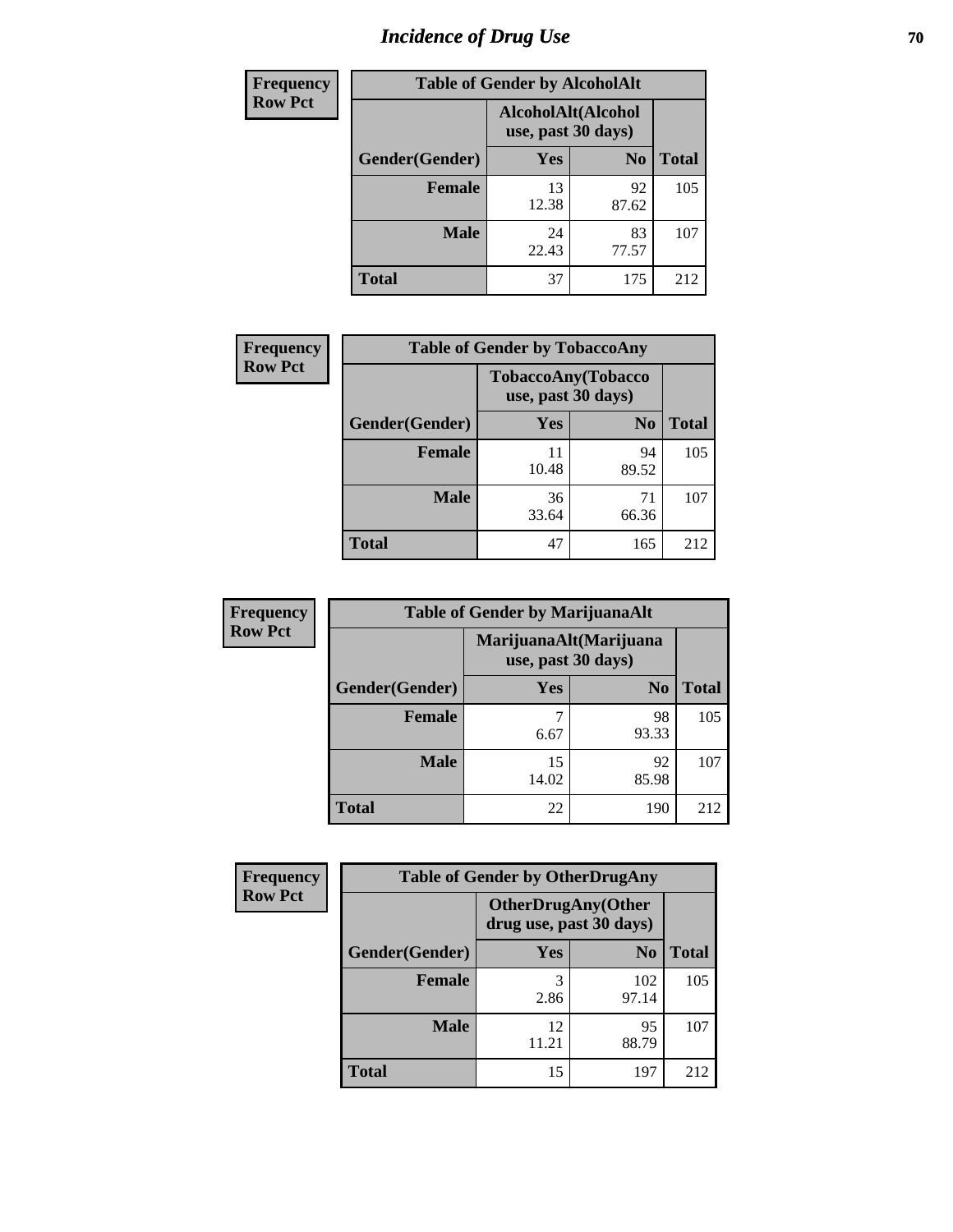# Incidence of Drug Use

| Frequency<br>Row Pct | Table of Gender by AlcoholAlt | | |
|---|---|---|---|
| | AlcoholAlt(Alcohol use, past 30 days) | | |
| Gender(Gender) | Yes | No | Total |
| Female | 13<br>12.38 | 92<br>87.62 | 105 |
| Male | 24<br>22.43 | 83<br>77.57 | 107 |
| Total | 37 | 175 | 212 |

| Frequency<br>Row Pct | Table of Gender by TobaccoAny | | |
|---|---|---|---|
| | TobaccoAny(Tobacco use, past 30 days) | | |
| Gender(Gender) | Yes | No | Total |
| Female | 11<br>10.48 | 94<br>89.52 | 105 |
| Male | 36<br>33.64 | 71<br>66.36 | 107 |
| Total | 47 | 165 | 212 |

| Frequency<br>Row Pct | Table of Gender by MarijuanaAlt | | |
|---|---|---|---|
| | MarijuanaAlt(Marijuana use, past 30 days) | | |
| Gender(Gender) | Yes | No | Total |
| Female | 7<br>6.67 | 98<br>93.33 | 105 |
| Male | 15<br>14.02 | 92<br>85.98 | 107 |
| Total | 22 | 190 | 212 |

| Frequency<br>Row Pct | Table of Gender by OtherDrugAny | | |
|---|---|---|---|
| | OtherDrugAny(Other drug use, past 30 days) | | |
| Gender(Gender) | Yes | No | Total |
| Female | 3<br>2.86 | 102<br>97.14 | 105 |
| Male | 12<br>11.21 | 95<br>88.79 | 107 |
| Total | 15 | 197 | 212 |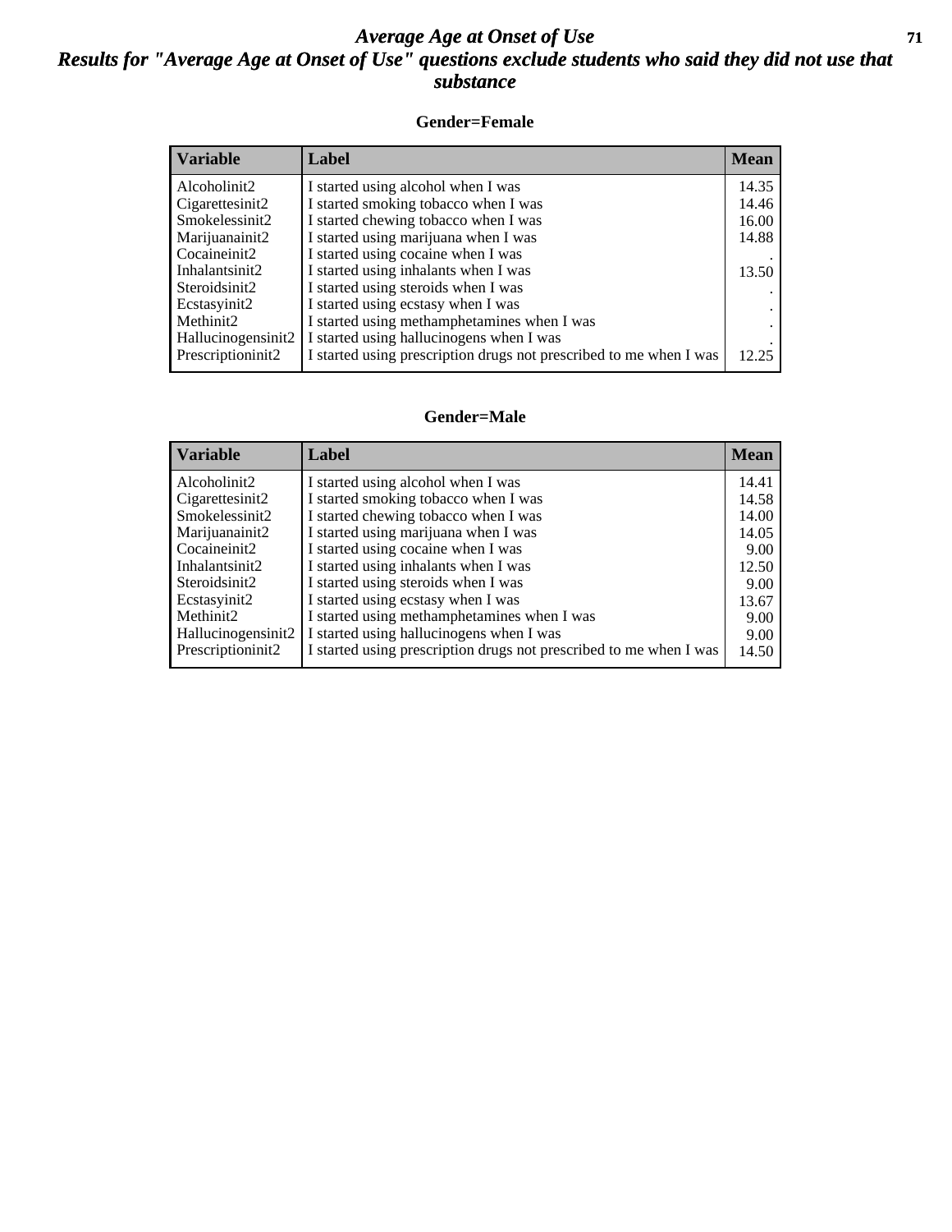# *Average Age at Onset of Use*
## *Results for "Average Age at Onset of Use" questions exclude students who said they did not use that substance*

### Gender=Female

| Variable | Label | Mean |
|---|---|---|
| Alcoholinit2 | I started using alcohol when I was | 14.35 |
| Cigarettesinit2 | I started smoking tobacco when I was | 14.46 |
| Smokelessinit2 | I started chewing tobacco when I was | 16.00 |
| Marijuanainit2 | I started using marijuana when I was | 14.88 |
| Cocaineinit2 | I started using cocaine when I was | . |
| Inhalantsinit2 | I started using inhalants when I was | 13.50 |
| Steroidsinit2 | I started using steroids when I was | . |
| Ecstasyinit2 | I started using ecstasy when I was | . |
| Methinit2 | I started using methamphetamines when I was | . |
| Hallucinogensinit2 | I started using hallucinogens when I was | . |
| Prescriptioninit2 | I started using prescription drugs not prescribed to me when I was | 12.25 |

### Gender=Male

| Variable | Label | Mean |
|---|---|---|
| Alcoholinit2 | I started using alcohol when I was | 14.41 |
| Cigarettesinit2 | I started smoking tobacco when I was | 14.58 |
| Smokelessinit2 | I started chewing tobacco when I was | 14.00 |
| Marijuanainit2 | I started using marijuana when I was | 14.05 |
| Cocaineinit2 | I started using cocaine when I was | 9.00 |
| Inhalantsinit2 | I started using inhalants when I was | 12.50 |
| Steroidsinit2 | I started using steroids when I was | 9.00 |
| Ecstasyinit2 | I started using ecstasy when I was | 13.67 |
| Methinit2 | I started using methamphetamines when I was | 9.00 |
| Hallucinogensinit2 | I started using hallucinogens when I was | 9.00 |
| Prescriptioninit2 | I started using prescription drugs not prescribed to me when I was | 14.50 |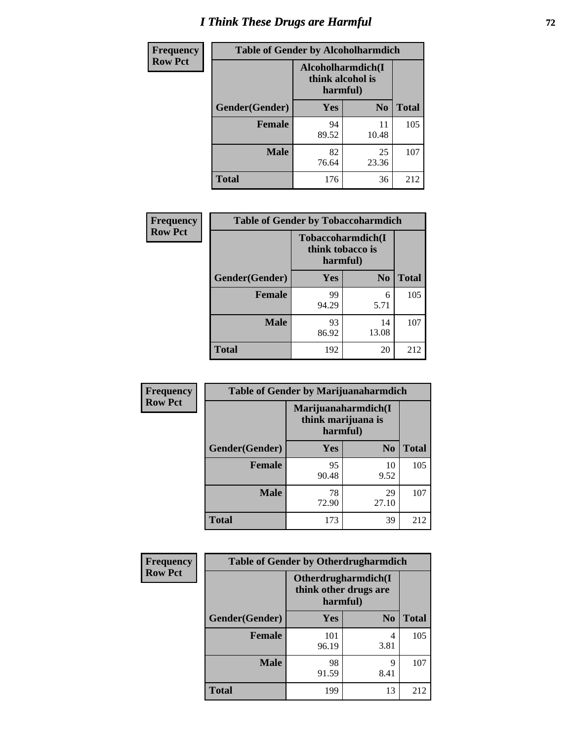# I Think These Drugs are Harmful

**Frequency / Row Pct**

| Table of Gender by Alcoholharmdich | | | |
|---|---|---|---|
| | Alcoholharmdich(I think alcohol is harmful) | | |
| Gender(Gender) | Yes | No | Total |
| Female | 94<br>89.52 | 11<br>10.48 | 105 |
| Male | 82<br>76.64 | 25<br>23.36 | 107 |
| Total | 176 | 36 | 212 |

**Frequency / Row Pct**

| Table of Gender by Tobaccoharmdich | | | |
|---|---|---|---|
| | Tobaccoharmdich(I think tobacco is harmful) | | |
| Gender(Gender) | Yes | No | Total |
| Female | 99<br>94.29 | 6<br>5.71 | 105 |
| Male | 93<br>86.92 | 14<br>13.08 | 107 |
| Total | 192 | 20 | 212 |

**Frequency / Row Pct**

| Table of Gender by Marijuanaharmdich | | | |
|---|---|---|---|
| | Marijuanaharmdich(I think marijuana is harmful) | | |
| Gender(Gender) | Yes | No | Total |
| Female | 95<br>90.48 | 10<br>9.52 | 105 |
| Male | 78<br>72.90 | 29<br>27.10 | 107 |
| Total | 173 | 39 | 212 |

**Frequency / Row Pct**

| Table of Gender by Otherdrugharmdich | | | |
|---|---|---|---|
| | Otherdrugharmdich(I think other drugs are harmful) | | |
| Gender(Gender) | Yes | No | Total |
| Female | 101<br>96.19 | 4<br>3.81 | 105 |
| Male | 98<br>91.59 | 9<br>8.41 | 107 |
| Total | 199 | 13 | 212 |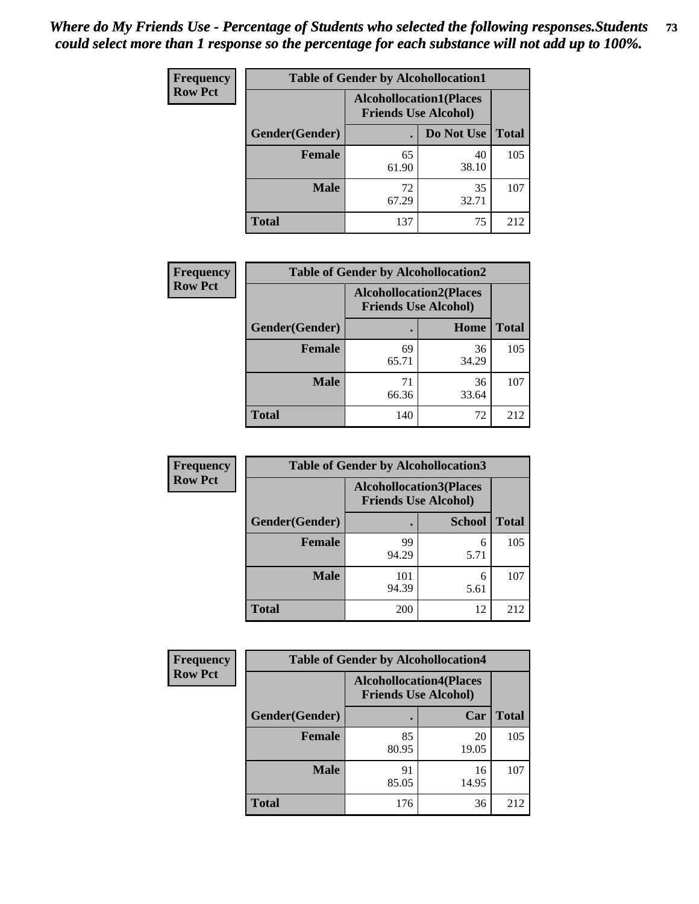*Where do My Friends Use - Percentage of Students who selected the following responses.Students could select more than 1 response so the percentage for each substance will not add up to 100%.*

**Frequency**
**Row Pct**

**Table of Gender by Alcohollocation1**

| Gender(Gender) | Alcohollocation1(Places Friends Use Alcohol) . | Alcohollocation1(Places Friends Use Alcohol) Do Not Use | Total |
|---|---|---|---|
| **Female** | 65<br>61.90 | 40<br>38.10 | 105 |
| **Male** | 72<br>67.29 | 35<br>32.71 | 107 |
| **Total** | 137 | 75 | 212 |

**Frequency**
**Row Pct**

**Table of Gender by Alcohollocation2**

| Gender(Gender) | Alcohollocation2(Places Friends Use Alcohol) . | Alcohollocation2(Places Friends Use Alcohol) Home | Total |
|---|---|---|---|
| **Female** | 69<br>65.71 | 36<br>34.29 | 105 |
| **Male** | 71<br>66.36 | 36<br>33.64 | 107 |
| **Total** | 140 | 72 | 212 |

**Frequency**
**Row Pct**

**Table of Gender by Alcohollocation3**

| Gender(Gender) | Alcohollocation3(Places Friends Use Alcohol) . | Alcohollocation3(Places Friends Use Alcohol) School | Total |
|---|---|---|---|
| **Female** | 99<br>94.29 | 6<br>5.71 | 105 |
| **Male** | 101<br>94.39 | 6<br>5.61 | 107 |
| **Total** | 200 | 12 | 212 |

**Frequency**
**Row Pct**

**Table of Gender by Alcohollocation4**

| Gender(Gender) | Alcohollocation4(Places Friends Use Alcohol) . | Alcohollocation4(Places Friends Use Alcohol) Car | Total |
|---|---|---|---|
| **Female** | 85<br>80.95 | 20<br>19.05 | 105 |
| **Male** | 91<br>85.05 | 16<br>14.95 | 107 |
| **Total** | 176 | 36 | 212 |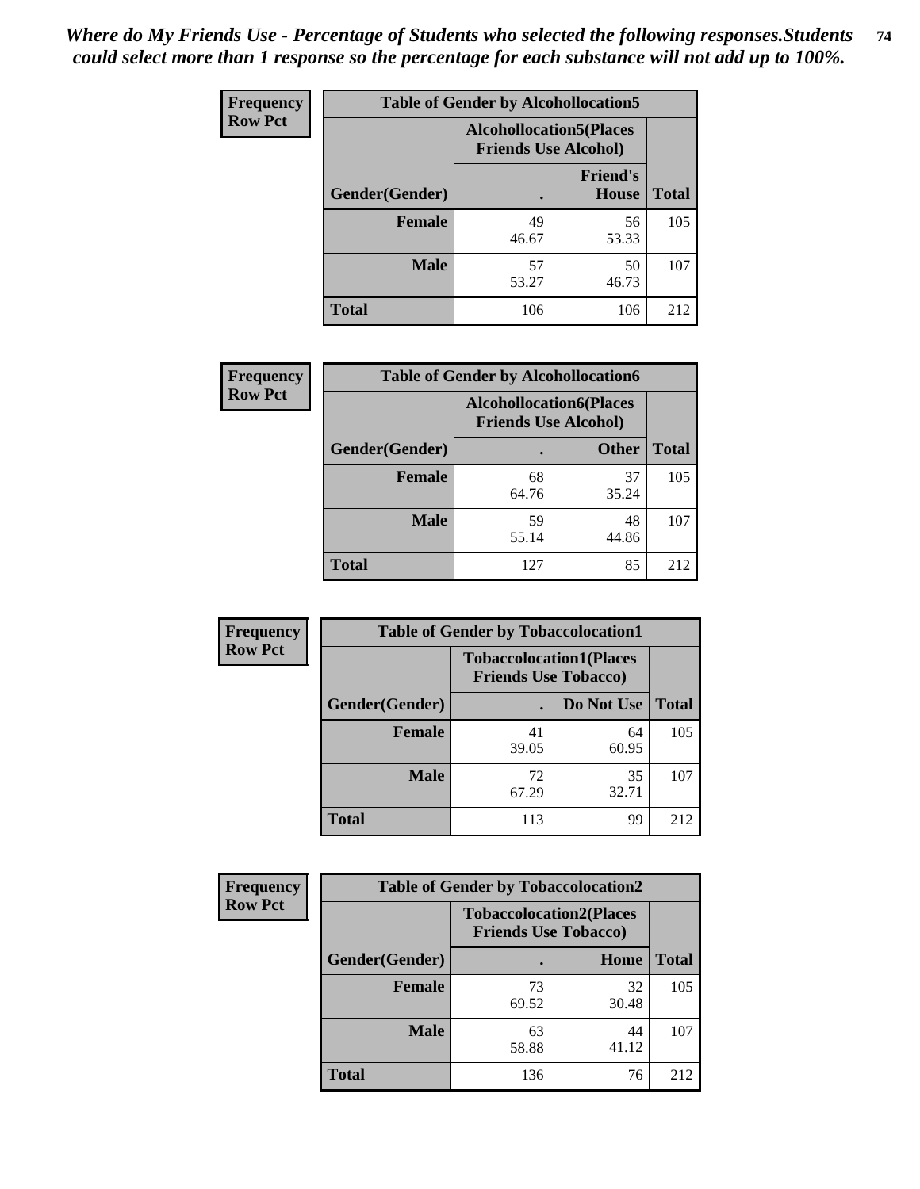*Where do My Friends Use - Percentage of Students who selected the following responses.Students could select more than 1 response so the percentage for each substance will not add up to 100%.*

**Frequency Row Pct**

| Table of Gender by Alcohollocation5 | | | |
|---|---|---|---|
| | Alcohollocation5(Places Friends Use Alcohol) | | |
| Gender(Gender) | . | Friend's House | Total |
| **Female** | 49<br>46.67 | 56<br>53.33 | 105 |
| **Male** | 57<br>53.27 | 50<br>46.73 | 107 |
| **Total** | 106 | 106 | 212 |

**Frequency Row Pct**

| Table of Gender by Alcohollocation6 | | | |
|---|---|---|---|
| | Alcohollocation6(Places Friends Use Alcohol) | | |
| Gender(Gender) | . | Other | Total |
| **Female** | 68<br>64.76 | 37<br>35.24 | 105 |
| **Male** | 59<br>55.14 | 48<br>44.86 | 107 |
| **Total** | 127 | 85 | 212 |

**Frequency Row Pct**

| Table of Gender by Tobaccolocation1 | | | |
|---|---|---|---|
| | Tobaccolocation1(Places Friends Use Tobacco) | | |
| Gender(Gender) | . | Do Not Use | Total |
| **Female** | 41<br>39.05 | 64<br>60.95 | 105 |
| **Male** | 72<br>67.29 | 35<br>32.71 | 107 |
| **Total** | 113 | 99 | 212 |

**Frequency Row Pct**

| Table of Gender by Tobaccolocation2 | | | |
|---|---|---|---|
| | Tobaccolocation2(Places Friends Use Tobacco) | | |
| Gender(Gender) | . | Home | Total |
| **Female** | 73<br>69.52 | 32<br>30.48 | 105 |
| **Male** | 63<br>58.88 | 44<br>41.12 | 107 |
| **Total** | 136 | 76 | 212 |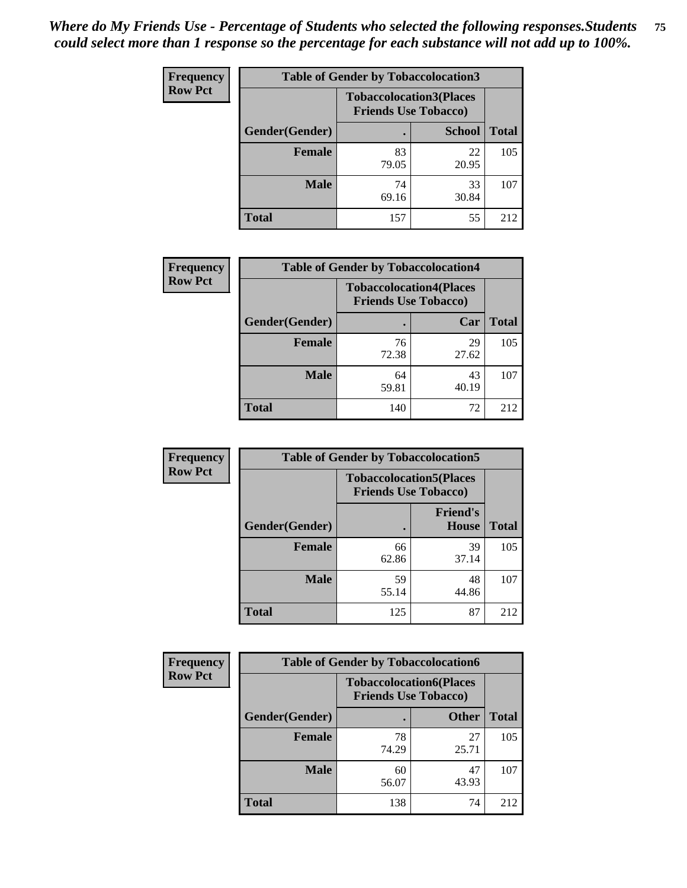*Where do My Friends Use - Percentage of Students who selected the following responses.Students could select more than 1 response so the percentage for each substance will not add up to 100%.*

**Frequency**
**Row Pct**

| Table of Gender by Tobaccolocation3 | | | |
|---|---|---|---|
| | Tobaccolocation3(Places Friends Use Tobacco) | | |
| Gender(Gender) | . | School | Total |
| Female | 83<br>79.05 | 22<br>20.95 | 105 |
| Male | 74<br>69.16 | 33<br>30.84 | 107 |
| Total | 157 | 55 | 212 |

**Frequency**
**Row Pct**

| Table of Gender by Tobaccolocation4 | | | |
|---|---|---|---|
| | Tobaccolocation4(Places Friends Use Tobacco) | | |
| Gender(Gender) | . | Car | Total |
| Female | 76<br>72.38 | 29<br>27.62 | 105 |
| Male | 64<br>59.81 | 43<br>40.19 | 107 |
| Total | 140 | 72 | 212 |

**Frequency**
**Row Pct**

| Table of Gender by Tobaccolocation5 | | | |
|---|---|---|---|
| | Tobaccolocation5(Places Friends Use Tobacco) | | |
| Gender(Gender) | . | Friend's House | Total |
| Female | 66<br>62.86 | 39<br>37.14 | 105 |
| Male | 59<br>55.14 | 48<br>44.86 | 107 |
| Total | 125 | 87 | 212 |

**Frequency**
**Row Pct**

| Table of Gender by Tobaccolocation6 | | | |
|---|---|---|---|
| | Tobaccolocation6(Places Friends Use Tobacco) | | |
| Gender(Gender) | . | Other | Total |
| Female | 78<br>74.29 | 27<br>25.71 | 105 |
| Male | 60<br>56.07 | 47<br>43.93 | 107 |
| Total | 138 | 74 | 212 |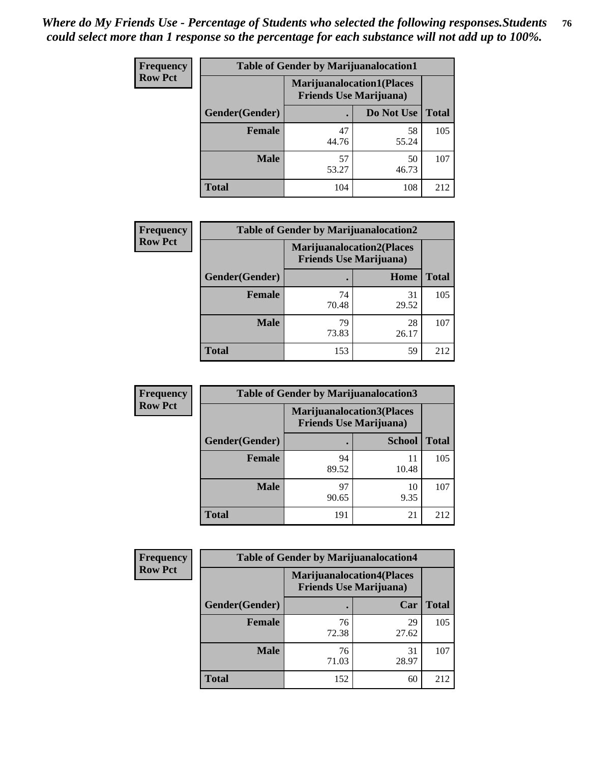*Where do My Friends Use - Percentage of Students who selected the following responses.Students could select more than 1 response so the percentage for each substance will not add up to 100%.*

**Frequency**
**Row Pct**

| Table of Gender by Marijuanalocation1 | | | |
|---|---|---|---|
| | Marijuanalocation1(Places Friends Use Marijuana) | | |
| Gender(Gender) | . | Do Not Use | Total |
| Female | 47<br>44.76 | 58<br>55.24 | 105 |
| Male | 57<br>53.27 | 50<br>46.73 | 107 |
| Total | 104 | 108 | 212 |

**Frequency**
**Row Pct**

| Table of Gender by Marijuanalocation2 | | | |
|---|---|---|---|
| | Marijuanalocation2(Places Friends Use Marijuana) | | |
| Gender(Gender) | . | Home | Total |
| Female | 74<br>70.48 | 31<br>29.52 | 105 |
| Male | 79<br>73.83 | 28<br>26.17 | 107 |
| Total | 153 | 59 | 212 |

**Frequency**
**Row Pct**

| Table of Gender by Marijuanalocation3 | | | |
|---|---|---|---|
| | Marijuanalocation3(Places Friends Use Marijuana) | | |
| Gender(Gender) | . | School | Total |
| Female | 94<br>89.52 | 11<br>10.48 | 105 |
| Male | 97<br>90.65 | 10<br>9.35 | 107 |
| Total | 191 | 21 | 212 |

**Frequency**
**Row Pct**

| Table of Gender by Marijuanalocation4 | | | |
|---|---|---|---|
| | Marijuanalocation4(Places Friends Use Marijuana) | | |
| Gender(Gender) | . | Car | Total |
| Female | 76<br>72.38 | 29<br>27.62 | 105 |
| Male | 76<br>71.03 | 31<br>28.97 | 107 |
| Total | 152 | 60 | 212 |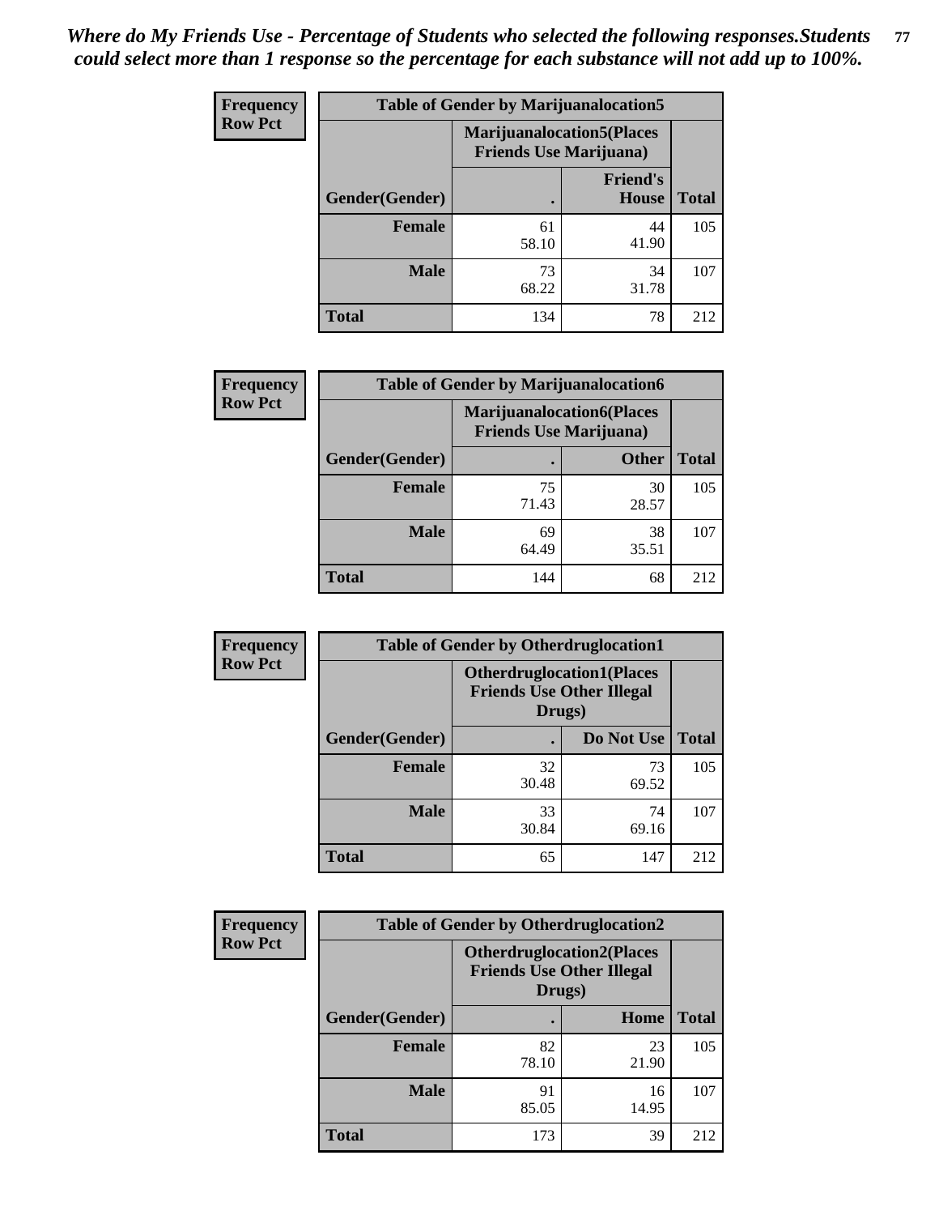*Where do My Friends Use - Percentage of Students who selected the following responses.Students could select more than 1 response so the percentage for each substance will not add up to 100%.*

**Frequency**
**Row Pct**

| Table of Gender by Marijuanalocation5 | | | |
|---|---|---|---|
| | Marijuanalocation5(Places Friends Use Marijuana) | | |
| Gender(Gender) | . | Friend's House | Total |
| **Female** | 61<br>58.10 | 44<br>41.90 | 105 |
| **Male** | 73<br>68.22 | 34<br>31.78 | 107 |
| **Total** | 134 | 78 | 212 |

**Frequency**
**Row Pct**

| Table of Gender by Marijuanalocation6 | | | |
|---|---|---|---|
| | Marijuanalocation6(Places Friends Use Marijuana) | | |
| Gender(Gender) | . | Other | Total |
| **Female** | 75<br>71.43 | 30<br>28.57 | 105 |
| **Male** | 69<br>64.49 | 38<br>35.51 | 107 |
| **Total** | 144 | 68 | 212 |

**Frequency**
**Row Pct**

| Table of Gender by Otherdruglocation1 | | | |
|---|---|---|---|
| | Otherdruglocation1(Places Friends Use Other Illegal Drugs) | | |
| Gender(Gender) | . | Do Not Use | Total |
| **Female** | 32<br>30.48 | 73<br>69.52 | 105 |
| **Male** | 33<br>30.84 | 74<br>69.16 | 107 |
| **Total** | 65 | 147 | 212 |

**Frequency**
**Row Pct**

| Table of Gender by Otherdruglocation2 | | | |
|---|---|---|---|
| | Otherdruglocation2(Places Friends Use Other Illegal Drugs) | | |
| Gender(Gender) | . | Home | Total |
| **Female** | 82<br>78.10 | 23<br>21.90 | 105 |
| **Male** | 91<br>85.05 | 16<br>14.95 | 107 |
| **Total** | 173 | 39 | 212 |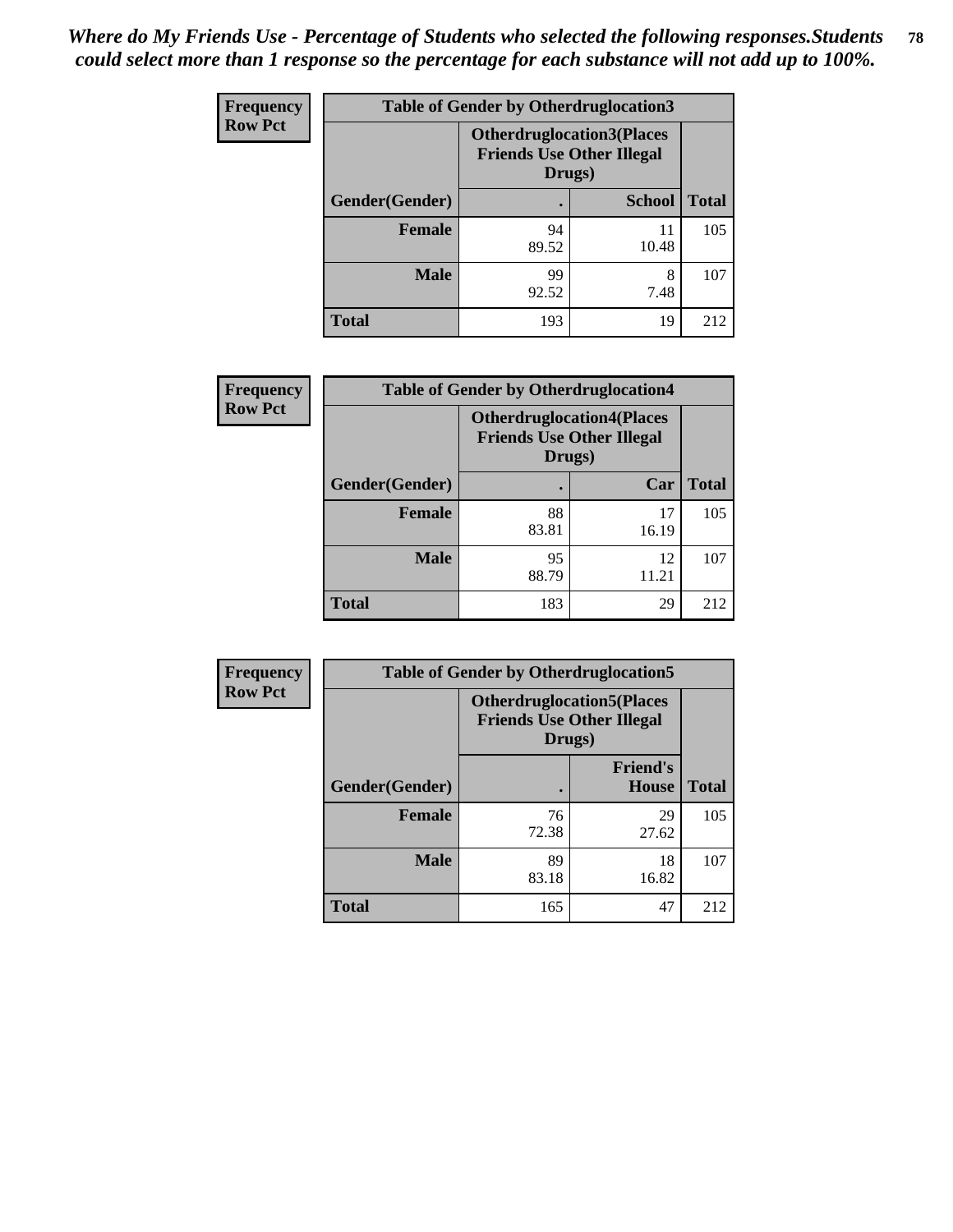*Where do My Friends Use - Percentage of Students who selected the following responses.Students could select more than 1 response so the percentage for each substance will not add up to 100%.*

**Frequency**
**Row Pct**

| Table of Gender by Otherdruglocation3 | | | |
|---|---|---|---|
| | Otherdruglocation3(Places Friends Use Other Illegal Drugs) | | |
| Gender(Gender) | . | School | Total |
| Female | 94<br>89.52 | 11<br>10.48 | 105 |
| Male | 99<br>92.52 | 8<br>7.48 | 107 |
| Total | 193 | 19 | 212 |

**Frequency**
**Row Pct**

| Table of Gender by Otherdruglocation4 | | | |
|---|---|---|---|
| | Otherdruglocation4(Places Friends Use Other Illegal Drugs) | | |
| Gender(Gender) | . | Car | Total |
| Female | 88<br>83.81 | 17<br>16.19 | 105 |
| Male | 95<br>88.79 | 12<br>11.21 | 107 |
| Total | 183 | 29 | 212 |

**Frequency**
**Row Pct**

| Table of Gender by Otherdruglocation5 | | | |
|---|---|---|---|
| | Otherdruglocation5(Places Friends Use Other Illegal Drugs) | | |
| Gender(Gender) | . | Friend's House | Total |
| Female | 76<br>72.38 | 29<br>27.62 | 105 |
| Male | 89<br>83.18 | 18<br>16.82 | 107 |
| Total | 165 | 47 | 212 |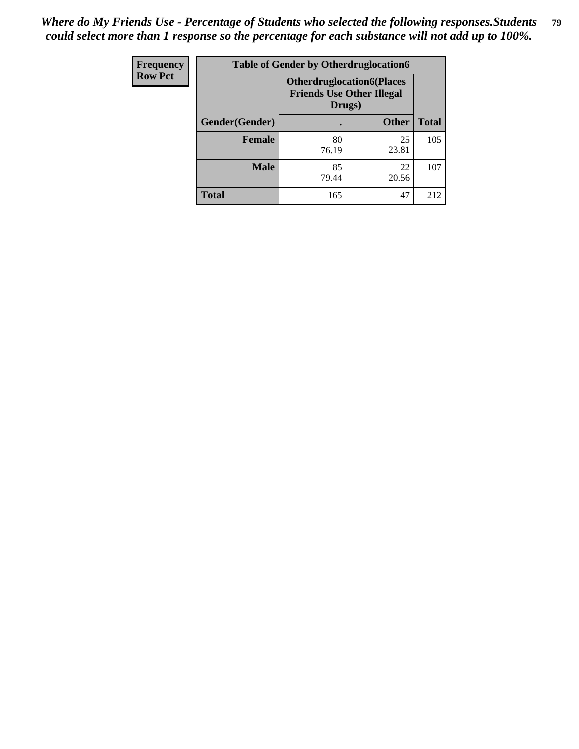*Where do My Friends Use - Percentage of Students who selected the following responses.Students could select more than 1 response so the percentage for each substance will not add up to 100%.*

| Frequency Row Pct | Table of Gender by Otherdruglocation6 | | |
|---|---|---|---|
| | Otherdruglocation6(Places Friends Use Other Illegal Drugs) | | |
| Gender(Gender) | . | Other | Total |
| Female | 80<br>76.19 | 25<br>23.81 | 105 |
| Male | 85<br>79.44 | 22<br>20.56 | 107 |
| Total | 165 | 47 | 212 |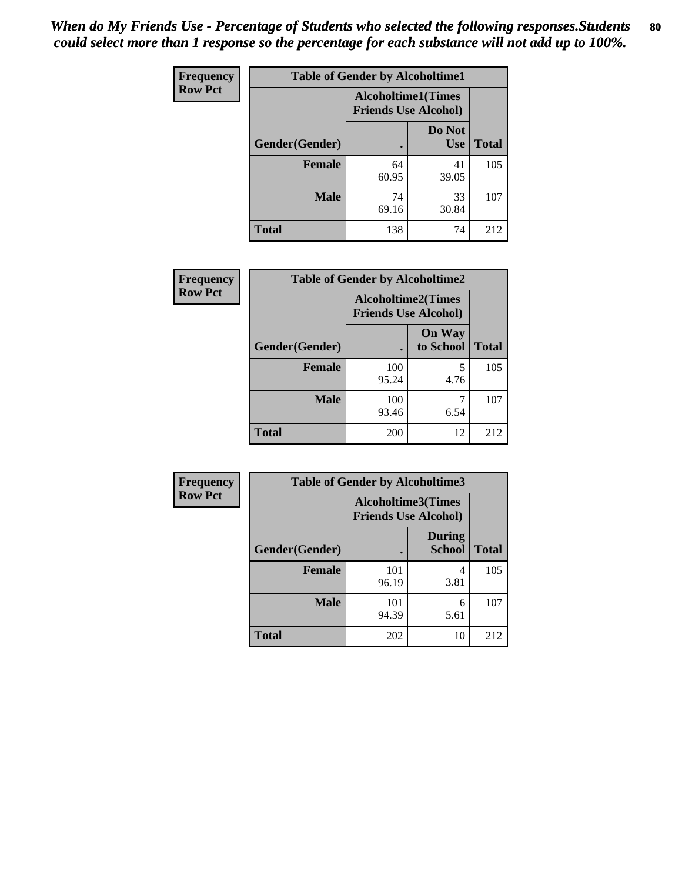*When do My Friends Use - Percentage of Students who selected the following responses.Students could select more than 1 response so the percentage for each substance will not add up to 100%.*

**Frequency**
**Row Pct**

| Table of Gender by Alcoholtime1 | | | |
|---|---|---|---|
| | Alcoholtime1(Times Friends Use Alcohol) | | |
| Gender(Gender) | . | Do Not Use | Total |
| **Female** | 64<br>60.95 | 41<br>39.05 | 105 |
| **Male** | 74<br>69.16 | 33<br>30.84 | 107 |
| **Total** | 138 | 74 | 212 |

**Frequency**
**Row Pct**

| Table of Gender by Alcoholtime2 | | | |
|---|---|---|---|
| | Alcoholtime2(Times Friends Use Alcohol) | | |
| Gender(Gender) | . | On Way to School | Total |
| **Female** | 100<br>95.24 | 5<br>4.76 | 105 |
| **Male** | 100<br>93.46 | 7<br>6.54 | 107 |
| **Total** | 200 | 12 | 212 |

**Frequency**
**Row Pct**

| Table of Gender by Alcoholtime3 | | | |
|---|---|---|---|
| | Alcoholtime3(Times Friends Use Alcohol) | | |
| Gender(Gender) | . | During School | Total |
| **Female** | 101<br>96.19 | 4<br>3.81 | 105 |
| **Male** | 101<br>94.39 | 6<br>5.61 | 107 |
| **Total** | 202 | 10 | 212 |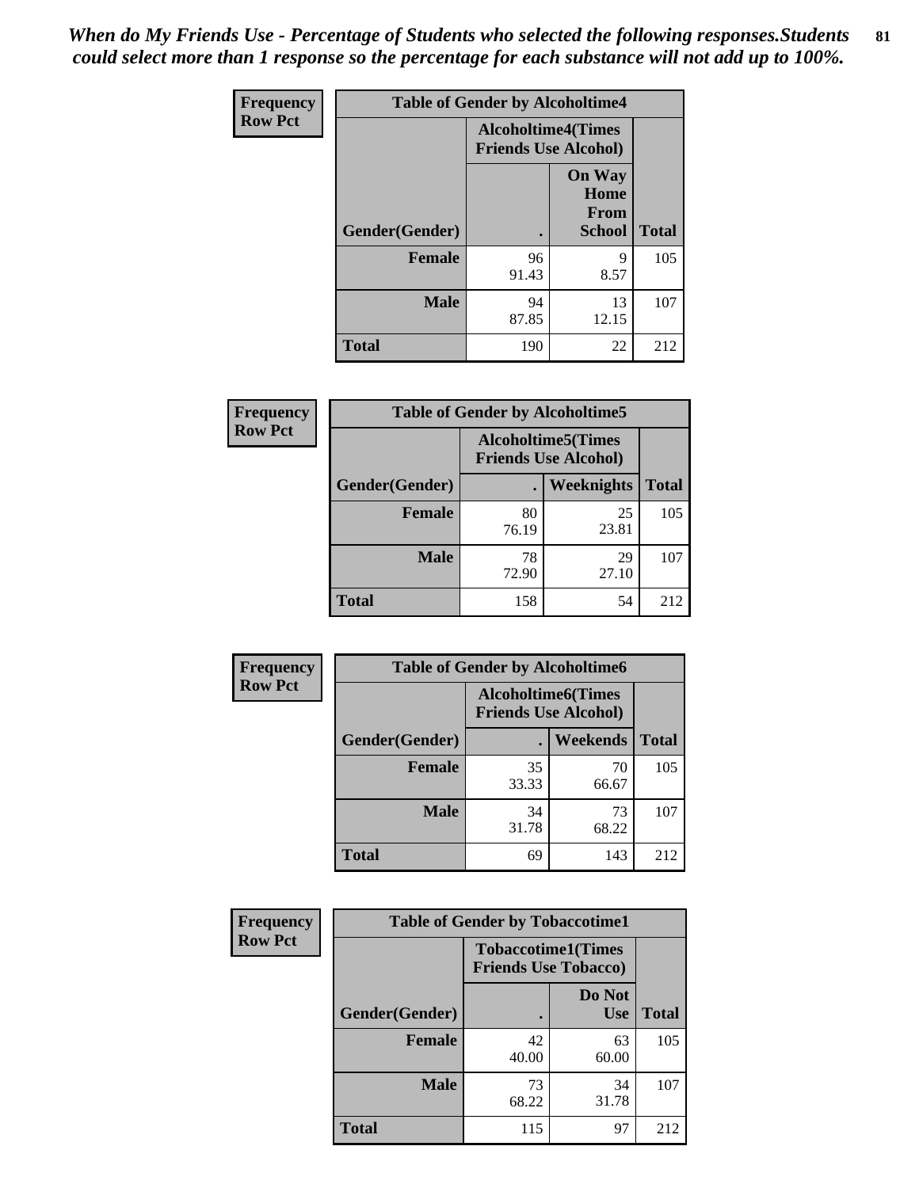*When do My Friends Use - Percentage of Students who selected the following responses.Students could select more than 1 response so the percentage for each substance will not add up to 100%.*

**Frequency**
**Row Pct**

| Table of Gender by Alcoholtime4 | | | |
|---|---|---|---|
| | Alcoholtime4(Times Friends Use Alcohol) | | |
| Gender(Gender) | . | On Way Home From School | Total |
| **Female** | 96<br>91.43 | 9<br>8.57 | 105 |
| **Male** | 94<br>87.85 | 13<br>12.15 | 107 |
| **Total** | 190 | 22 | 212 |

**Frequency**
**Row Pct**

| Table of Gender by Alcoholtime5 | | | |
|---|---|---|---|
| | Alcoholtime5(Times Friends Use Alcohol) | | |
| Gender(Gender) | . | Weeknights | Total |
| **Female** | 80<br>76.19 | 25<br>23.81 | 105 |
| **Male** | 78<br>72.90 | 29<br>27.10 | 107 |
| **Total** | 158 | 54 | 212 |

**Frequency**
**Row Pct**

| Table of Gender by Alcoholtime6 | | | |
|---|---|---|---|
| | Alcoholtime6(Times Friends Use Alcohol) | | |
| Gender(Gender) | . | Weekends | Total |
| **Female** | 35<br>33.33 | 70<br>66.67 | 105 |
| **Male** | 34<br>31.78 | 73<br>68.22 | 107 |
| **Total** | 69 | 143 | 212 |

**Frequency**
**Row Pct**

| Table of Gender by Tobaccotime1 | | | |
|---|---|---|---|
| | Tobaccotime1(Times Friends Use Tobacco) | | |
| Gender(Gender) | . | Do Not Use | Total |
| **Female** | 42<br>40.00 | 63<br>60.00 | 105 |
| **Male** | 73<br>68.22 | 34<br>31.78 | 107 |
| **Total** | 115 | 97 | 212 |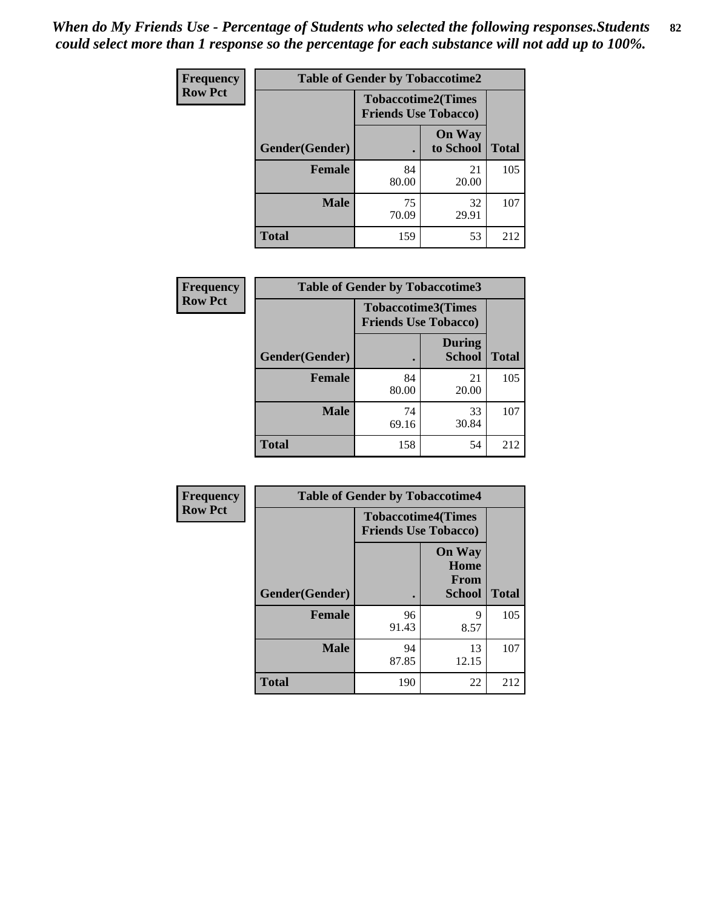*When do My Friends Use - Percentage of Students who selected the following responses.Students could select more than 1 response so the percentage for each substance will not add up to 100%.*

**Frequency**
**Row Pct**

| Table of Gender by Tobaccotime2 | | | |
|---|---|---|---|
| | Tobaccotime2(Times Friends Use Tobacco) | | |
| Gender(Gender) | . | On Way to School | Total |
| Female | 84<br>80.00 | 21<br>20.00 | 105 |
| Male | 75<br>70.09 | 32<br>29.91 | 107 |
| Total | 159 | 53 | 212 |

**Frequency**
**Row Pct**

| Table of Gender by Tobaccotime3 | | | |
|---|---|---|---|
| | Tobaccotime3(Times Friends Use Tobacco) | | |
| Gender(Gender) | . | During School | Total |
| Female | 84<br>80.00 | 21<br>20.00 | 105 |
| Male | 74<br>69.16 | 33<br>30.84 | 107 |
| Total | 158 | 54 | 212 |

**Frequency**
**Row Pct**

| Table of Gender by Tobaccotime4 | | | |
|---|---|---|---|
| | Tobaccotime4(Times Friends Use Tobacco) | | |
| Gender(Gender) | . | On Way Home From School | Total |
| Female | 96<br>91.43 | 9<br>8.57 | 105 |
| Male | 94<br>87.85 | 13<br>12.15 | 107 |
| Total | 190 | 22 | 212 |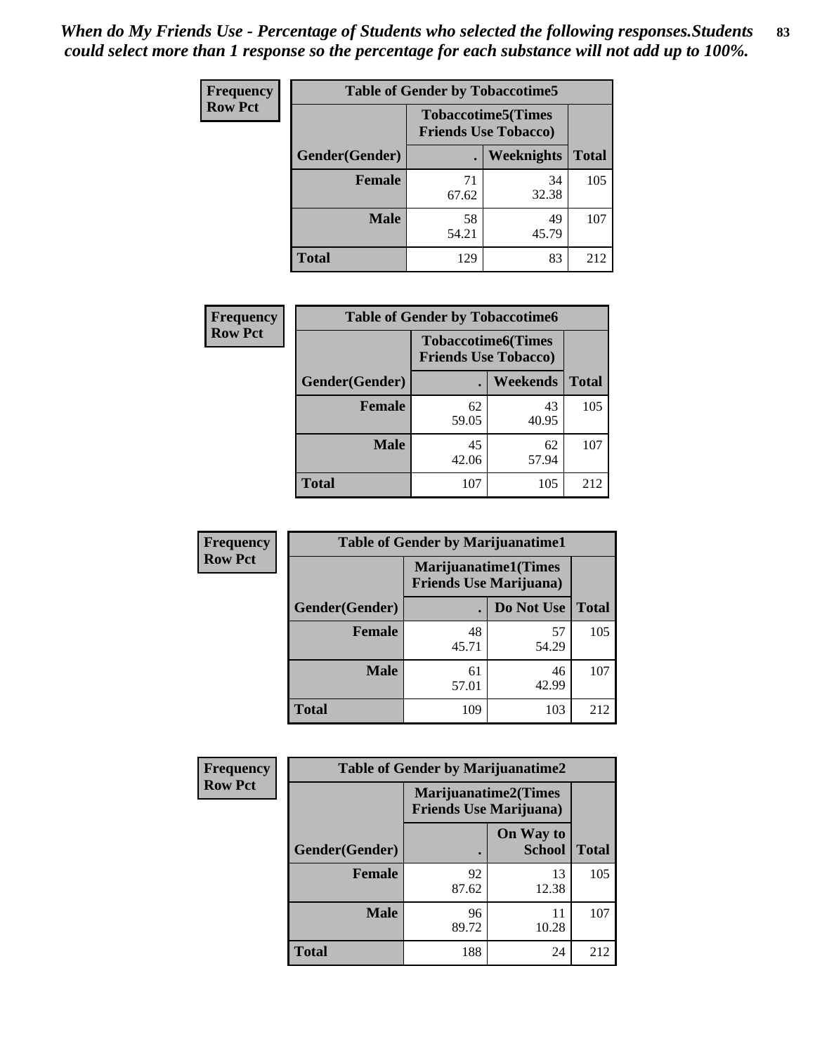*When do My Friends Use - Percentage of Students who selected the following responses.Students could select more than 1 response so the percentage for each substance will not add up to 100%.*

**Frequency**
**Row Pct**

| Table of Gender by Tobaccotime5 | | | |
|---|---|---|---|
| | Tobaccotime5(Times Friends Use Tobacco) | | |
| Gender(Gender) | . | Weeknights | Total |
| **Female** | 71<br>67.62 | 34<br>32.38 | 105 |
| **Male** | 58<br>54.21 | 49<br>45.79 | 107 |
| **Total** | 129 | 83 | 212 |

**Frequency**
**Row Pct**

| Table of Gender by Tobaccotime6 | | | |
|---|---|---|---|
| | Tobaccotime6(Times Friends Use Tobacco) | | |
| Gender(Gender) | . | Weekends | Total |
| **Female** | 62<br>59.05 | 43<br>40.95 | 105 |
| **Male** | 45<br>42.06 | 62<br>57.94 | 107 |
| **Total** | 107 | 105 | 212 |

**Frequency**
**Row Pct**

| Table of Gender by Marijuanatime1 | | | |
|---|---|---|---|
| | Marijuanatime1(Times Friends Use Marijuana) | | |
| Gender(Gender) | . | Do Not Use | Total |
| **Female** | 48<br>45.71 | 57<br>54.29 | 105 |
| **Male** | 61<br>57.01 | 46<br>42.99 | 107 |
| **Total** | 109 | 103 | 212 |

**Frequency**
**Row Pct**

| Table of Gender by Marijuanatime2 | | | |
|---|---|---|---|
| | Marijuanatime2(Times Friends Use Marijuana) | | |
| Gender(Gender) | . | On Way to School | Total |
| **Female** | 92<br>87.62 | 13<br>12.38 | 105 |
| **Male** | 96<br>89.72 | 11<br>10.28 | 107 |
| **Total** | 188 | 24 | 212 |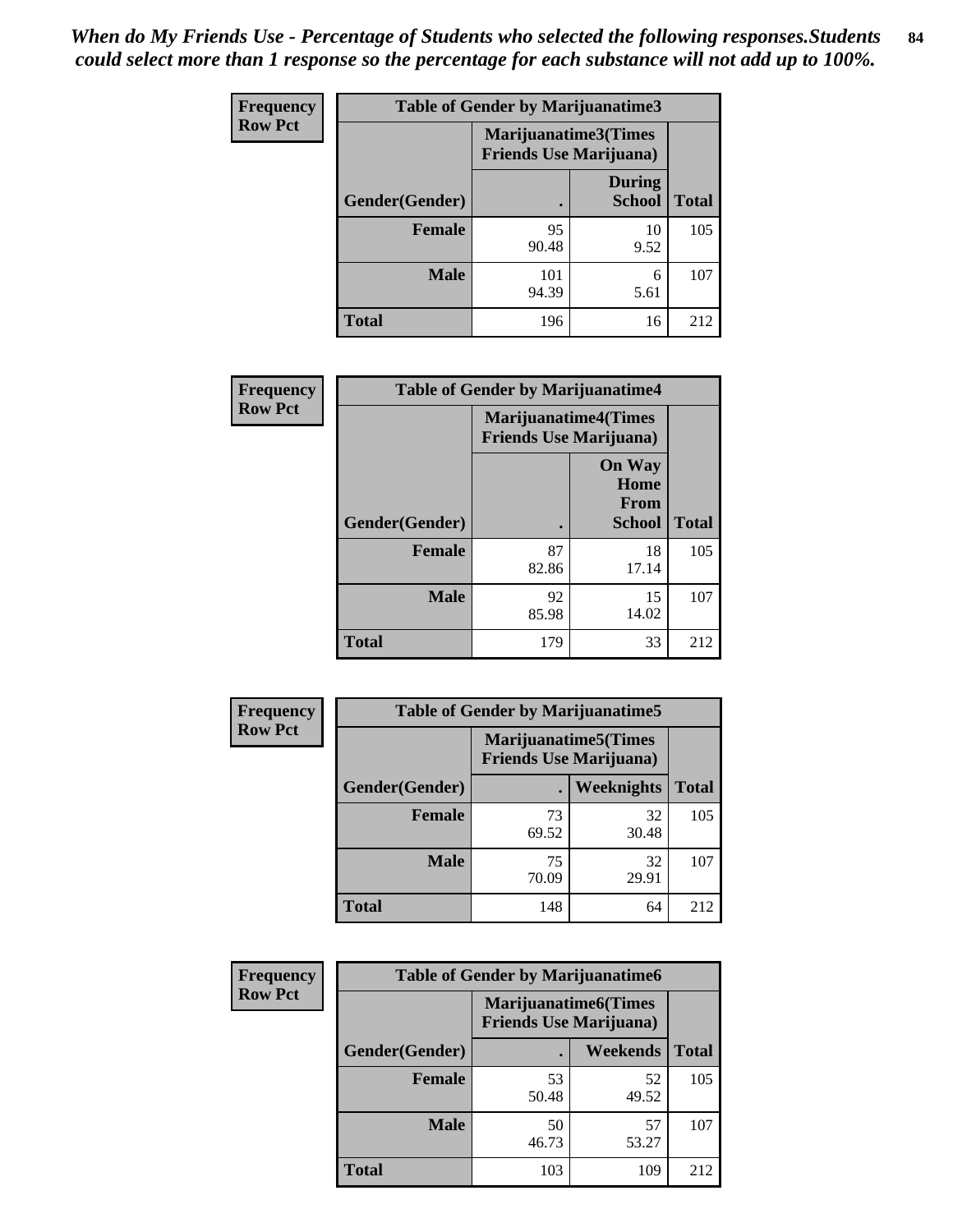*When do My Friends Use - Percentage of Students who selected the following responses.Students could select more than 1 response so the percentage for each substance will not add up to 100%.*

**Frequency Row Pct**

| Table of Gender by Marijuanatime3 | | | |
|---|---|---|---|
| | Marijuanatime3(Times Friends Use Marijuana) | | |
| Gender(Gender) | . | During School | Total |
| **Female** | 95<br>90.48 | 10<br>9.52 | 105 |
| **Male** | 101<br>94.39 | 6<br>5.61 | 107 |
| **Total** | 196 | 16 | 212 |

**Frequency Row Pct**

| Table of Gender by Marijuanatime4 | | | |
|---|---|---|---|
| | Marijuanatime4(Times Friends Use Marijuana) | | |
| Gender(Gender) | . | On Way Home From School | Total |
| **Female** | 87<br>82.86 | 18<br>17.14 | 105 |
| **Male** | 92<br>85.98 | 15<br>14.02 | 107 |
| **Total** | 179 | 33 | 212 |

**Frequency Row Pct**

| Table of Gender by Marijuanatime5 | | | |
|---|---|---|---|
| | Marijuanatime5(Times Friends Use Marijuana) | | |
| Gender(Gender) | . | Weeknights | Total |
| **Female** | 73<br>69.52 | 32<br>30.48 | 105 |
| **Male** | 75<br>70.09 | 32<br>29.91 | 107 |
| **Total** | 148 | 64 | 212 |

**Frequency Row Pct**

| Table of Gender by Marijuanatime6 | | | |
|---|---|---|---|
| | Marijuanatime6(Times Friends Use Marijuana) | | |
| Gender(Gender) | . | Weekends | Total |
| **Female** | 53<br>50.48 | 52<br>49.52 | 105 |
| **Male** | 50<br>46.73 | 57<br>53.27 | 107 |
| **Total** | 103 | 109 | 212 |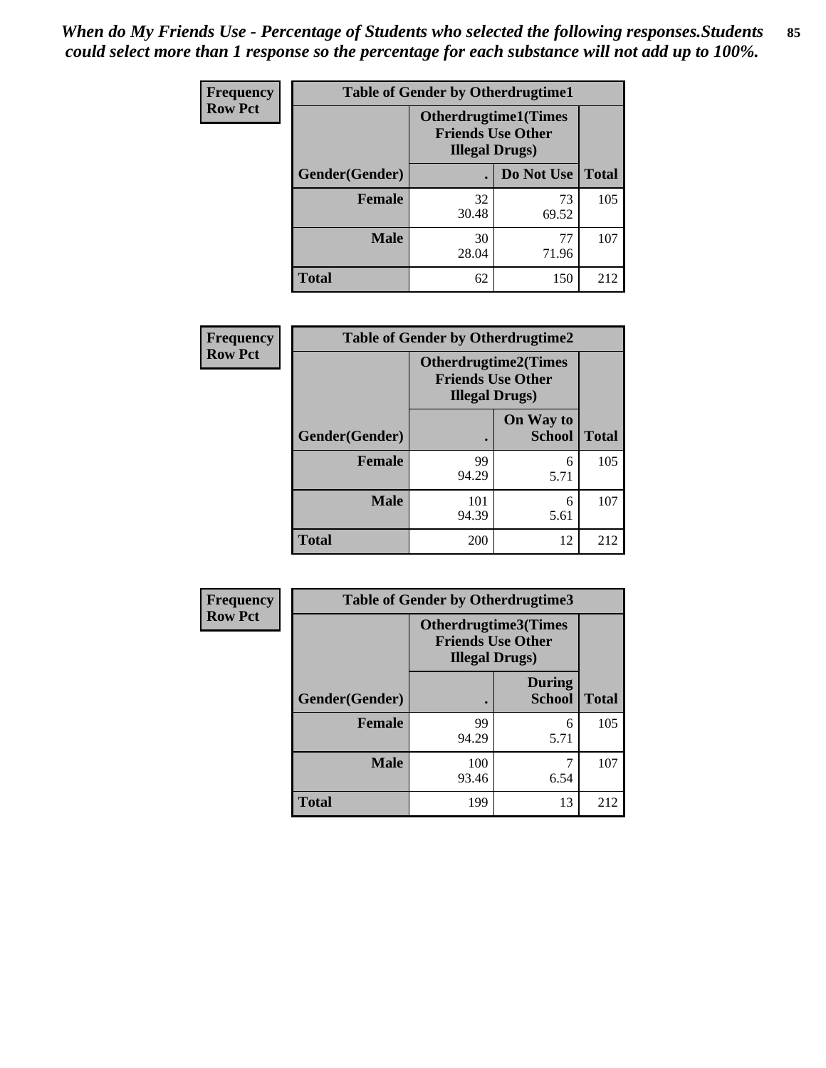*When do My Friends Use - Percentage of Students who selected the following responses.Students could select more than 1 response so the percentage for each substance will not add up to 100%.*

**Frequency**
**Row Pct**

| Table of Gender by Otherdrugtime1 | | | |
|---|---|---|---|
| | Otherdrugtime1(Times Friends Use Other Illegal Drugs) | | |
| Gender(Gender) | . | Do Not Use | Total |
| **Female** | 32<br>30.48 | 73<br>69.52 | 105 |
| **Male** | 30<br>28.04 | 77<br>71.96 | 107 |
| **Total** | 62 | 150 | 212 |

**Frequency**
**Row Pct**

| Table of Gender by Otherdrugtime2 | | | |
|---|---|---|---|
| | Otherdrugtime2(Times Friends Use Other Illegal Drugs) | | |
| Gender(Gender) | . | On Way to School | Total |
| **Female** | 99<br>94.29 | 6<br>5.71 | 105 |
| **Male** | 101<br>94.39 | 6<br>5.61 | 107 |
| **Total** | 200 | 12 | 212 |

**Frequency**
**Row Pct**

| Table of Gender by Otherdrugtime3 | | | |
|---|---|---|---|
| | Otherdrugtime3(Times Friends Use Other Illegal Drugs) | | |
| Gender(Gender) | . | During School | Total |
| **Female** | 99<br>94.29 | 6<br>5.71 | 105 |
| **Male** | 100<br>93.46 | 7<br>6.54 | 107 |
| **Total** | 199 | 13 | 212 |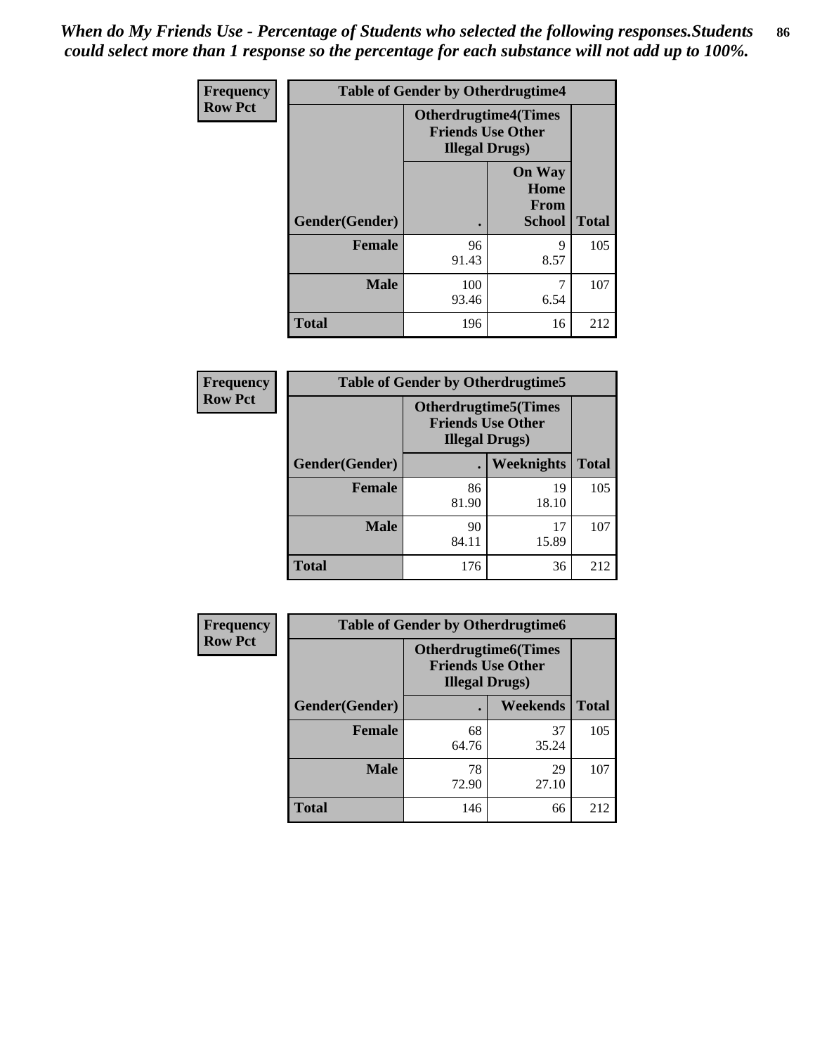*When do My Friends Use - Percentage of Students who selected the following responses.Students could select more than 1 response so the percentage for each substance will not add up to 100%.*

**Frequency**
**Row Pct**

| Table of Gender by Otherdrugtime4 | | | |
|---|---|---|---|
| | Otherdrugtime4(Times Friends Use Other Illegal Drugs) | | |
| Gender(Gender) | . | On Way Home From School | Total |
| **Female** | 96<br>91.43 | 9<br>8.57 | 105 |
| **Male** | 100<br>93.46 | 7<br>6.54 | 107 |
| **Total** | 196 | 16 | 212 |

**Frequency**
**Row Pct**

| Table of Gender by Otherdrugtime5 | | | |
|---|---|---|---|
| | Otherdrugtime5(Times Friends Use Other Illegal Drugs) | | |
| Gender(Gender) | . | Weeknights | Total |
| **Female** | 86<br>81.90 | 19<br>18.10 | 105 |
| **Male** | 90<br>84.11 | 17<br>15.89 | 107 |
| **Total** | 176 | 36 | 212 |

**Frequency**
**Row Pct**

| Table of Gender by Otherdrugtime6 | | | |
|---|---|---|---|
| | Otherdrugtime6(Times Friends Use Other Illegal Drugs) | | |
| Gender(Gender) | . | Weekends | Total |
| **Female** | 68<br>64.76 | 37<br>35.24 | 105 |
| **Male** | 78<br>72.90 | 29<br>27.10 | 107 |
| **Total** | 146 | 66 | 212 |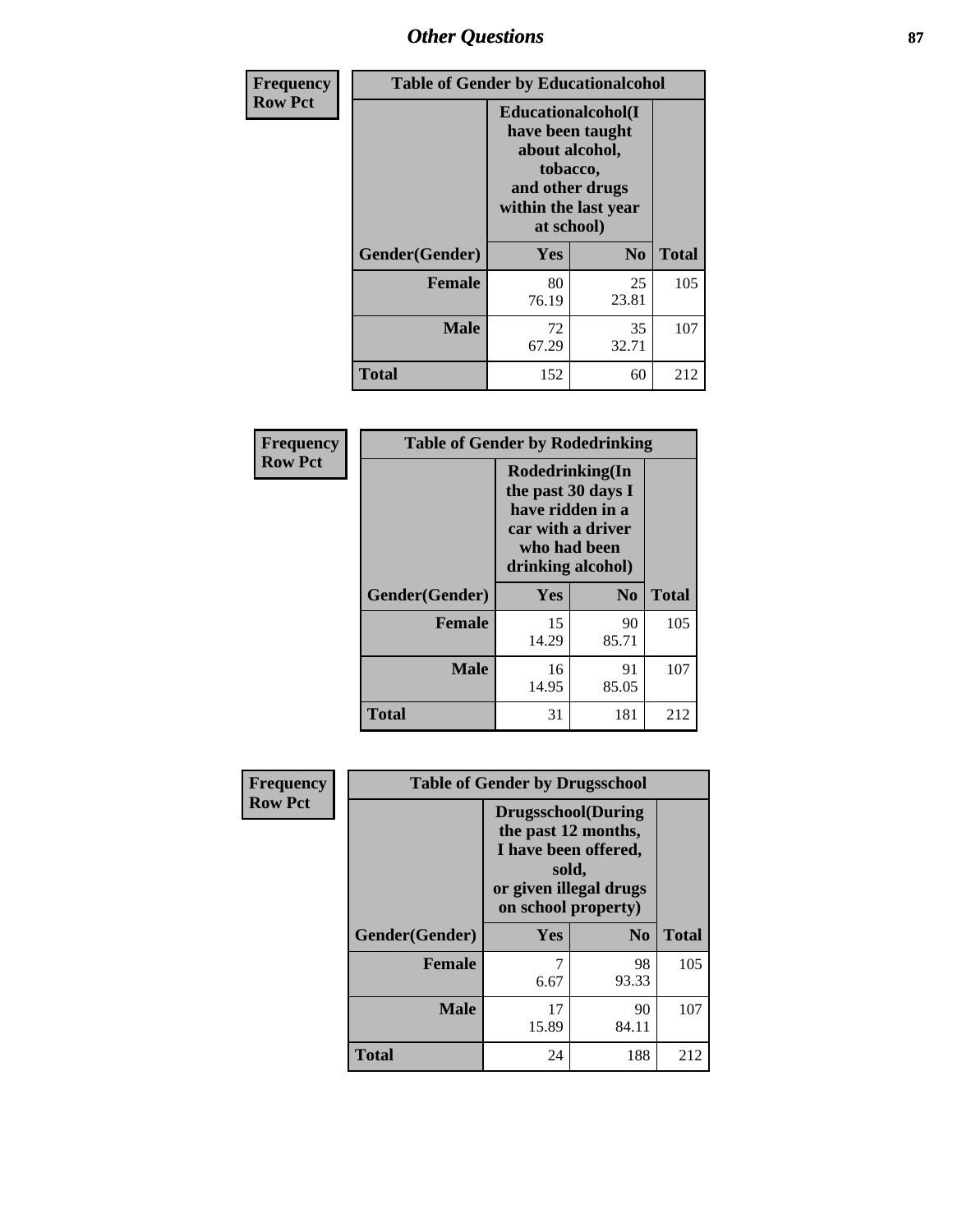| Frequency<br>Row Pct | Table of Gender by Educationalcohol | | |
|---|---|---|---|
| | Educationalcohol(I have been taught about alcohol, tobacco, and other drugs within the last year at school) | | |
| Gender(Gender) | Yes | No | Total |
| Female | 80<br>76.19 | 25<br>23.81 | 105 |
| Male | 72<br>67.29 | 35<br>32.71 | 107 |
| Total | 152 | 60 | 212 |

| Frequency<br>Row Pct | Table of Gender by Rodedrinking | | |
|---|---|---|---|
| | Rodedrinking(In the past 30 days I have ridden in a car with a driver who had been drinking alcohol) | | |
| Gender(Gender) | Yes | No | Total |
| Female | 15<br>14.29 | 90<br>85.71 | 105 |
| Male | 16<br>14.95 | 91<br>85.05 | 107 |
| Total | 31 | 181 | 212 |

| Frequency<br>Row Pct | Table of Gender by Drugsschool | | |
|---|---|---|---|
| | Drugsschool(During the past 12 months, I have been offered, sold, or given illegal drugs on school property) | | |
| Gender(Gender) | Yes | No | Total |
| Female | 7<br>6.67 | 98<br>93.33 | 105 |
| Male | 17<br>15.89 | 90<br>84.11 | 107 |
| Total | 24 | 188 | 212 |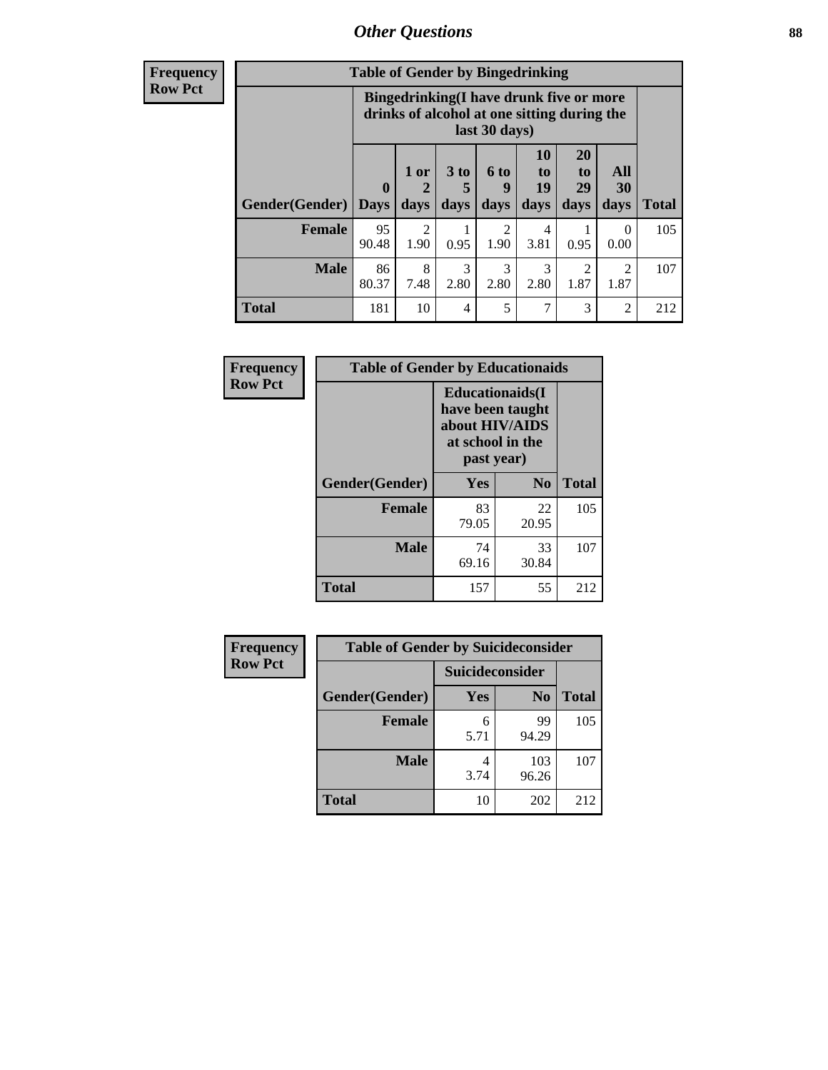## Other Questions

**Frequency**
**Row Pct**

| Table of Gender by Bingedrinking | | | | | | | | |
|---|---|---|---|---|---|---|---|---|
| | Bingedrinking(I have drunk five or more drinks of alcohol at one sitting during the last 30 days) | | | | | | | |
| Gender(Gender) | 0 Days | 1 or 2 days | 3 to 5 days | 6 to 9 days | 10 to 19 days | 20 to 29 days | All 30 days | Total |
| **Female** | 95<br>90.48 | 2<br>1.90 | 1<br>0.95 | 2<br>1.90 | 4<br>3.81 | 1<br>0.95 | 0<br>0.00 | 105 |
| **Male** | 86<br>80.37 | 8<br>7.48 | 3<br>2.80 | 3<br>2.80 | 3<br>2.80 | 2<br>1.87 | 2<br>1.87 | 107 |
| **Total** | 181 | 10 | 4 | 5 | 7 | 3 | 2 | 212 |

**Frequency**
**Row Pct**

| Table of Gender by Educationaids | | | |
|---|---|---|---|
| | Educationaids(I have been taught about HIV/AIDS at school in the past year) | | |
| Gender(Gender) | Yes | No | Total |
| **Female** | 83<br>79.05 | 22<br>20.95 | 105 |
| **Male** | 74<br>69.16 | 33<br>30.84 | 107 |
| **Total** | 157 | 55 | 212 |

**Frequency**
**Row Pct**

| Table of Gender by Suicideconsider | | | |
|---|---|---|---|
| | Suicideconsider | | |
| Gender(Gender) | Yes | No | Total |
| **Female** | 6<br>5.71 | 99<br>94.29 | 105 |
| **Male** | 4<br>3.74 | 103<br>96.26 | 107 |
| **Total** | 10 | 202 | 212 |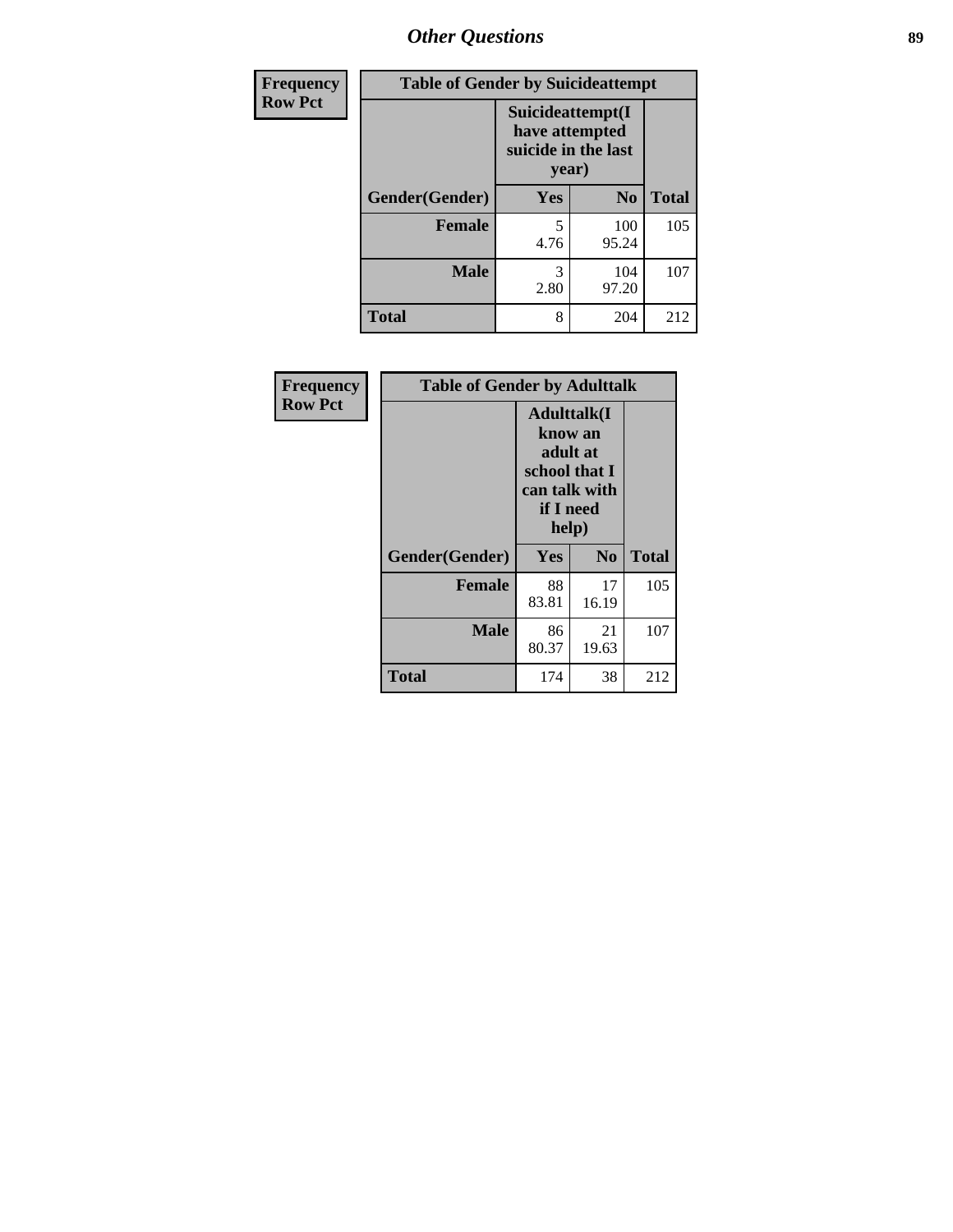| Frequency Row Pct | Table of Gender by Suicideattempt | | |
|---|---|---|---|
| | Suicideattempt(I have attempted suicide in the last year) | | |
| Gender(Gender) | Yes | No | Total |
| Female | 5<br>4.76 | 100<br>95.24 | 105 |
| Male | 3<br>2.80 | 104<br>97.20 | 107 |
| Total | 8 | 204 | 212 |

| Frequency Row Pct | Table of Gender by Adulttalk | | |
|---|---|---|---|
| | Adulttalk(I know an adult at school that I can talk with if I need help) | | |
| Gender(Gender) | Yes | No | Total |
| Female | 88<br>83.81 | 17<br>16.19 | 105 |
| Male | 86<br>80.37 | 21<br>19.63 | 107 |
| Total | 174 | 38 | 212 |